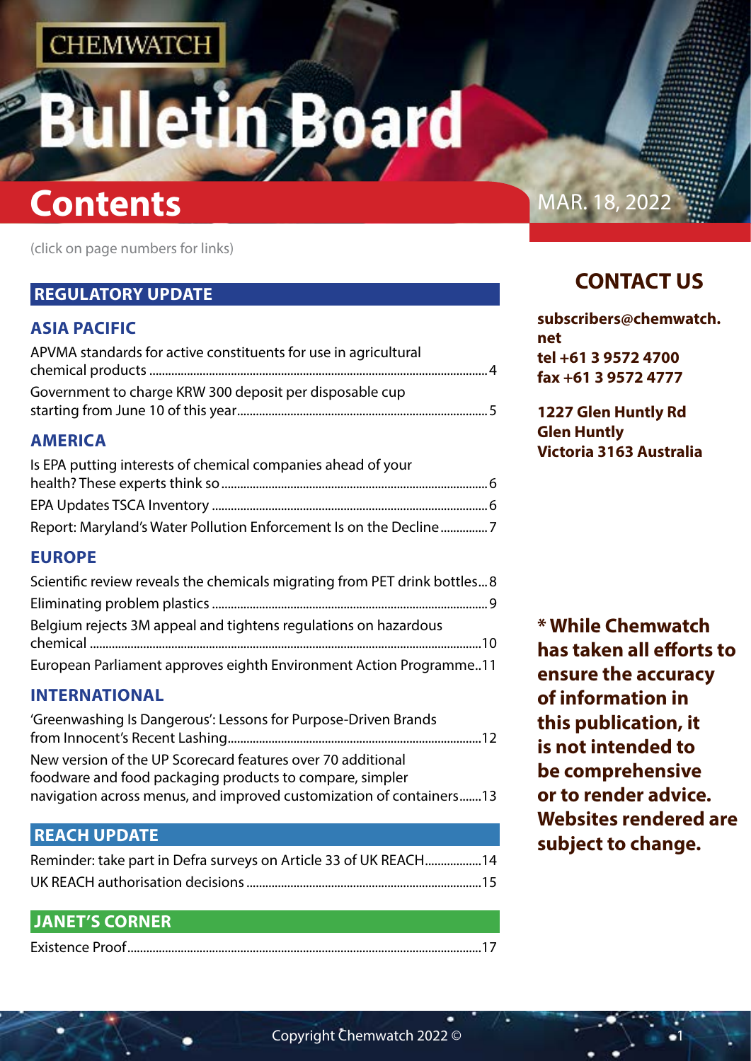CHEMWATCH

# Bulletin Board

# Contents

MAR. 18, 2022

(click on page numbers for links)

## REGULATORY UPDATE

### ASIA PACIFIC

APVMA standards for active constituents for use in agricultural chemical products ........ 4

Government to charge KRW 300 deposit per disposable cup starting from June 10 of this year ........ 5

### AMERICA

Is EPA putting interests of chemical companies ahead of your health? These experts think so ........ 6

EPA Updates TSCA Inventory ........ 6

Report: Maryland's Water Pollution Enforcement Is on the Decline ........ 7

### EUROPE

Scientific review reveals the chemicals migrating from PET drink bottles ... 8

Eliminating problem plastics ........ 9

Belgium rejects 3M appeal and tightens regulations on hazardous chemical ........ 10

European Parliament approves eighth Environment Action Programme .. 11

### INTERNATIONAL

'Greenwashing Is Dangerous': Lessons for Purpose-Driven Brands from Innocent's Recent Lashing ........ 12

New version of the UP Scorecard features over 70 additional foodware and food packaging products to compare, simpler navigation across menus, and improved customization of containers ....... 13

## REACH UPDATE

Reminder: take part in Defra surveys on Article 33 of UK REACH ........ 14

UK REACH authorisation decisions ........ 15

## JANET'S CORNER

Existence Proof ........ 17

## CONTACT US

**subscribers@chemwatch.net**
**tel +61 3 9572 4700**
**fax +61 3 9572 4777**

**1227 Glen Huntly Rd**
**Glen Huntly**
**Victoria 3163 Australia**

**\* While Chemwatch has taken all efforts to ensure the accuracy of information in this publication, it is not intended to be comprehensive or to render advice. Websites rendered are subject to change.**

Copyright Chemwatch 2022 ©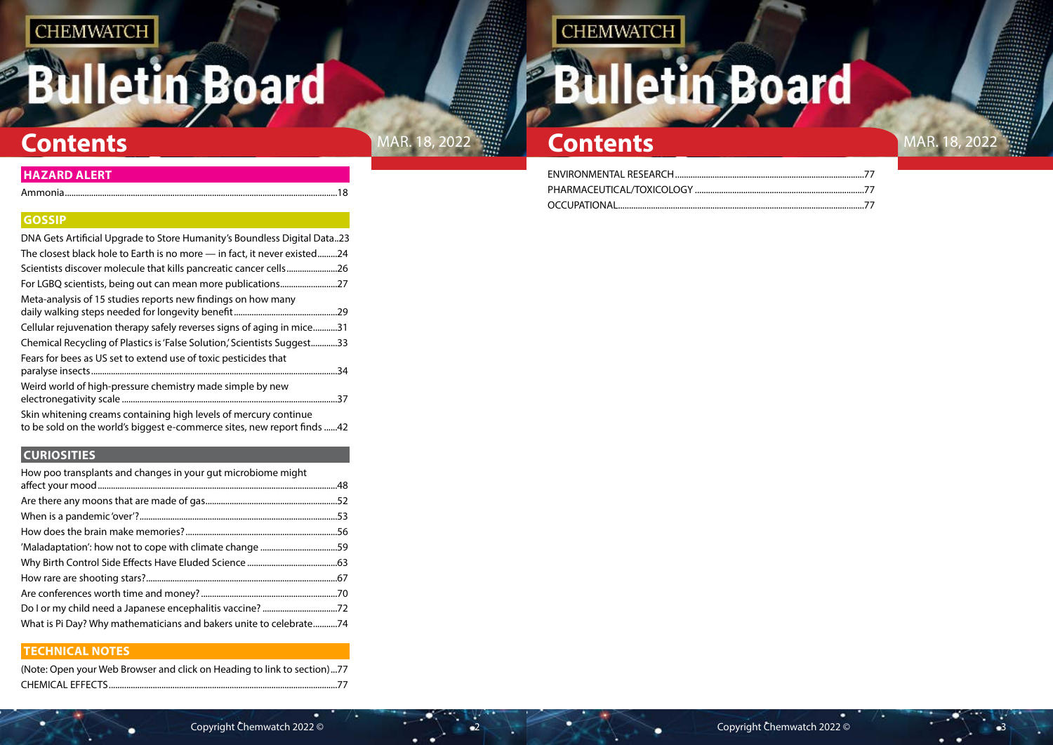# Contents

MAR. 18, 2022

## HAZARD ALERT

Ammonia...18

## GOSSIP

DNA Gets Artificial Upgrade to Store Humanity's Boundless Digital Data...23
The closest black hole to Earth is no more — in fact, it never existed...24
Scientists discover molecule that kills pancreatic cancer cells...26
For LGBQ scientists, being out can mean more publications...27
Meta-analysis of 15 studies reports new findings on how many daily walking steps needed for longevity benefit...29
Cellular rejuvenation therapy safely reverses signs of aging in mice...31
Chemical Recycling of Plastics is 'False Solution,' Scientists Suggest...33
Fears for bees as US set to extend use of toxic pesticides that paralyse insects...34
Weird world of high-pressure chemistry made simple by new electronegativity scale...37
Skin whitening creams containing high levels of mercury continue to be sold on the world's biggest e-commerce sites, new report finds...42

## CURIOSITIES

How poo transplants and changes in your gut microbiome might affect your mood...48
Are there any moons that are made of gas...52
When is a pandemic 'over'?...53
How does the brain make memories?...56
'Maladaptation': how not to cope with climate change...59
Why Birth Control Side Effects Have Eluded Science...63
How rare are shooting stars?...67
Are conferences worth time and money?...70
Do I or my child need a Japanese encephalitis vaccine?...72
What is Pi Day? Why mathematicians and bakers unite to celebrate...74

## TECHNICAL NOTES

(Note: Open your Web Browser and click on Heading to link to section)...77
CHEMICAL EFFECTS...77
ENVIRONMENTAL RESEARCH...77
PHARMACEUTICAL/TOXICOLOGY...77
OCCUPATIONAL...77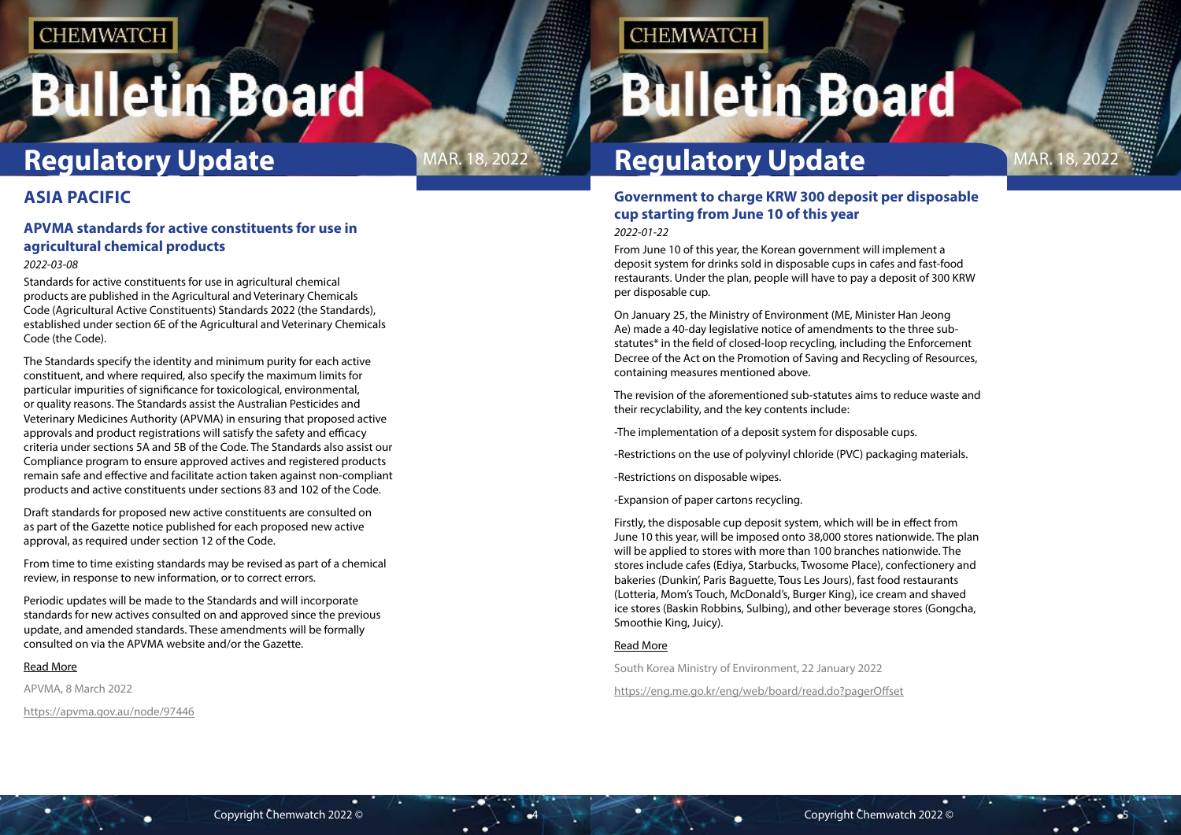## ASIA PACIFIC

### APVMA standards for active constituents for use in agricultural chemical products

*2022-03-08*

Standards for active constituents for use in agricultural chemical products are published in the Agricultural and Veterinary Chemicals Code (Agricultural Active Constituents) Standards 2022 (the Standards), established under section 6E of the Agricultural and Veterinary Chemicals Code (the Code).

The Standards specify the identity and minimum purity for each active constituent, and where required, also specify the maximum limits for particular impurities of significance for toxicological, environmental, or quality reasons. The Standards assist the Australian Pesticides and Veterinary Medicines Authority (APVMA) in ensuring that proposed active approvals and product registrations will satisfy the safety and efficacy criteria under sections 5A and 5B of the Code. The Standards also assist our Compliance program to ensure approved actives and registered products remain safe and effective and facilitate action taken against non-compliant products and active constituents under sections 83 and 102 of the Code.

Draft standards for proposed new active constituents are consulted on as part of the Gazette notice published for each proposed new active approval, as required under section 12 of the Code.

From time to time existing standards may be revised as part of a chemical review, in response to new information, or to correct errors.

Periodic updates will be made to the Standards and will incorporate standards for new actives consulted on and approved since the previous update, and amended standards. These amendments will be formally consulted on via the APVMA website and/or the Gazette.

Read More

APVMA, 8 March 2022

https://apvma.gov.au/node/97446

### Government to charge KRW 300 deposit per disposable cup starting from June 10 of this year

*2022-01-22*

From June 10 of this year, the Korean government will implement a deposit system for drinks sold in disposable cups in cafes and fast-food restaurants. Under the plan, people will have to pay a deposit of 300 KRW per disposable cup.

On January 25, the Ministry of Environment (ME, Minister Han Jeong Ae) made a 40-day legislative notice of amendments to the three sub-statutes* in the field of closed-loop recycling, including the Enforcement Decree of the Act on the Promotion of Saving and Recycling of Resources, containing measures mentioned above.

The revision of the aforementioned sub-statutes aims to reduce waste and their recyclability, and the key contents include:

-The implementation of a deposit system for disposable cups.

-Restrictions on the use of polyvinyl chloride (PVC) packaging materials.

-Restrictions on disposable wipes.

-Expansion of paper cartons recycling.

Firstly, the disposable cup deposit system, which will be in effect from June 10 this year, will be imposed onto 38,000 stores nationwide. The plan will be applied to stores with more than 100 branches nationwide. The stores include cafes (Ediya, Starbucks, Twosome Place), confectionery and bakeries (Dunkin', Paris Baguette, Tous Les Jours), fast food restaurants (Lotteria, Mom's Touch, McDonald's, Burger King), ice cream and shaved ice stores (Baskin Robbins, Sulbing), and other beverage stores (Gongcha, Smoothie King, Juicy).

Read More

South Korea Ministry of Environment, 22 January 2022

https://eng.me.go.kr/eng/web/board/read.do?pagerOffset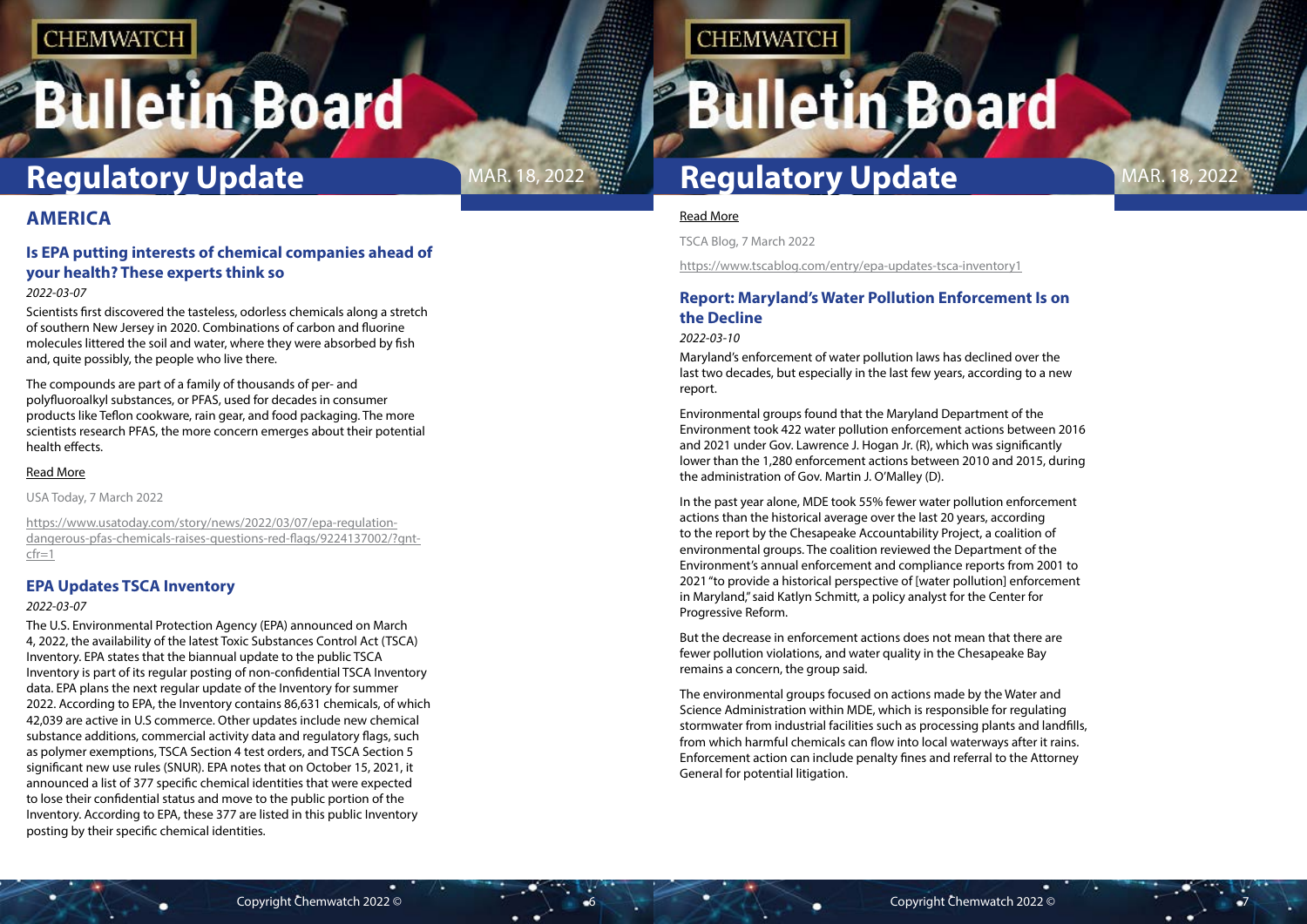## AMERICA

### Is EPA putting interests of chemical companies ahead of your health? These experts think so

*2022-03-07*

Scientists first discovered the tasteless, odorless chemicals along a stretch of southern New Jersey in 2020. Combinations of carbon and fluorine molecules littered the soil and water, where they were absorbed by fish and, quite possibly, the people who live there.

The compounds are part of a family of thousands of per- and polyfluoroalkyl substances, or PFAS, used for decades in consumer products like Teflon cookware, rain gear, and food packaging. The more scientists research PFAS, the more concern emerges about their potential health effects.

Read More

USA Today, 7 March 2022

https://www.usatoday.com/story/news/2022/03/07/epa-regulation-dangerous-pfas-chemicals-raises-questions-red-flags/9224137002/?gnt-cfr=1

### EPA Updates TSCA Inventory

*2022-03-07*

The U.S. Environmental Protection Agency (EPA) announced on March 4, 2022, the availability of the latest Toxic Substances Control Act (TSCA) Inventory. EPA states that the biannual update to the public TSCA Inventory is part of its regular posting of non-confidential TSCA Inventory data. EPA plans the next regular update of the Inventory for summer 2022. According to EPA, the Inventory contains 86,631 chemicals, of which 42,039 are active in U.S commerce. Other updates include new chemical substance additions, commercial activity data and regulatory flags, such as polymer exemptions, TSCA Section 4 test orders, and TSCA Section 5 significant new use rules (SNUR). EPA notes that on October 15, 2021, it announced a list of 377 specific chemical identities that were expected to lose their confidential status and move to the public portion of the Inventory. According to EPA, these 377 are listed in this public Inventory posting by their specific chemical identities.

Read More

TSCA Blog, 7 March 2022

https://www.tscablog.com/entry/epa-updates-tsca-inventory1

### Report: Maryland's Water Pollution Enforcement Is on the Decline

*2022-03-10*

Maryland's enforcement of water pollution laws has declined over the last two decades, but especially in the last few years, according to a new report.

Environmental groups found that the Maryland Department of the Environment took 422 water pollution enforcement actions between 2016 and 2021 under Gov. Lawrence J. Hogan Jr. (R), which was significantly lower than the 1,280 enforcement actions between 2010 and 2015, during the administration of Gov. Martin J. O'Malley (D).

In the past year alone, MDE took 55% fewer water pollution enforcement actions than the historical average over the last 20 years, according to the report by the Chesapeake Accountability Project, a coalition of environmental groups. The coalition reviewed the Department of the Environment's annual enforcement and compliance reports from 2001 to 2021 "to provide a historical perspective of [water pollution] enforcement in Maryland," said Katlyn Schmitt, a policy analyst for the Center for Progressive Reform.

But the decrease in enforcement actions does not mean that there are fewer pollution violations, and water quality in the Chesapeake Bay remains a concern, the group said.

The environmental groups focused on actions made by the Water and Science Administration within MDE, which is responsible for regulating stormwater from industrial facilities such as processing plants and landfills, from which harmful chemicals can flow into local waterways after it rains. Enforcement action can include penalty fines and referral to the Attorney General for potential litigation.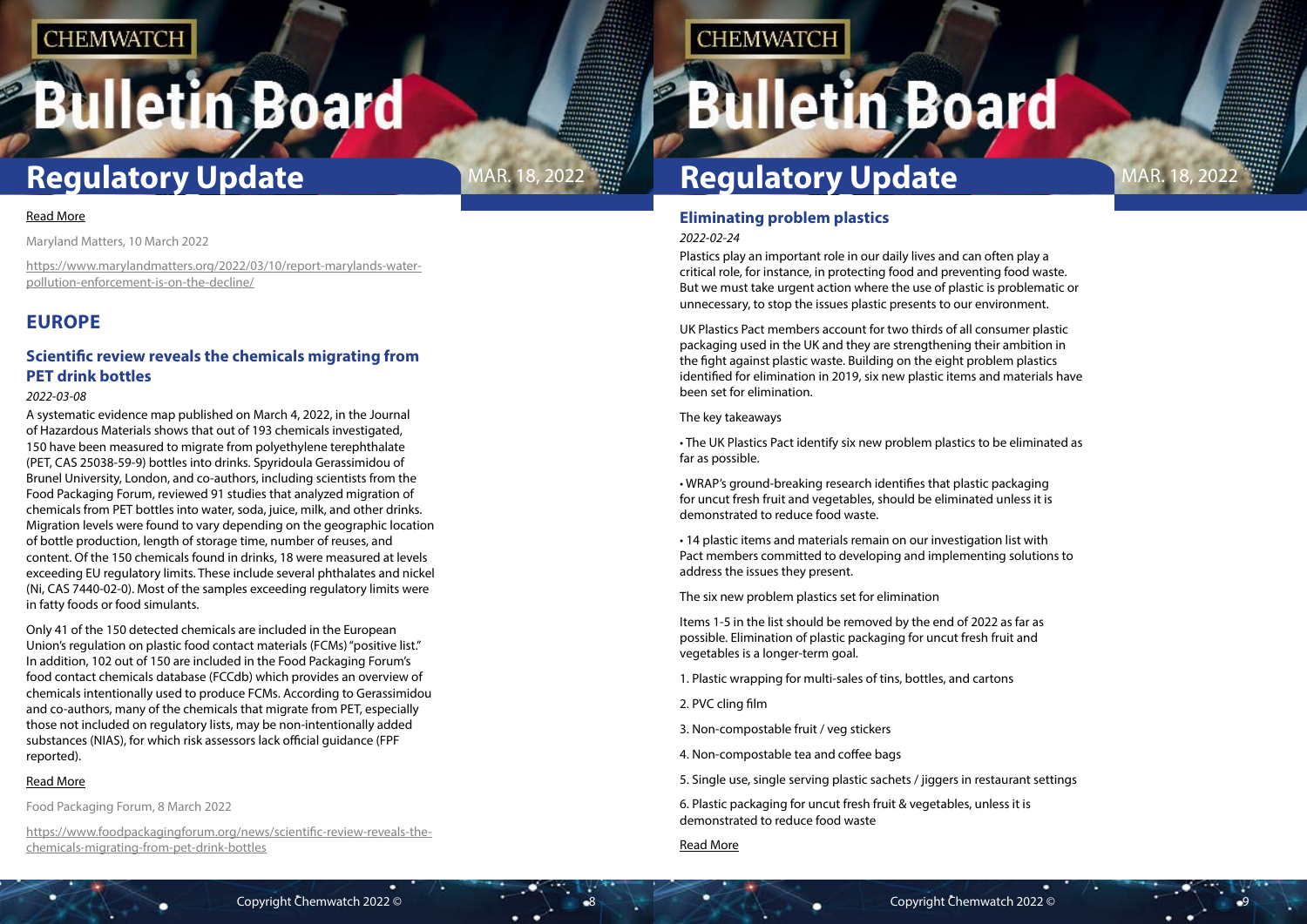[Read More](https://www.marylandmatters.org/2022/03/10/report-marylands-water-pollution-enforcement-is-on-the-decline/)

Maryland Matters, 10 March 2022

https://www.marylandmatters.org/2022/03/10/report-marylands-water-pollution-enforcement-is-on-the-decline/

## EUROPE

### Scientific review reveals the chemicals migrating from PET drink bottles

*2022-03-08*

A systematic evidence map published on March 4, 2022, in the Journal of Hazardous Materials shows that out of 193 chemicals investigated, 150 have been measured to migrate from polyethylene terephthalate (PET, CAS 25038-59-9) bottles into drinks. Spyridoula Gerassimidou of Brunel University, London, and co-authors, including scientists from the Food Packaging Forum, reviewed 91 studies that analyzed migration of chemicals from PET bottles into water, soda, juice, milk, and other drinks. Migration levels were found to vary depending on the geographic location of bottle production, length of storage time, number of reuses, and content. Of the 150 chemicals found in drinks, 18 were measured at levels exceeding EU regulatory limits. These include several phthalates and nickel (Ni, CAS 7440-02-0). Most of the samples exceeding regulatory limits were in fatty foods or food simulants.

Only 41 of the 150 detected chemicals are included in the European Union's regulation on plastic food contact materials (FCMs) "positive list." In addition, 102 out of 150 are included in the Food Packaging Forum's food contact chemicals database (FCCdb) which provides an overview of chemicals intentionally used to produce FCMs. According to Gerassimidou and co-authors, many of the chemicals that migrate from PET, especially those not included on regulatory lists, may be non-intentionally added substances (NIAS), for which risk assessors lack official guidance (FPF reported).

[Read More](https://www.foodpackagingforum.org/news/scientific-review-reveals-the-chemicals-migrating-from-pet-drink-bottles)

Food Packaging Forum, 8 March 2022

https://www.foodpackagingforum.org/news/scientific-review-reveals-the-chemicals-migrating-from-pet-drink-bottles

### Eliminating problem plastics

*2022-02-24*

Plastics play an important role in our daily lives and can often play a critical role, for instance, in protecting food and preventing food waste. But we must take urgent action where the use of plastic is problematic or unnecessary, to stop the issues plastic presents to our environment.

UK Plastics Pact members account for two thirds of all consumer plastic packaging used in the UK and they are strengthening their ambition in the fight against plastic waste. Building on the eight problem plastics identified for elimination in 2019, six new plastic items and materials have been set for elimination.

The key takeaways

• The UK Plastics Pact identify six new problem plastics to be eliminated as far as possible.

• WRAP's ground-breaking research identifies that plastic packaging for uncut fresh fruit and vegetables, should be eliminated unless it is demonstrated to reduce food waste.

• 14 plastic items and materials remain on our investigation list with Pact members committed to developing and implementing solutions to address the issues they present.

The six new problem plastics set for elimination

Items 1-5 in the list should be removed by the end of 2022 as far as possible. Elimination of plastic packaging for uncut fresh fruit and vegetables is a longer-term goal.

1. Plastic wrapping for multi-sales of tins, bottles, and cartons

2. PVC cling film

3. Non-compostable fruit / veg stickers

4. Non-compostable tea and coffee bags

5. Single use, single serving plastic sachets / jiggers in restaurant settings

6. Plastic packaging for uncut fresh fruit & vegetables, unless it is demonstrated to reduce food waste

Read More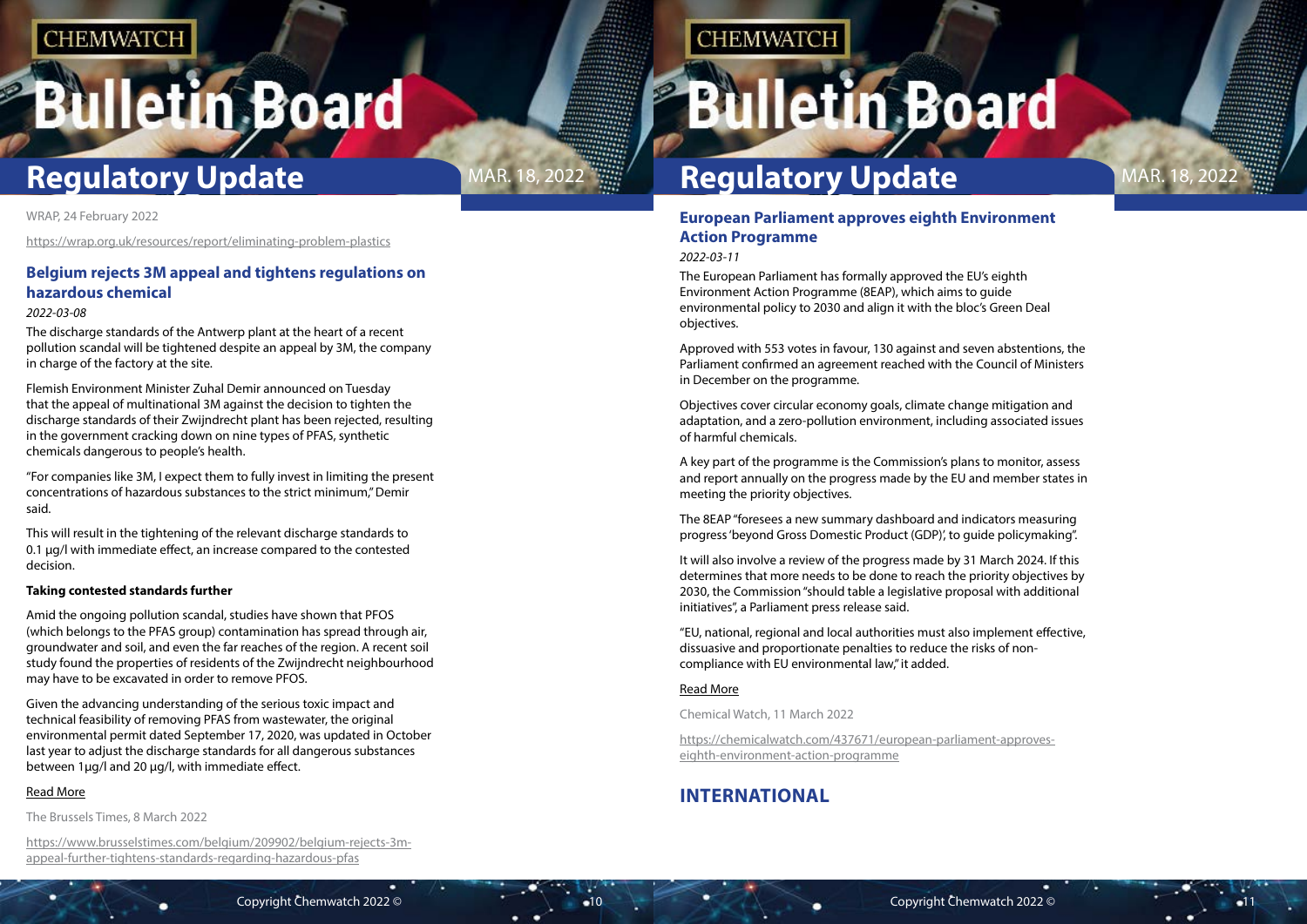WRAP, 24 February 2022

https://wrap.org.uk/resources/report/eliminating-problem-plastics

## Belgium rejects 3M appeal and tightens regulations on hazardous chemical

*2022-03-08*

The discharge standards of the Antwerp plant at the heart of a recent pollution scandal will be tightened despite an appeal by 3M, the company in charge of the factory at the site.

Flemish Environment Minister Zuhal Demir announced on Tuesday that the appeal of multinational 3M against the decision to tighten the discharge standards of their Zwijndrecht plant has been rejected, resulting in the government cracking down on nine types of PFAS, synthetic chemicals dangerous to people's health.

"For companies like 3M, I expect them to fully invest in limiting the present concentrations of hazardous substances to the strict minimum," Demir said.

This will result in the tightening of the relevant discharge standards to 0.1 µg/l with immediate effect, an increase compared to the contested decision.

**Taking contested standards further**

Amid the ongoing pollution scandal, studies have shown that PFOS (which belongs to the PFAS group) contamination has spread through air, groundwater and soil, and even the far reaches of the region. A recent soil study found the properties of residents of the Zwijndrecht neighbourhood may have to be excavated in order to remove PFOS.

Given the advancing understanding of the serious toxic impact and technical feasibility of removing PFAS from wastewater, the original environmental permit dated September 17, 2020, was updated in October last year to adjust the discharge standards for all dangerous substances between 1µg/l and 20 µg/l, with immediate effect.

Read More

The Brussels Times, 8 March 2022

https://www.brusselstimes.com/belgium/209902/belgium-rejects-3m-appeal-further-tightens-standards-regarding-hazardous-pfas

## European Parliament approves eighth Environment Action Programme

*2022-03-11*

The European Parliament has formally approved the EU's eighth Environment Action Programme (8EAP), which aims to guide environmental policy to 2030 and align it with the bloc's Green Deal objectives.

Approved with 553 votes in favour, 130 against and seven abstentions, the Parliament confirmed an agreement reached with the Council of Ministers in December on the programme.

Objectives cover circular economy goals, climate change mitigation and adaptation, and a zero-pollution environment, including associated issues of harmful chemicals.

A key part of the programme is the Commission's plans to monitor, assess and report annually on the progress made by the EU and member states in meeting the priority objectives.

The 8EAP "foresees a new summary dashboard and indicators measuring progress 'beyond Gross Domestic Product (GDP)', to guide policymaking".

It will also involve a review of the progress made by 31 March 2024. If this determines that more needs to be done to reach the priority objectives by 2030, the Commission "should table a legislative proposal with additional initiatives", a Parliament press release said.

"EU, national, regional and local authorities must also implement effective, dissuasive and proportionate penalties to reduce the risks of non-compliance with EU environmental law," it added.

Read More

Chemical Watch, 11 March 2022

https://chemicalwatch.com/437671/european-parliament-approves-eighth-environment-action-programme

## INTERNATIONAL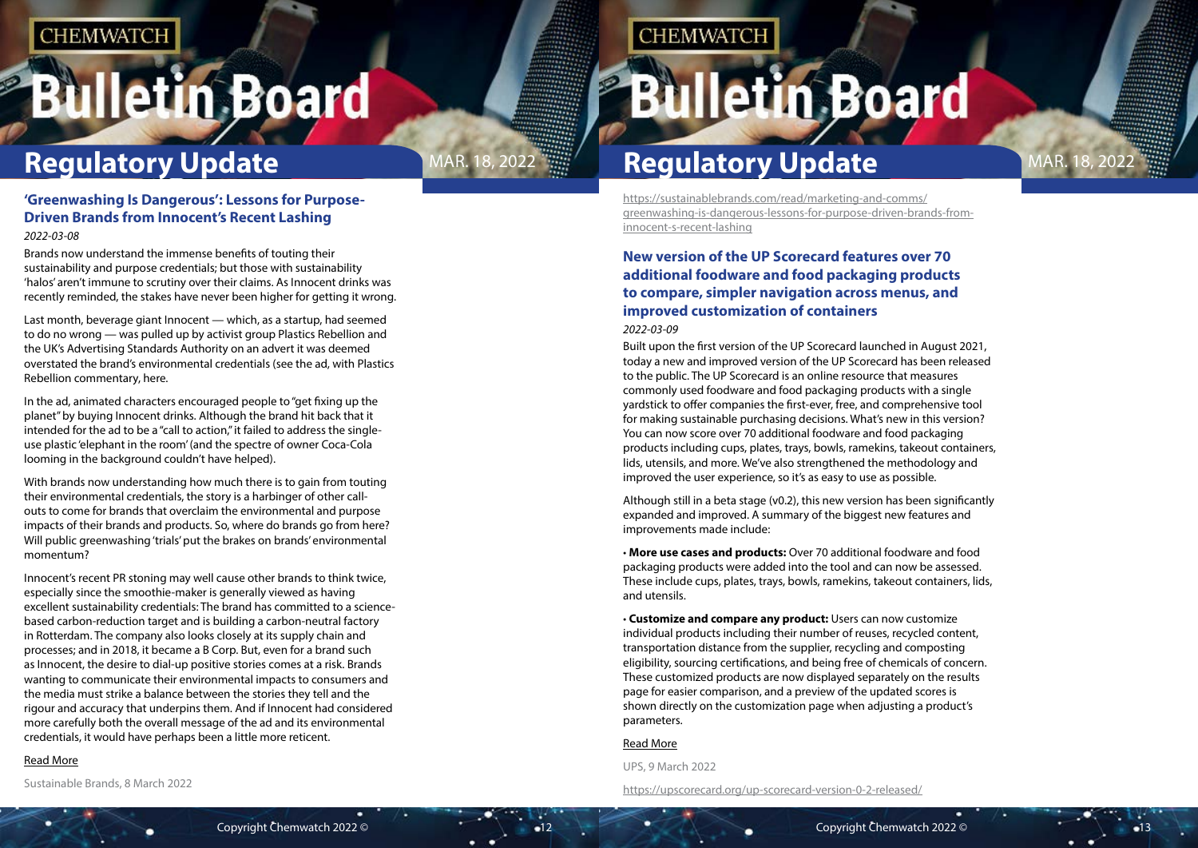## 'Greenwashing Is Dangerous': Lessons for Purpose-Driven Brands from Innocent's Recent Lashing

*2022-03-08*

Brands now understand the immense benefits of touting their sustainability and purpose credentials; but those with sustainability 'halos' aren't immune to scrutiny over their claims. As Innocent drinks was recently reminded, the stakes have never been higher for getting it wrong.

Last month, beverage giant Innocent — which, as a startup, had seemed to do no wrong — was pulled up by activist group Plastics Rebellion and the UK's Advertising Standards Authority on an advert it was deemed overstated the brand's environmental credentials (see the ad, with Plastics Rebellion commentary, here.

In the ad, animated characters encouraged people to "get fixing up the planet" by buying Innocent drinks. Although the brand hit back that it intended for the ad to be a "call to action," it failed to address the single-use plastic 'elephant in the room' (and the spectre of owner Coca-Cola looming in the background couldn't have helped).

With brands now understanding how much there is to gain from touting their environmental credentials, the story is a harbinger of other call-outs to come for brands that overclaim the environmental and purpose impacts of their brands and products. So, where do brands go from here? Will public greenwashing 'trials' put the brakes on brands' environmental momentum?

Innocent's recent PR stoning may well cause other brands to think twice, especially since the smoothie-maker is generally viewed as having excellent sustainability credentials: The brand has committed to a science-based carbon-reduction target and is building a carbon-neutral factory in Rotterdam. The company also looks closely at its supply chain and processes; and in 2018, it became a B Corp. But, even for a brand such as Innocent, the desire to dial-up positive stories comes at a risk. Brands wanting to communicate their environmental impacts to consumers and the media must strike a balance between the stories they tell and the rigour and accuracy that underpins them. And if Innocent had considered more carefully both the overall message of the ad and its environmental credentials, it would have perhaps been a little more reticent.

Read More

Sustainable Brands, 8 March 2022

https://sustainablebrands.com/read/marketing-and-comms/greenwashing-is-dangerous-lessons-for-purpose-driven-brands-from-innocent-s-recent-lashing

## New version of the UP Scorecard features over 70 additional foodware and food packaging products to compare, simpler navigation across menus, and improved customization of containers

*2022-03-09*

Built upon the first version of the UP Scorecard launched in August 2021, today a new and improved version of the UP Scorecard has been released to the public. The UP Scorecard is an online resource that measures commonly used foodware and food packaging products with a single yardstick to offer companies the first-ever, free, and comprehensive tool for making sustainable purchasing decisions. What's new in this version? You can now score over 70 additional foodware and food packaging products including cups, plates, trays, bowls, ramekins, takeout containers, lids, utensils, and more. We've also strengthened the methodology and improved the user experience, so it's as easy to use as possible.

Although still in a beta stage (v0.2), this new version has been significantly expanded and improved. A summary of the biggest new features and improvements made include:

• **More use cases and products:** Over 70 additional foodware and food packaging products were added into the tool and can now be assessed. These include cups, plates, trays, bowls, ramekins, takeout containers, lids, and utensils.

• **Customize and compare any product:** Users can now customize individual products including their number of reuses, recycled content, transportation distance from the supplier, recycling and composting eligibility, sourcing certifications, and being free of chemicals of concern. These customized products are now displayed separately on the results page for easier comparison, and a preview of the updated scores is shown directly on the customization page when adjusting a product's parameters.

Read More

UPS, 9 March 2022

https://upscorecard.org/up-scorecard-version-0-2-released/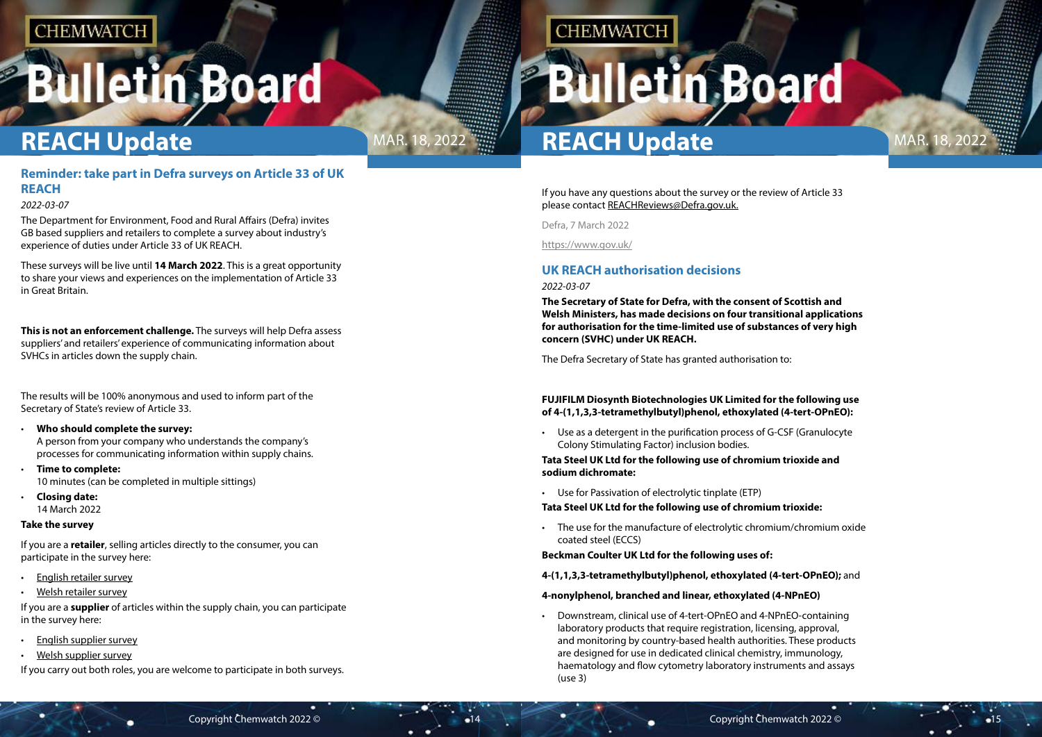## Reminder: take part in Defra surveys on Article 33 of UK REACH

*2022-03-07*

The Department for Environment, Food and Rural Affairs (Defra) invites GB based suppliers and retailers to complete a survey about industry's experience of duties under Article 33 of UK REACH.

These surveys will be live until **14 March 2022**. This is a great opportunity to share your views and experiences on the implementation of Article 33 in Great Britain.

**This is not an enforcement challenge.** The surveys will help Defra assess suppliers' and retailers' experience of communicating information about SVHCs in articles down the supply chain.

The results will be 100% anonymous and used to inform part of the Secretary of State's review of Article 33.

- **Who should complete the survey:**
  A person from your company who understands the company's processes for communicating information within supply chains.
- **Time to complete:**
  10 minutes (can be completed in multiple sittings)
- **Closing date:**
  14 March 2022

**Take the survey**

If you are a **retailer**, selling articles directly to the consumer, you can participate in the survey here:

- English retailer survey
- Welsh retailer survey

If you are a **supplier** of articles within the supply chain, you can participate in the survey here:

- English supplier survey
- Welsh supplier survey

If you carry out both roles, you are welcome to participate in both surveys.

If you have any questions about the survey or the review of Article 33 please contact REACHReviews@Defra.gov.uk.

Defra, 7 March 2022

https://www.gov.uk/

## UK REACH authorisation decisions

*2022-03-07*

**The Secretary of State for Defra, with the consent of Scottish and Welsh Ministers, has made decisions on four transitional applications for authorisation for the time-limited use of substances of very high concern (SVHC) under UK REACH.**

The Defra Secretary of State has granted authorisation to:

**FUJIFILM Diosynth Biotechnologies UK Limited for the following use of 4-(1,1,3,3-tetramethylbutyl)phenol, ethoxylated (4-tert-OPnEO):**

- Use as a detergent in the purification process of G-CSF (Granulocyte Colony Stimulating Factor) inclusion bodies.

**Tata Steel UK Ltd for the following use of chromium trioxide and sodium dichromate:**

- Use for Passivation of electrolytic tinplate (ETP)

**Tata Steel UK Ltd for the following use of chromium trioxide:**

- The use for the manufacture of electrolytic chromium/chromium oxide coated steel (ECCS)

**Beckman Coulter UK Ltd for the following uses of:**

**4-(1,1,3,3-tetramethylbutyl)phenol, ethoxylated (4-tert-OPnEO);** and

**4-nonylphenol, branched and linear, ethoxylated (4-NPnEO)**

- Downstream, clinical use of 4-tert-OPnEO and 4-NPnEO-containing laboratory products that require registration, licensing, approval, and monitoring by country-based health authorities. These products are designed for use in dedicated clinical chemistry, immunology, haematology and flow cytometry laboratory instruments and assays (use 3)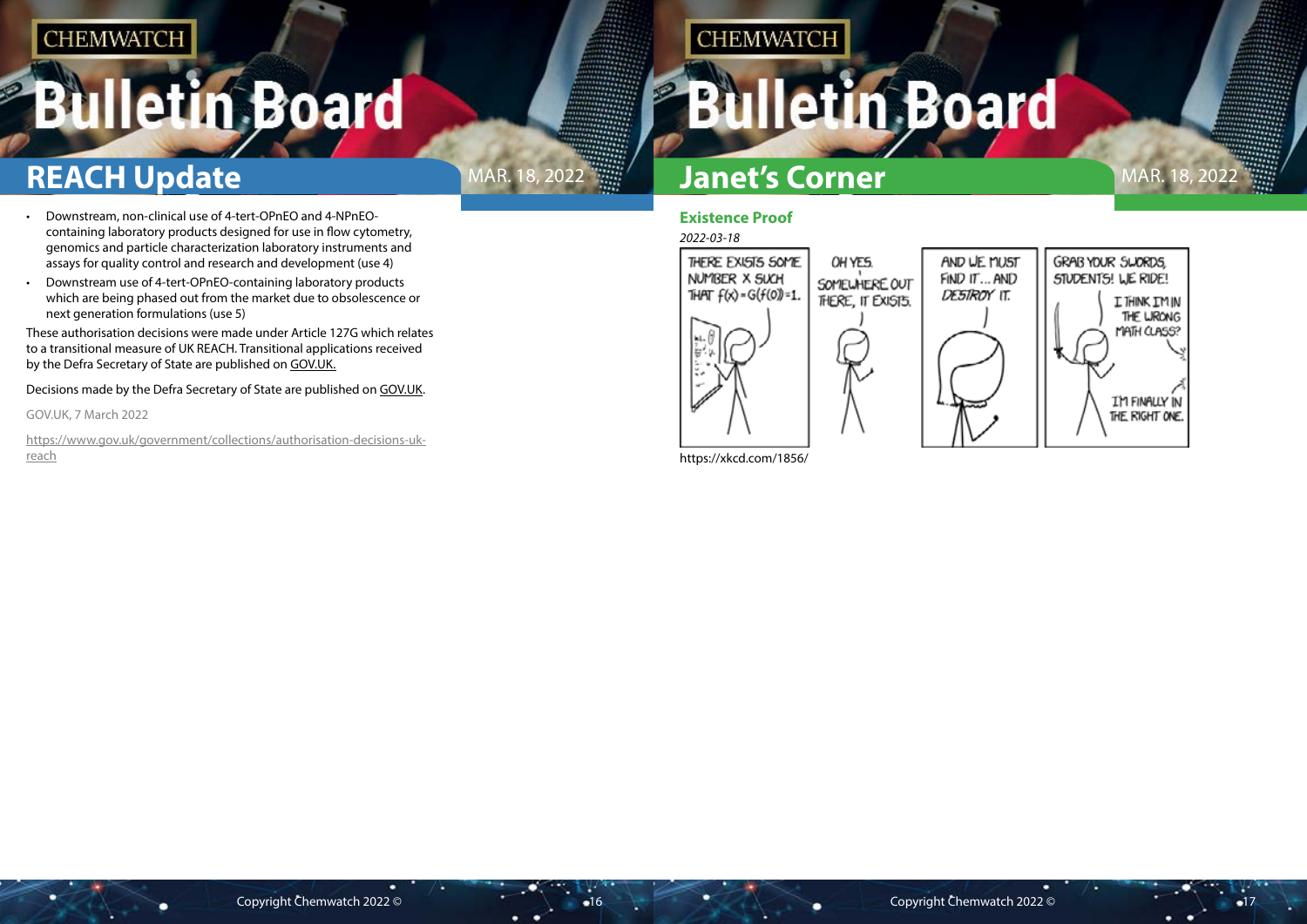## REACH Update

- Downstream, non-clinical use of 4-tert-OPnEO and 4-NPnEO-containing laboratory products designed for use in flow cytometry, genomics and particle characterization laboratory instruments and assays for quality control and research and development (use 4)
- Downstream use of 4-tert-OPnEO-containing laboratory products which are being phased out from the market due to obsolescence or next generation formulations (use 5)

These authorisation decisions were made under Article 127G which relates to a transitional measure of UK REACH. Transitional applications received by the Defra Secretary of State are published on GOV.UK.

Decisions made by the Defra Secretary of State are published on GOV.UK.

GOV.UK, 7 March 2022

https://www.gov.uk/government/collections/authorisation-decisions-uk-reach

## Janet's Corner

### Existence Proof

*2022-03-18*

https://xkcd.com/1856/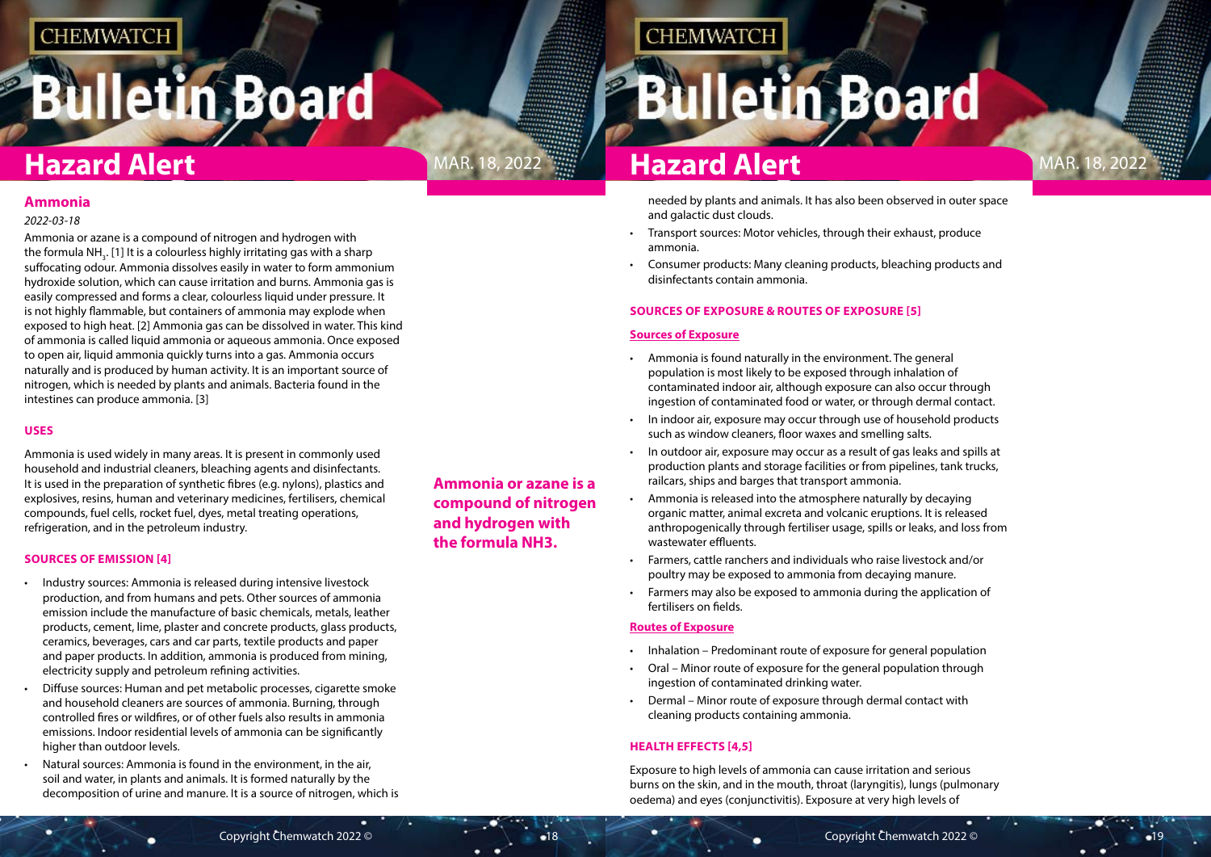## Ammonia

*2022-03-18*

Ammonia or azane is a compound of nitrogen and hydrogen with the formula $NH_3$. [1] It is a colourless highly irritating gas with a sharp suffocating odour. Ammonia dissolves easily in water to form ammonium hydroxide solution, which can cause irritation and burns. Ammonia gas is easily compressed and forms a clear, colourless liquid under pressure. It is not highly flammable, but containers of ammonia may explode when exposed to high heat. [2] Ammonia gas can be dissolved in water. This kind of ammonia is called liquid ammonia or aqueous ammonia. Once exposed to open air, liquid ammonia quickly turns into a gas. Ammonia occurs naturally and is produced by human activity. It is an important source of nitrogen, which is needed by plants and animals. Bacteria found in the intestines can produce ammonia. [3]

### USES

Ammonia is used widely in many areas. It is present in commonly used household and industrial cleaners, bleaching agents and disinfectants. It is used in the preparation of synthetic fibres (e.g. nylons), plastics and explosives, resins, human and veterinary medicines, fertilisers, chemical compounds, fuel cells, rocket fuel, dyes, metal treating operations, refrigeration, and in the petroleum industry.

**Ammonia or azane is a compound of nitrogen and hydrogen with the formula NH3.**

### SOURCES OF EMISSION [4]

- Industry sources: Ammonia is released during intensive livestock production, and from humans and pets. Other sources of ammonia emission include the manufacture of basic chemicals, metals, leather products, cement, lime, plaster and concrete products, glass products, ceramics, beverages, cars and car parts, textile products and paper and paper products. In addition, ammonia is produced from mining, electricity supply and petroleum refining activities.
- Diffuse sources: Human and pet metabolic processes, cigarette smoke and household cleaners are sources of ammonia. Burning, through controlled fires or wildfires, or of other fuels also results in ammonia emissions. Indoor residential levels of ammonia can be significantly higher than outdoor levels.
- Natural sources: Ammonia is found in the environment, in the air, soil and water, in plants and animals. It is formed naturally by the decomposition of urine and manure. It is a source of nitrogen, which is needed by plants and animals. It has also been observed in outer space and galactic dust clouds.
- Transport sources: Motor vehicles, through their exhaust, produce ammonia.
- Consumer products: Many cleaning products, bleaching products and disinfectants contain ammonia.

### SOURCES OF EXPOSURE & ROUTES OF EXPOSURE [5]

#### Sources of Exposure

- Ammonia is found naturally in the environment. The general population is most likely to be exposed through inhalation of contaminated indoor air, although exposure can also occur through ingestion of contaminated food or water, or through dermal contact.
- In indoor air, exposure may occur through use of household products such as window cleaners, floor waxes and smelling salts.
- In outdoor air, exposure may occur as a result of gas leaks and spills at production plants and storage facilities or from pipelines, tank trucks, railcars, ships and barges that transport ammonia.
- Ammonia is released into the atmosphere naturally by decaying organic matter, animal excreta and volcanic eruptions. It is released anthropogenically through fertiliser usage, spills or leaks, and loss from wastewater effluents.
- Farmers, cattle ranchers and individuals who raise livestock and/or poultry may be exposed to ammonia from decaying manure.
- Farmers may also be exposed to ammonia during the application of fertilisers on fields.

#### Routes of Exposure

- Inhalation – Predominant route of exposure for general population
- Oral – Minor route of exposure for the general population through ingestion of contaminated drinking water.
- Dermal – Minor route of exposure through dermal contact with cleaning products containing ammonia.

### HEALTH EFFECTS [4,5]

Exposure to high levels of ammonia can cause irritation and serious burns on the skin, and in the mouth, throat (laryngitis), lungs (pulmonary oedema) and eyes (conjunctivitis). Exposure at very high levels of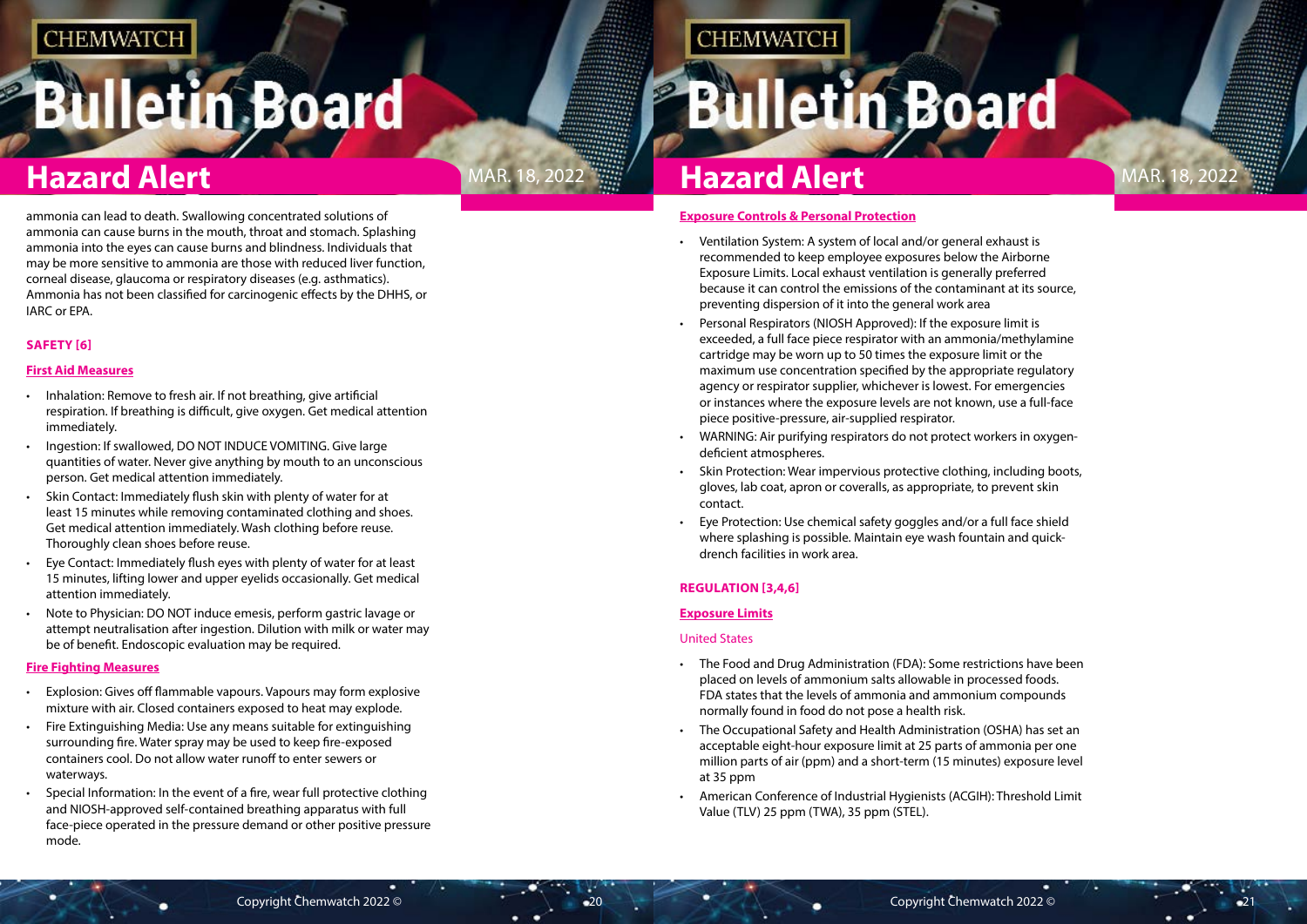ammonia can lead to death. Swallowing concentrated solutions of ammonia can cause burns in the mouth, throat and stomach. Splashing ammonia into the eyes can cause burns and blindness. Individuals that may be more sensitive to ammonia are those with reduced liver function, corneal disease, glaucoma or respiratory diseases (e.g. asthmatics). Ammonia has not been classified for carcinogenic effects by the DHHS, or IARC or EPA.

## SAFETY [6]

### First Aid Measures

- Inhalation: Remove to fresh air. If not breathing, give artificial respiration. If breathing is difficult, give oxygen. Get medical attention immediately.
- Ingestion: If swallowed, DO NOT INDUCE VOMITING. Give large quantities of water. Never give anything by mouth to an unconscious person. Get medical attention immediately.
- Skin Contact: Immediately flush skin with plenty of water for at least 15 minutes while removing contaminated clothing and shoes. Get medical attention immediately. Wash clothing before reuse. Thoroughly clean shoes before reuse.
- Eye Contact: Immediately flush eyes with plenty of water for at least 15 minutes, lifting lower and upper eyelids occasionally. Get medical attention immediately.
- Note to Physician: DO NOT induce emesis, perform gastric lavage or attempt neutralisation after ingestion. Dilution with milk or water may be of benefit. Endoscopic evaluation may be required.

### Fire Fighting Measures

- Explosion: Gives off flammable vapours. Vapours may form explosive mixture with air. Closed containers exposed to heat may explode.
- Fire Extinguishing Media: Use any means suitable for extinguishing surrounding fire. Water spray may be used to keep fire-exposed containers cool. Do not allow water runoff to enter sewers or waterways.
- Special Information: In the event of a fire, wear full protective clothing and NIOSH-approved self-contained breathing apparatus with full face-piece operated in the pressure demand or other positive pressure mode.

### Exposure Controls & Personal Protection

- Ventilation System: A system of local and/or general exhaust is recommended to keep employee exposures below the Airborne Exposure Limits. Local exhaust ventilation is generally preferred because it can control the emissions of the contaminant at its source, preventing dispersion of it into the general work area
- Personal Respirators (NIOSH Approved): If the exposure limit is exceeded, a full face piece respirator with an ammonia/methylamine cartridge may be worn up to 50 times the exposure limit or the maximum use concentration specified by the appropriate regulatory agency or respirator supplier, whichever is lowest. For emergencies or instances where the exposure levels are not known, use a full-face piece positive-pressure, air-supplied respirator.
- WARNING: Air purifying respirators do not protect workers in oxygen-deficient atmospheres.
- Skin Protection: Wear impervious protective clothing, including boots, gloves, lab coat, apron or coveralls, as appropriate, to prevent skin contact.
- Eye Protection: Use chemical safety goggles and/or a full face shield where splashing is possible. Maintain eye wash fountain and quick-drench facilities in work area.

## REGULATION [3,4,6]

### Exposure Limits

#### United States

- The Food and Drug Administration (FDA): Some restrictions have been placed on levels of ammonium salts allowable in processed foods. FDA states that the levels of ammonia and ammonium compounds normally found in food do not pose a health risk.
- The Occupational Safety and Health Administration (OSHA) has set an acceptable eight-hour exposure limit at 25 parts of ammonia per one million parts of air (ppm) and a short-term (15 minutes) exposure level at 35 ppm
- American Conference of Industrial Hygienists (ACGIH): Threshold Limit Value (TLV) 25 ppm (TWA), 35 ppm (STEL).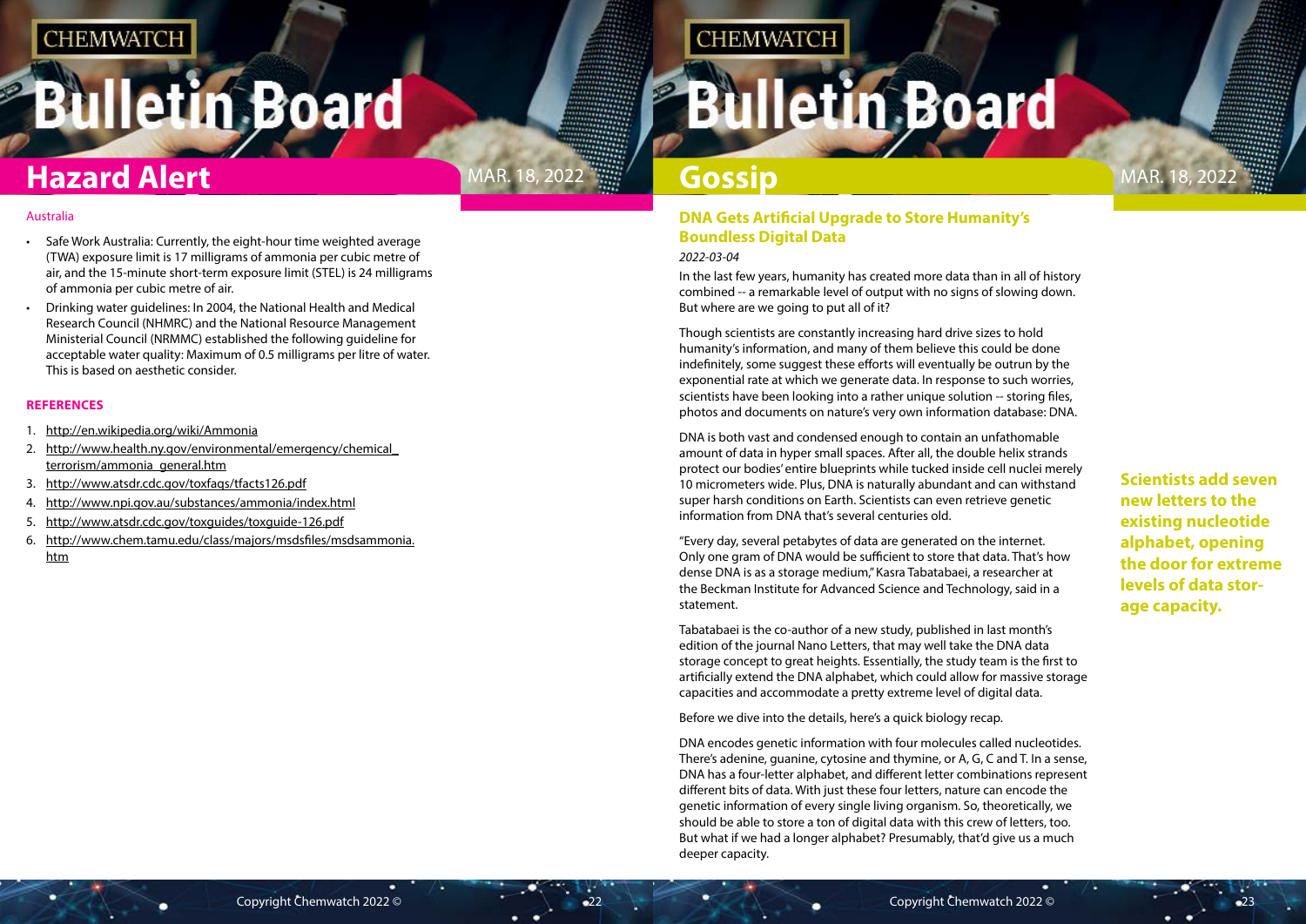## Hazard Alert

Australia

- Safe Work Australia: Currently, the eight-hour time weighted average (TWA) exposure limit is 17 milligrams of ammonia per cubic metre of air, and the 15-minute short-term exposure limit (STEL) is 24 milligrams of ammonia per cubic metre of air.
- Drinking water guidelines: In 2004, the National Health and Medical Research Council (NHMRC) and the National Resource Management Ministerial Council (NRMMC) established the following guideline for acceptable water quality: Maximum of 0.5 milligrams per litre of water. This is based on aesthetic consider.

### REFERENCES

1. http://en.wikipedia.org/wiki/Ammonia
2. http://www.health.ny.gov/environmental/emergency/chemical_terrorism/ammonia_general.htm
3. http://www.atsdr.cdc.gov/toxfaqs/tfacts126.pdf
4. http://www.npi.gov.au/substances/ammonia/index.html
5. http://www.atsdr.cdc.gov/toxguides/toxguide-126.pdf
6. http://www.chem.tamu.edu/class/majors/msdsfiles/msdsammonia.htm

## Gossip

### DNA Gets Artificial Upgrade to Store Humanity's Boundless Digital Data

*2022-03-04*

In the last few years, humanity has created more data than in all of history combined -- a remarkable level of output with no signs of slowing down. But where are we going to put all of it?

Though scientists are constantly increasing hard drive sizes to hold humanity's information, and many of them believe this could be done indefinitely, some suggest these efforts will eventually be outrun by the exponential rate at which we generate data. In response to such worries, scientists have been looking into a rather unique solution -- storing files, photos and documents on nature's very own information database: DNA.

DNA is both vast and condensed enough to contain an unfathomable amount of data in hyper small spaces. After all, the double helix strands protect our bodies' entire blueprints while tucked inside cell nuclei merely 10 micrometers wide. Plus, DNA is naturally abundant and can withstand super harsh conditions on Earth. Scientists can even retrieve genetic information from DNA that's several centuries old.

"Every day, several petabytes of data are generated on the internet. Only one gram of DNA would be sufficient to store that data. That's how dense DNA is as a storage medium," Kasra Tabatabaei, a researcher at the Beckman Institute for Advanced Science and Technology, said in a statement.

Tabatabaei is the co-author of a new study, published in last month's edition of the journal Nano Letters, that may well take the DNA data storage concept to great heights. Essentially, the study team is the first to artificially extend the DNA alphabet, which could allow for massive storage capacities and accommodate a pretty extreme level of digital data.

Before we dive into the details, here's a quick biology recap.

DNA encodes genetic information with four molecules called nucleotides. There's adenine, guanine, cytosine and thymine, or A, G, C and T. In a sense, DNA has a four-letter alphabet, and different letter combinations represent different bits of data. With just these four letters, nature can encode the genetic information of every single living organism. So, theoretically, we should be able to store a ton of digital data with this crew of letters, too. But what if we had a longer alphabet? Presumably, that'd give us a much deeper capacity.

**Scientists add seven new letters to the existing nucleotide alphabet, opening the door for extreme levels of data storage capacity.**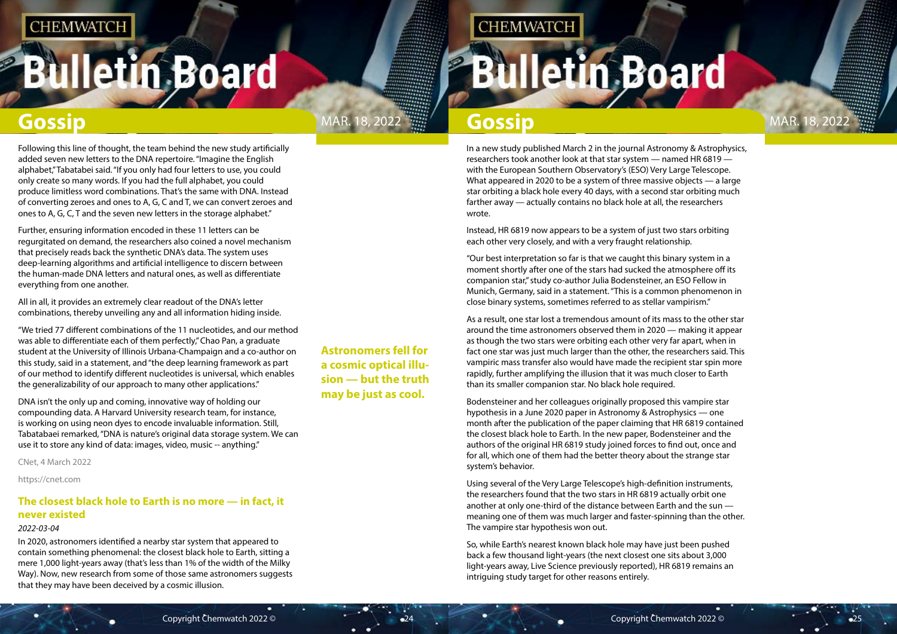Following this line of thought, the team behind the new study artificially added seven new letters to the DNA repertoire. "Imagine the English alphabet," Tabatabei said. "If you only had four letters to use, you could only create so many words. If you had the full alphabet, you could produce limitless word combinations. That's the same with DNA. Instead of converting zeroes and ones to A, G, C and T, we can convert zeroes and ones to A, G, C, T and the seven new letters in the storage alphabet."

Further, ensuring information encoded in these 11 letters can be regurgitated on demand, the researchers also coined a novel mechanism that precisely reads back the synthetic DNA's data. The system uses deep-learning algorithms and artificial intelligence to discern between the human-made DNA letters and natural ones, as well as differentiate everything from one another.

All in all, it provides an extremely clear readout of the DNA's letter combinations, thereby unveiling any and all information hiding inside.

"We tried 77 different combinations of the 11 nucleotides, and our method was able to differentiate each of them perfectly," Chao Pan, a graduate student at the University of Illinois Urbana-Champaign and a co-author on this study, said in a statement, and "the deep learning framework as part of our method to identify different nucleotides is universal, which enables the generalizability of our approach to many other applications."

DNA isn't the only up and coming, innovative way of holding our compounding data. A Harvard University research team, for instance, is working on using neon dyes to encode invaluable information. Still, Tabatabaei remarked, "DNA is nature's original data storage system. We can use it to store any kind of data: images, video, music -- anything."

CNet, 4 March 2022

https://cnet.com

## The closest black hole to Earth is no more — in fact, it never existed

*2022-03-04*

In 2020, astronomers identified a nearby star system that appeared to contain something phenomenal: the closest black hole to Earth, sitting a mere 1,000 light-years away (that's less than 1% of the width of the Milky Way). Now, new research from some of those same astronomers suggests that they may have been deceived by a cosmic illusion.

**Astronomers fell for a cosmic optical illusion — but the truth may be just as cool.**

In a new study published March 2 in the journal Astronomy & Astrophysics, researchers took another look at that star system — named HR 6819 — with the European Southern Observatory's (ESO) Very Large Telescope. What appeared in 2020 to be a system of three massive objects — a large star orbiting a black hole every 40 days, with a second star orbiting much farther away — actually contains no black hole at all, the researchers wrote.

Instead, HR 6819 now appears to be a system of just two stars orbiting each other very closely, and with a very fraught relationship.

"Our best interpretation so far is that we caught this binary system in a moment shortly after one of the stars had sucked the atmosphere off its companion star," study co-author Julia Bodensteiner, an ESO Fellow in Munich, Germany, said in a statement. "This is a common phenomenon in close binary systems, sometimes referred to as stellar vampirism."

As a result, one star lost a tremendous amount of its mass to the other star around the time astronomers observed them in 2020 — making it appear as though the two stars were orbiting each other very far apart, when in fact one star was just much larger than the other, the researchers said. This vampiric mass transfer also would have made the recipient star spin more rapidly, further amplifying the illusion that it was much closer to Earth than its smaller companion star. No black hole required.

Bodensteiner and her colleagues originally proposed this vampire star hypothesis in a June 2020 paper in Astronomy & Astrophysics — one month after the publication of the paper claiming that HR 6819 contained the closest black hole to Earth. In the new paper, Bodensteiner and the authors of the original HR 6819 study joined forces to find out, once and for all, which one of them had the better theory about the strange star system's behavior.

Using several of the Very Large Telescope's high-definition instruments, the researchers found that the two stars in HR 6819 actually orbit one another at only one-third of the distance between Earth and the sun — meaning one of them was much larger and faster-spinning than the other. The vampire star hypothesis won out.

So, while Earth's nearest known black hole may have just been pushed back a few thousand light-years (the next closest one sits about 3,000 light-years away, Live Science previously reported), HR 6819 remains an intriguing study target for other reasons entirely.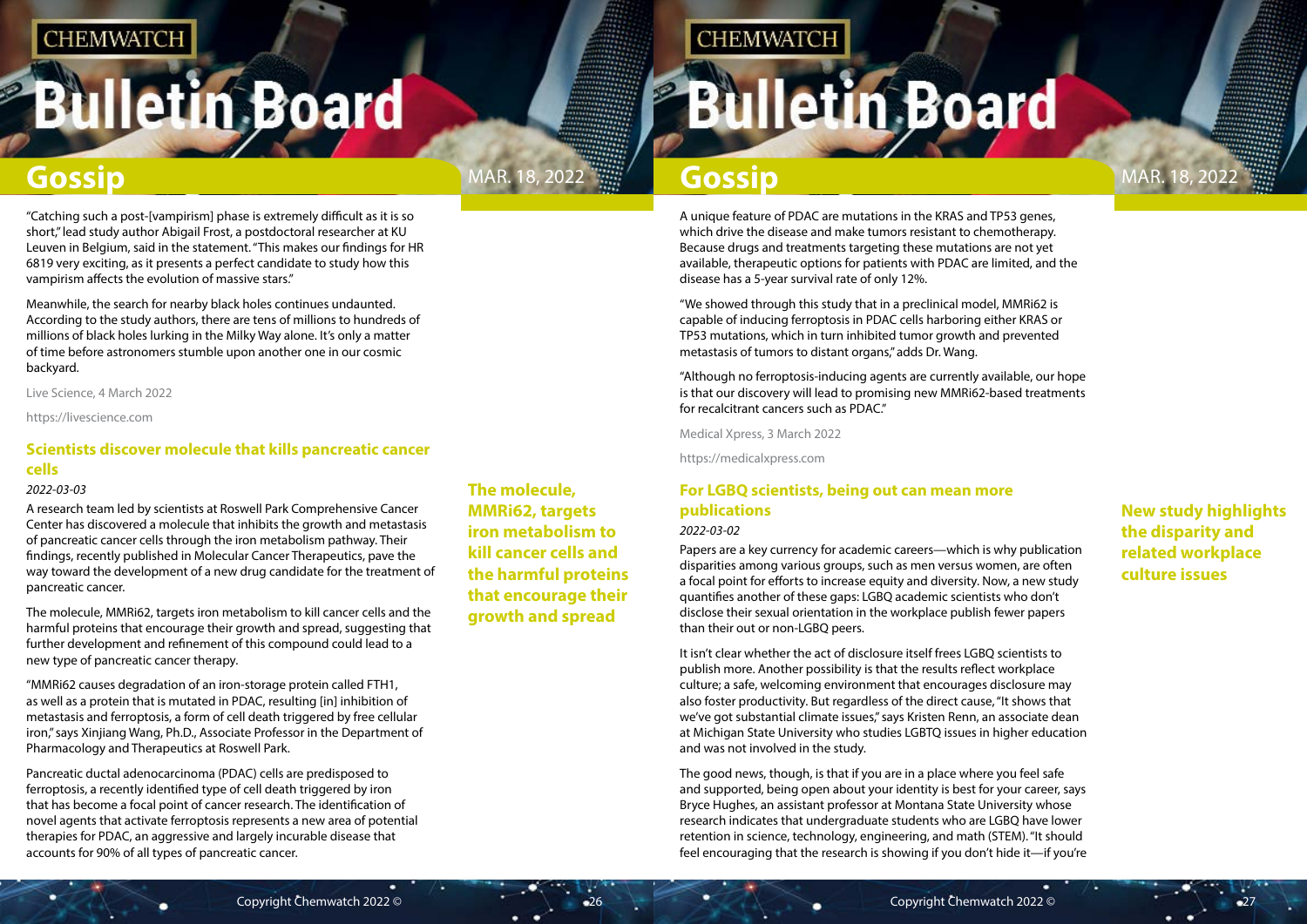"Catching such a post-[vampirism] phase is extremely difficult as it is so short," lead study author Abigail Frost, a postdoctoral researcher at KU Leuven in Belgium, said in the statement. "This makes our findings for HR 6819 very exciting, as it presents a perfect candidate to study how this vampirism affects the evolution of massive stars."

Meanwhile, the search for nearby black holes continues undaunted. According to the study authors, there are tens of millions to hundreds of millions of black holes lurking in the Milky Way alone. It's only a matter of time before astronomers stumble upon another one in our cosmic backyard.

Live Science, 4 March 2022

https://livescience.com

## Scientists discover molecule that kills pancreatic cancer cells

*2022-03-03*

**The molecule, MMRi62, targets iron metabolism to kill cancer cells and the harmful proteins that encourage their growth and spread**

A research team led by scientists at Roswell Park Comprehensive Cancer Center has discovered a molecule that inhibits the growth and metastasis of pancreatic cancer cells through the iron metabolism pathway. Their findings, recently published in Molecular Cancer Therapeutics, pave the way toward the development of a new drug candidate for the treatment of pancreatic cancer.

The molecule, MMRi62, targets iron metabolism to kill cancer cells and the harmful proteins that encourage their growth and spread, suggesting that further development and refinement of this compound could lead to a new type of pancreatic cancer therapy.

"MMRi62 causes degradation of an iron-storage protein called FTH1, as well as a protein that is mutated in PDAC, resulting [in] inhibition of metastasis and ferroptosis, a form of cell death triggered by free cellular iron," says Xinjiang Wang, Ph.D., Associate Professor in the Department of Pharmacology and Therapeutics at Roswell Park.

Pancreatic ductal adenocarcinoma (PDAC) cells are predisposed to ferroptosis, a recently identified type of cell death triggered by iron that has become a focal point of cancer research. The identification of novel agents that activate ferroptosis represents a new area of potential therapies for PDAC, an aggressive and largely incurable disease that accounts for 90% of all types of pancreatic cancer.

A unique feature of PDAC are mutations in the KRAS and TP53 genes, which drive the disease and make tumors resistant to chemotherapy. Because drugs and treatments targeting these mutations are not yet available, therapeutic options for patients with PDAC are limited, and the disease has a 5-year survival rate of only 12%.

"We showed through this study that in a preclinical model, MMRi62 is capable of inducing ferroptosis in PDAC cells harboring either KRAS or TP53 mutations, which in turn inhibited tumor growth and prevented metastasis of tumors to distant organs," adds Dr. Wang.

"Although no ferroptosis-inducing agents are currently available, our hope is that our discovery will lead to promising new MMRi62-based treatments for recalcitrant cancers such as PDAC."

Medical Xpress, 3 March 2022

https://medicalxpress.com

## For LGBQ scientists, being out can mean more publications

*2022-03-02*

**New study highlights the disparity and related workplace culture issues**

Papers are a key currency for academic careers—which is why publication disparities among various groups, such as men versus women, are often a focal point for efforts to increase equity and diversity. Now, a new study quantifies another of these gaps: LGBQ academic scientists who don't disclose their sexual orientation in the workplace publish fewer papers than their out or non-LGBQ peers.

It isn't clear whether the act of disclosure itself frees LGBQ scientists to publish more. Another possibility is that the results reflect workplace culture; a safe, welcoming environment that encourages disclosure may also foster productivity. But regardless of the direct cause, "It shows that we've got substantial climate issues," says Kristen Renn, an associate dean at Michigan State University who studies LGBTQ issues in higher education and was not involved in the study.

The good news, though, is that if you are in a place where you feel safe and supported, being open about your identity is best for your career, says Bryce Hughes, an assistant professor at Montana State University whose research indicates that undergraduate students who are LGBQ have lower retention in science, technology, engineering, and math (STEM). "It should feel encouraging that the research is showing if you don't hide it—if you're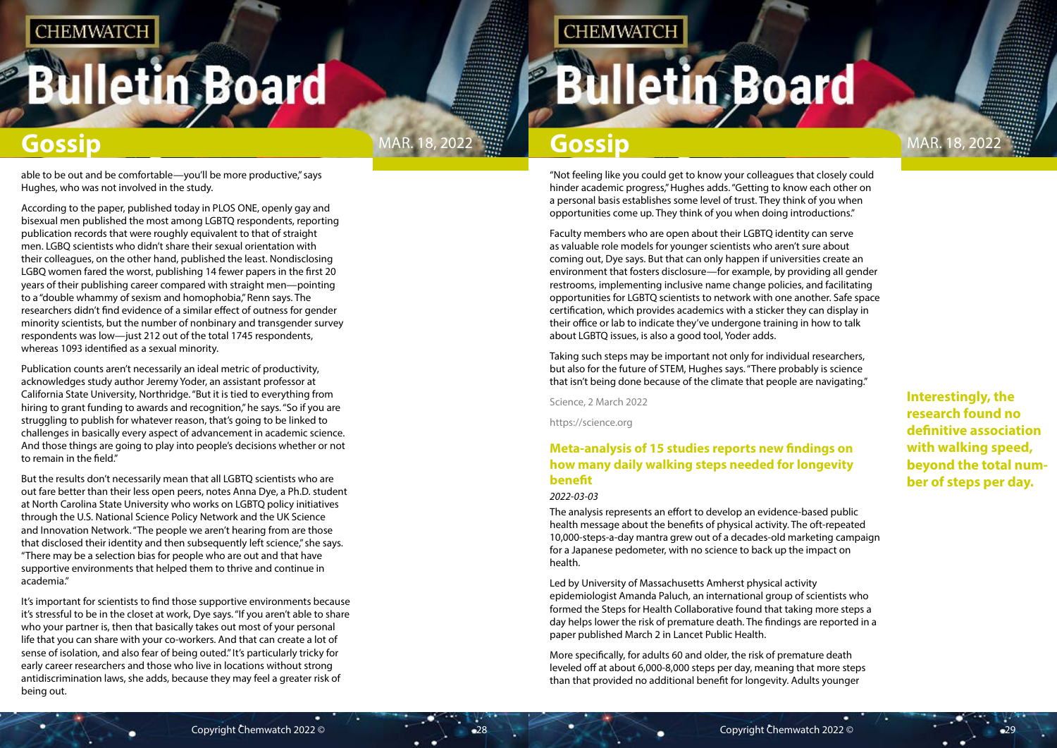able to be out and be comfortable—you'll be more productive," says Hughes, who was not involved in the study.

According to the paper, published today in PLOS ONE, openly gay and bisexual men published the most among LGBTQ respondents, reporting publication records that were roughly equivalent to that of straight men. LGBQ scientists who didn't share their sexual orientation with their colleagues, on the other hand, published the least. Nondisclosing LGBQ women fared the worst, publishing 14 fewer papers in the first 20 years of their publishing career compared with straight men—pointing to a "double whammy of sexism and homophobia," Renn says. The researchers didn't find evidence of a similar effect of outness for gender minority scientists, but the number of nonbinary and transgender survey respondents was low—just 212 out of the total 1745 respondents, whereas 1093 identified as a sexual minority.

Publication counts aren't necessarily an ideal metric of productivity, acknowledges study author Jeremy Yoder, an assistant professor at California State University, Northridge. "But it is tied to everything from hiring to grant funding to awards and recognition," he says. "So if you are struggling to publish for whatever reason, that's going to be linked to challenges in basically every aspect of advancement in academic science. And those things are going to play into people's decisions whether or not to remain in the field."

But the results don't necessarily mean that all LGBTQ scientists who are out fare better than their less open peers, notes Anna Dye, a Ph.D. student at North Carolina State University who works on LGBTQ policy initiatives through the U.S. National Science Policy Network and the UK Science and Innovation Network. "The people we aren't hearing from are those that disclosed their identity and then subsequently left science," she says. "There may be a selection bias for people who are out and that have supportive environments that helped them to thrive and continue in academia."

It's important for scientists to find those supportive environments because it's stressful to be in the closet at work, Dye says. "If you aren't able to share who your partner is, then that basically takes out most of your personal life that you can share with your co-workers. And that can create a lot of sense of isolation, and also fear of being outed." It's particularly tricky for early career researchers and those who live in locations without strong antidiscrimination laws, she adds, because they may feel a greater risk of being out.

"Not feeling like you could get to know your colleagues that closely could hinder academic progress," Hughes adds. "Getting to know each other on a personal basis establishes some level of trust. They think of you when opportunities come up. They think of you when doing introductions."

Faculty members who are open about their LGBTQ identity can serve as valuable role models for younger scientists who aren't sure about coming out, Dye says. But that can only happen if universities create an environment that fosters disclosure—for example, by providing all gender restrooms, implementing inclusive name change policies, and facilitating opportunities for LGBTQ scientists to network with one another. Safe space certification, which provides academics with a sticker they can display in their office or lab to indicate they've undergone training in how to talk about LGBTQ issues, is also a good tool, Yoder adds.

Taking such steps may be important not only for individual researchers, but also for the future of STEM, Hughes says. "There probably is science that isn't being done because of the climate that people are navigating."

Science, 2 March 2022

https://science.org

## Meta-analysis of 15 studies reports new findings on how many daily walking steps needed for longevity benefit

*2022-03-03*

The analysis represents an effort to develop an evidence-based public health message about the benefits of physical activity. The oft-repeated 10,000-steps-a-day mantra grew out of a decades-old marketing campaign for a Japanese pedometer, with no science to back up the impact on health.

Led by University of Massachusetts Amherst physical activity epidemiologist Amanda Paluch, an international group of scientists who formed the Steps for Health Collaborative found that taking more steps a day helps lower the risk of premature death. The findings are reported in a paper published March 2 in Lancet Public Health.

More specifically, for adults 60 and older, the risk of premature death leveled off at about 6,000-8,000 steps per day, meaning that more steps than that provided no additional benefit for longevity. Adults younger

**Interestingly, the research found no definitive association with walking speed, beyond the total number of steps per day.**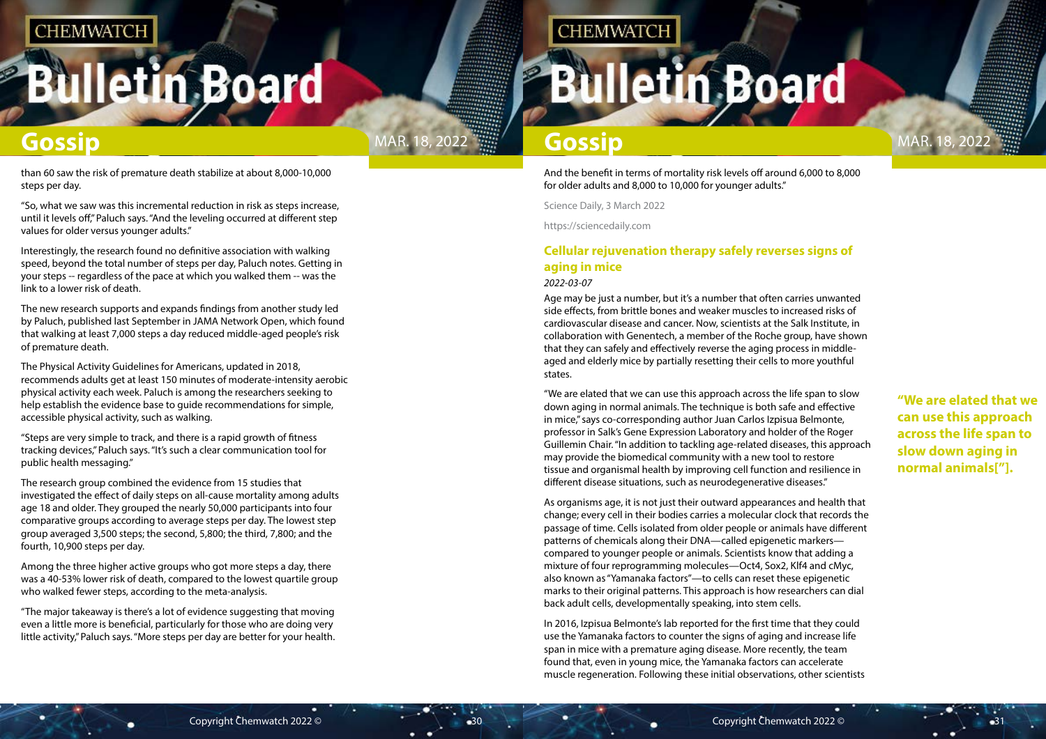than 60 saw the risk of premature death stabilize at about 8,000-10,000 steps per day.

"So, what we saw was this incremental reduction in risk as steps increase, until it levels off," Paluch says. "And the leveling occurred at different step values for older versus younger adults."

Interestingly, the research found no definitive association with walking speed, beyond the total number of steps per day, Paluch notes. Getting in your steps -- regardless of the pace at which you walked them -- was the link to a lower risk of death.

The new research supports and expands findings from another study led by Paluch, published last September in JAMA Network Open, which found that walking at least 7,000 steps a day reduced middle-aged people's risk of premature death.

The Physical Activity Guidelines for Americans, updated in 2018, recommends adults get at least 150 minutes of moderate-intensity aerobic physical activity each week. Paluch is among the researchers seeking to help establish the evidence base to guide recommendations for simple, accessible physical activity, such as walking.

"Steps are very simple to track, and there is a rapid growth of fitness tracking devices," Paluch says. "It's such a clear communication tool for public health messaging."

The research group combined the evidence from 15 studies that investigated the effect of daily steps on all-cause mortality among adults age 18 and older. They grouped the nearly 50,000 participants into four comparative groups according to average steps per day. The lowest step group averaged 3,500 steps; the second, 5,800; the third, 7,800; and the fourth, 10,900 steps per day.

Among the three higher active groups who got more steps a day, there was a 40-53% lower risk of death, compared to the lowest quartile group who walked fewer steps, according to the meta-analysis.

"The major takeaway is there's a lot of evidence suggesting that moving even a little more is beneficial, particularly for those who are doing very little activity," Paluch says. "More steps per day are better for your health. And the benefit in terms of mortality risk levels off around 6,000 to 8,000 for older adults and 8,000 to 10,000 for younger adults."

Science Daily, 3 March 2022

https://sciencedaily.com

## Cellular rejuvenation therapy safely reverses signs of aging in mice

*2022-03-07*

Age may be just a number, but it's a number that often carries unwanted side effects, from brittle bones and weaker muscles to increased risks of cardiovascular disease and cancer. Now, scientists at the Salk Institute, in collaboration with Genentech, a member of the Roche group, have shown that they can safely and effectively reverse the aging process in middle-aged and elderly mice by partially resetting their cells to more youthful states.

"We are elated that we can use this approach across the life span to slow down aging in normal animals. The technique is both safe and effective in mice," says co-corresponding author Juan Carlos Izpisua Belmonte, professor in Salk's Gene Expression Laboratory and holder of the Roger Guillemin Chair. "In addition to tackling age-related diseases, this approach may provide the biomedical community with a new tool to restore tissue and organismal health by improving cell function and resilience in different disease situations, such as neurodegenerative diseases."

**"We are elated that we can use this approach across the life span to slow down aging in normal animals["].**

As organisms age, it is not just their outward appearances and health that change; every cell in their bodies carries a molecular clock that records the passage of time. Cells isolated from older people or animals have different patterns of chemicals along their DNA—called epigenetic markers—compared to younger people or animals. Scientists know that adding a mixture of four reprogramming molecules—Oct4, Sox2, Klf4 and cMyc, also known as "Yamanaka factors"—to cells can reset these epigenetic marks to their original patterns. This approach is how researchers can dial back adult cells, developmentally speaking, into stem cells.

In 2016, Izpisua Belmonte's lab reported for the first time that they could use the Yamanaka factors to counter the signs of aging and increase life span in mice with a premature aging disease. More recently, the team found that, even in young mice, the Yamanaka factors can accelerate muscle regeneration. Following these initial observations, other scientists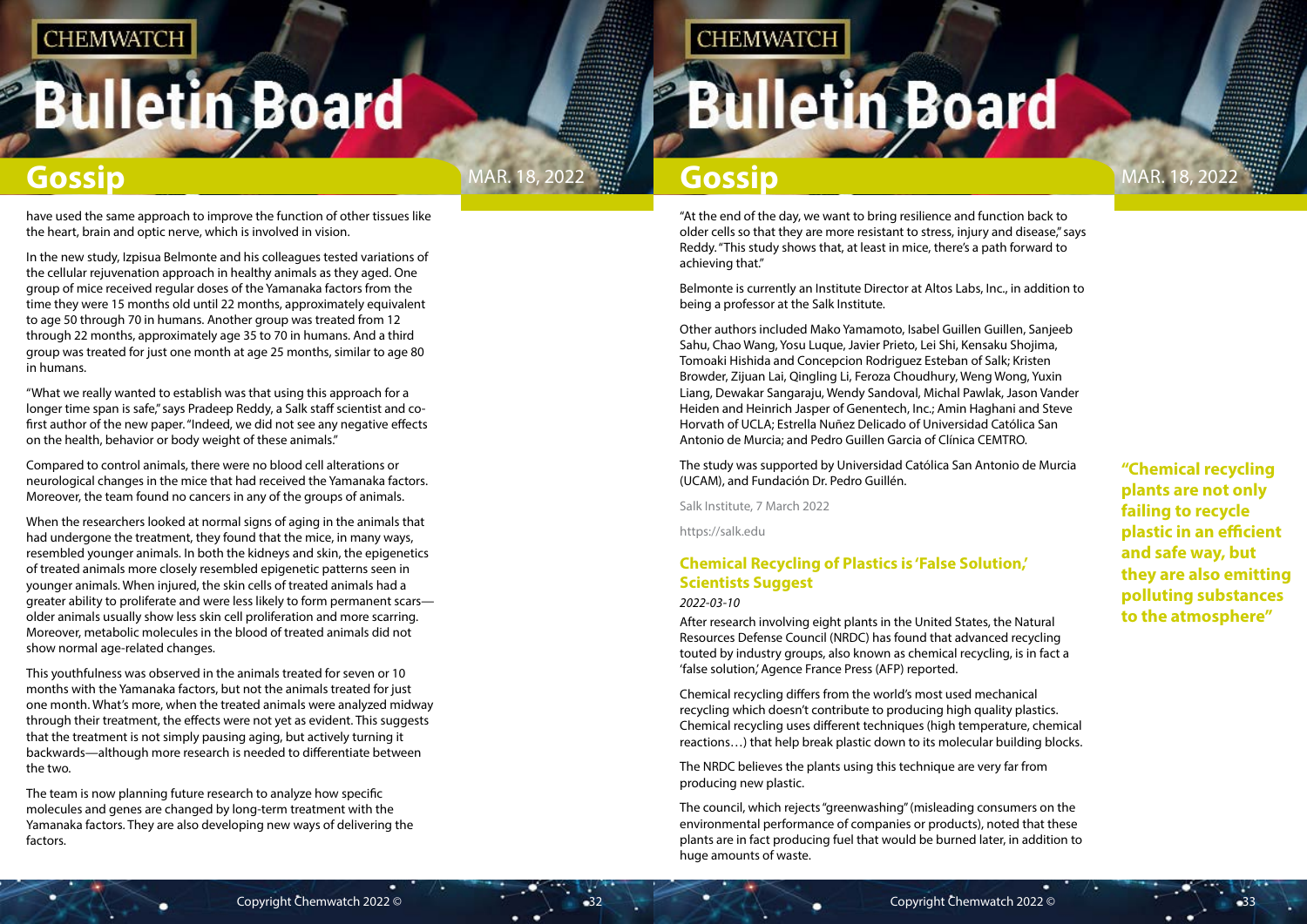have used the same approach to improve the function of other tissues like the heart, brain and optic nerve, which is involved in vision.

In the new study, Izpisua Belmonte and his colleagues tested variations of the cellular rejuvenation approach in healthy animals as they aged. One group of mice received regular doses of the Yamanaka factors from the time they were 15 months old until 22 months, approximately equivalent to age 50 through 70 in humans. Another group was treated from 12 through 22 months, approximately age 35 to 70 in humans. And a third group was treated for just one month at age 25 months, similar to age 80 in humans.

"What we really wanted to establish was that using this approach for a longer time span is safe," says Pradeep Reddy, a Salk staff scientist and co-first author of the new paper. "Indeed, we did not see any negative effects on the health, behavior or body weight of these animals."

Compared to control animals, there were no blood cell alterations or neurological changes in the mice that had received the Yamanaka factors. Moreover, the team found no cancers in any of the groups of animals.

When the researchers looked at normal signs of aging in the animals that had undergone the treatment, they found that the mice, in many ways, resembled younger animals. In both the kidneys and skin, the epigenetics of treated animals more closely resembled epigenetic patterns seen in younger animals. When injured, the skin cells of treated animals had a greater ability to proliferate and were less likely to form permanent scars—older animals usually show less skin cell proliferation and more scarring. Moreover, metabolic molecules in the blood of treated animals did not show normal age-related changes.

This youthfulness was observed in the animals treated for seven or 10 months with the Yamanaka factors, but not the animals treated for just one month. What's more, when the treated animals were analyzed midway through their treatment, the effects were not yet as evident. This suggests that the treatment is not simply pausing aging, but actively turning it backwards—although more research is needed to differentiate between the two.

The team is now planning future research to analyze how specific molecules and genes are changed by long-term treatment with the Yamanaka factors. They are also developing new ways of delivering the factors.

"At the end of the day, we want to bring resilience and function back to older cells so that they are more resistant to stress, injury and disease," says Reddy. "This study shows that, at least in mice, there's a path forward to achieving that."

Belmonte is currently an Institute Director at Altos Labs, Inc., in addition to being a professor at the Salk Institute.

Other authors included Mako Yamamoto, Isabel Guillen Guillen, Sanjeeb Sahu, Chao Wang, Yosu Luque, Javier Prieto, Lei Shi, Kensaku Shojima, Tomoaki Hishida and Concepcion Rodriguez Esteban of Salk; Kristen Browder, Zijuan Lai, Qingling Li, Feroza Choudhury, Weng Wong, Yuxin Liang, Dewakar Sangaraju, Wendy Sandoval, Michal Pawlak, Jason Vander Heiden and Heinrich Jasper of Genentech, Inc.; Amin Haghani and Steve Horvath of UCLA; Estrella Nuñez Delicado of Universidad Católica San Antonio de Murcia; and Pedro Guillen Garcia of Clínica CEMTRO.

The study was supported by Universidad Católica San Antonio de Murcia (UCAM), and Fundación Dr. Pedro Guillén.

Salk Institute, 7 March 2022

https://salk.edu

## Chemical Recycling of Plastics is 'False Solution,' Scientists Suggest

*2022-03-10*

After research involving eight plants in the United States, the Natural Resources Defense Council (NRDC) has found that advanced recycling touted by industry groups, also known as chemical recycling, is in fact a 'false solution,' Agence France Press (AFP) reported.

Chemical recycling differs from the world's most used mechanical recycling which doesn't contribute to producing high quality plastics. Chemical recycling uses different techniques (high temperature, chemical reactions…) that help break plastic down to its molecular building blocks.

The NRDC believes the plants using this technique are very far from producing new plastic.

The council, which rejects "greenwashing" (misleading consumers on the environmental performance of companies or products), noted that these plants are in fact producing fuel that would be burned later, in addition to huge amounts of waste.

**"Chemical recycling plants are not only failing to recycle plastic in an efficient and safe way, but they are also emitting polluting substances to the atmosphere"**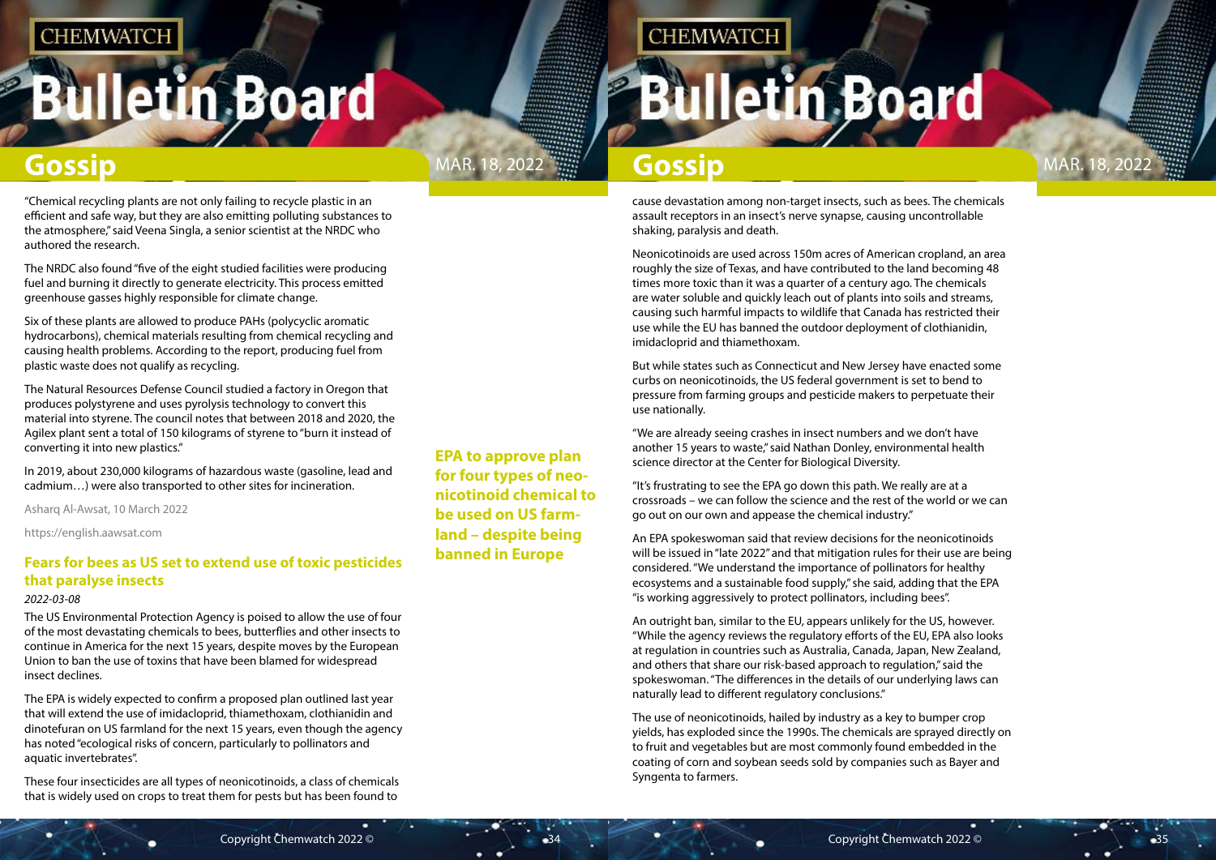"Chemical recycling plants are not only failing to recycle plastic in an efficient and safe way, but they are also emitting polluting substances to the atmosphere," said Veena Singla, a senior scientist at the NRDC who authored the research.

The NRDC also found "five of the eight studied facilities were producing fuel and burning it directly to generate electricity. This process emitted greenhouse gasses highly responsible for climate change.

Six of these plants are allowed to produce PAHs (polycyclic aromatic hydrocarbons), chemical materials resulting from chemical recycling and causing health problems. According to the report, producing fuel from plastic waste does not qualify as recycling.

The Natural Resources Defense Council studied a factory in Oregon that produces polystyrene and uses pyrolysis technology to convert this material into styrene. The council notes that between 2018 and 2020, the Agilex plant sent a total of 150 kilograms of styrene to "burn it instead of converting it into new plastics."

In 2019, about 230,000 kilograms of hazardous waste (gasoline, lead and cadmium…) were also transported to other sites for incineration.

Asharq Al-Awsat, 10 March 2022

https://english.aawsat.com

## Fears for bees as US set to extend use of toxic pesticides that paralyse insects

*2022-03-08*

**EPA to approve plan for four types of neo-nicotinoid chemical to be used on US farm-land – despite being banned in Europe**

The US Environmental Protection Agency is poised to allow the use of four of the most devastating chemicals to bees, butterflies and other insects to continue in America for the next 15 years, despite moves by the European Union to ban the use of toxins that have been blamed for widespread insect declines.

The EPA is widely expected to confirm a proposed plan outlined last year that will extend the use of imidacloprid, thiamethoxam, clothianidin and dinotefuran on US farmland for the next 15 years, even though the agency has noted "ecological risks of concern, particularly to pollinators and aquatic invertebrates".

These four insecticides are all types of neonicotinoids, a class of chemicals that is widely used on crops to treat them for pests but has been found to cause devastation among non-target insects, such as bees. The chemicals assault receptors in an insect's nerve synapse, causing uncontrollable shaking, paralysis and death.

Neonicotinoids are used across 150m acres of American cropland, an area roughly the size of Texas, and have contributed to the land becoming 48 times more toxic than it was a quarter of a century ago. The chemicals are water soluble and quickly leach out of plants into soils and streams, causing such harmful impacts to wildlife that Canada has restricted their use while the EU has banned the outdoor deployment of clothianidin, imidacloprid and thiamethoxam.

But while states such as Connecticut and New Jersey have enacted some curbs on neonicotinoids, the US federal government is set to bend to pressure from farming groups and pesticide makers to perpetuate their use nationally.

"We are already seeing crashes in insect numbers and we don't have another 15 years to waste," said Nathan Donley, environmental health science director at the Center for Biological Diversity.

"It's frustrating to see the EPA go down this path. We really are at a crossroads – we can follow the science and the rest of the world or we can go out on our own and appease the chemical industry."

An EPA spokeswoman said that review decisions for the neonicotinoids will be issued in "late 2022" and that mitigation rules for their use are being considered. "We understand the importance of pollinators for healthy ecosystems and a sustainable food supply," she said, adding that the EPA "is working aggressively to protect pollinators, including bees".

An outright ban, similar to the EU, appears unlikely for the US, however. "While the agency reviews the regulatory efforts of the EU, EPA also looks at regulation in countries such as Australia, Canada, Japan, New Zealand, and others that share our risk-based approach to regulation," said the spokeswoman. "The differences in the details of our underlying laws can naturally lead to different regulatory conclusions."

The use of neonicotinoids, hailed by industry as a key to bumper crop yields, has exploded since the 1990s. The chemicals are sprayed directly on to fruit and vegetables but are most commonly found embedded in the coating of corn and soybean seeds sold by companies such as Bayer and Syngenta to farmers.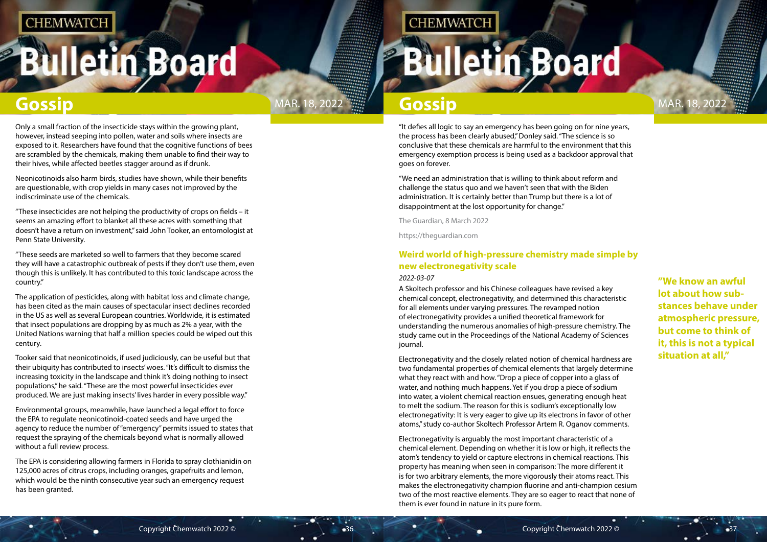Only a small fraction of the insecticide stays within the growing plant, however, instead seeping into pollen, water and soils where insects are exposed to it. Researchers have found that the cognitive functions of bees are scrambled by the chemicals, making them unable to find their way to their hives, while affected beetles stagger around as if drunk.

Neonicotinoids also harm birds, studies have shown, while their benefits are questionable, with crop yields in many cases not improved by the indiscriminate use of the chemicals.

"These insecticides are not helping the productivity of crops on fields – it seems an amazing effort to blanket all these acres with something that doesn't have a return on investment," said John Tooker, an entomologist at Penn State University.

"These seeds are marketed so well to farmers that they become scared they will have a catastrophic outbreak of pests if they don't use them, even though this is unlikely. It has contributed to this toxic landscape across the country."

The application of pesticides, along with habitat loss and climate change, has been cited as the main causes of spectacular insect declines recorded in the US as well as several European countries. Worldwide, it is estimated that insect populations are dropping by as much as 2% a year, with the United Nations warning that half a million species could be wiped out this century.

Tooker said that neonicotinoids, if used judiciously, can be useful but that their ubiquity has contributed to insects' woes. "It's difficult to dismiss the increasing toxicity in the landscape and think it's doing nothing to insect populations," he said. "These are the most powerful insecticides ever produced. We are just making insects' lives harder in every possible way."

Environmental groups, meanwhile, have launched a legal effort to force the EPA to regulate neonicotinoid-coated seeds and have urged the agency to reduce the number of "emergency" permits issued to states that request the spraying of the chemicals beyond what is normally allowed without a full review process.

The EPA is considering allowing farmers in Florida to spray clothianidin on 125,000 acres of citrus crops, including oranges, grapefruits and lemon, which would be the ninth consecutive year such an emergency request has been granted.

"It defies all logic to say an emergency has been going on for nine years, the process has been clearly abused," Donley said. "The science is so conclusive that these chemicals are harmful to the environment that this emergency exemption process is being used as a backdoor approval that goes on forever.

"We need an administration that is willing to think about reform and challenge the status quo and we haven't seen that with the Biden administration. It is certainly better than Trump but there is a lot of disappointment at the lost opportunity for change."

The Guardian, 8 March 2022

https://theguardian.com

### Weird world of high-pressure chemistry made simple by new electronegativity scale

*2022-03-07*

A Skoltech professor and his Chinese colleagues have revised a key chemical concept, electronegativity, and determined this characteristic for all elements under varying pressures. The revamped notion of electronegativity provides a unified theoretical framework for understanding the numerous anomalies of high-pressure chemistry. The study came out in the Proceedings of the National Academy of Sciences journal.

Electronegativity and the closely related notion of chemical hardness are two fundamental properties of chemical elements that largely determine what they react with and how. "Drop a piece of copper into a glass of water, and nothing much happens. Yet if you drop a piece of sodium into water, a violent chemical reaction ensues, generating enough heat to melt the sodium. The reason for this is sodium's exceptionally low electronegativity: It is very eager to give up its electrons in favor of other atoms," study co-author Skoltech Professor Artem R. Oganov comments.

**"We know an awful lot about how substances behave under atmospheric pressure, but come to think of it, this is not a typical situation at all,"**

Electronegativity is arguably the most important characteristic of a chemical element. Depending on whether it is low or high, it reflects the atom's tendency to yield or capture electrons in chemical reactions. This property has meaning when seen in comparison: The more different it is for two arbitrary elements, the more vigorously their atoms react. This makes the electronegativity champion fluorine and anti-champion cesium two of the most reactive elements. They are so eager to react that none of them is ever found in nature in its pure form.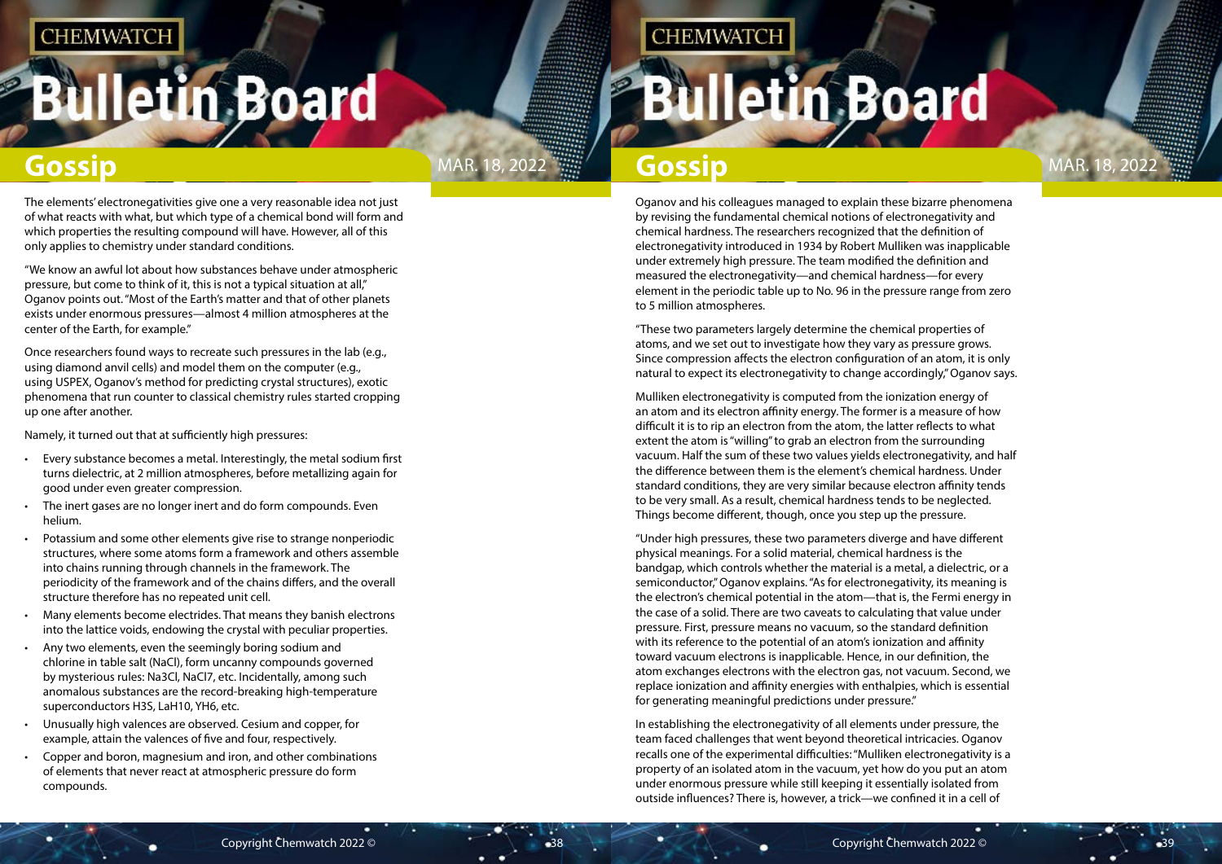The elements' electronegativities give one a very reasonable idea not just of what reacts with what, but which type of a chemical bond will form and which properties the resulting compound will have. However, all of this only applies to chemistry under standard conditions.

"We know an awful lot about how substances behave under atmospheric pressure, but come to think of it, this is not a typical situation at all," Oganov points out. "Most of the Earth's matter and that of other planets exists under enormous pressures—almost 4 million atmospheres at the center of the Earth, for example."

Once researchers found ways to recreate such pressures in the lab (e.g., using diamond anvil cells) and model them on the computer (e.g., using USPEX, Oganov's method for predicting crystal structures), exotic phenomena that run counter to classical chemistry rules started cropping up one after another.

Namely, it turned out that at sufficiently high pressures:

- Every substance becomes a metal. Interestingly, the metal sodium first turns dielectric, at 2 million atmospheres, before metallizing again for good under even greater compression.
- The inert gases are no longer inert and do form compounds. Even helium.
- Potassium and some other elements give rise to strange nonperiodic structures, where some atoms form a framework and others assemble into chains running through channels in the framework. The periodicity of the framework and of the chains differs, and the overall structure therefore has no repeated unit cell.
- Many elements become electrides. That means they banish electrons into the lattice voids, endowing the crystal with peculiar properties.
- Any two elements, even the seemingly boring sodium and chlorine in table salt ($NaCl$), form uncanny compounds governed by mysterious rules: $Na_3Cl$, $NaCl_7$, etc. Incidentally, among such anomalous substances are the record-breaking high-temperature superconductors $H_3S$, $LaH_{10}$, $YH_6$, etc.
- Unusually high valences are observed. Cesium and copper, for example, attain the valences of five and four, respectively.
- Copper and boron, magnesium and iron, and other combinations of elements that never react at atmospheric pressure do form compounds.

Oganov and his colleagues managed to explain these bizarre phenomena by revising the fundamental chemical notions of electronegativity and chemical hardness. The researchers recognized that the definition of electronegativity introduced in 1934 by Robert Mulliken was inapplicable under extremely high pressure. The team modified the definition and measured the electronegativity—and chemical hardness—for every element in the periodic table up to No. 96 in the pressure range from zero to 5 million atmospheres.

"These two parameters largely determine the chemical properties of atoms, and we set out to investigate how they vary as pressure grows. Since compression affects the electron configuration of an atom, it is only natural to expect its electronegativity to change accordingly," Oganov says.

Mulliken electronegativity is computed from the ionization energy of an atom and its electron affinity energy. The former is a measure of how difficult it is to rip an electron from the atom, the latter reflects to what extent the atom is "willing" to grab an electron from the surrounding vacuum. Half the sum of these two values yields electronegativity, and half the difference between them is the element's chemical hardness. Under standard conditions, they are very similar because electron affinity tends to be very small. As a result, chemical hardness tends to be neglected. Things become different, though, once you step up the pressure.

"Under high pressures, these two parameters diverge and have different physical meanings. For a solid material, chemical hardness is the bandgap, which controls whether the material is a metal, a dielectric, or a semiconductor," Oganov explains. "As for electronegativity, its meaning is the electron's chemical potential in the atom—that is, the Fermi energy in the case of a solid. There are two caveats to calculating that value under pressure. First, pressure means no vacuum, so the standard definition with its reference to the potential of an atom's ionization and affinity toward vacuum electrons is inapplicable. Hence, in our definition, the atom exchanges electrons with the electron gas, not vacuum. Second, we replace ionization and affinity energies with enthalpies, which is essential for generating meaningful predictions under pressure."

In establishing the electronegativity of all elements under pressure, the team faced challenges that went beyond theoretical intricacies. Oganov recalls one of the experimental difficulties: "Mulliken electronegativity is a property of an isolated atom in the vacuum, yet how do you put an atom under enormous pressure while still keeping it essentially isolated from outside influences? There is, however, a trick—we confined it in a cell of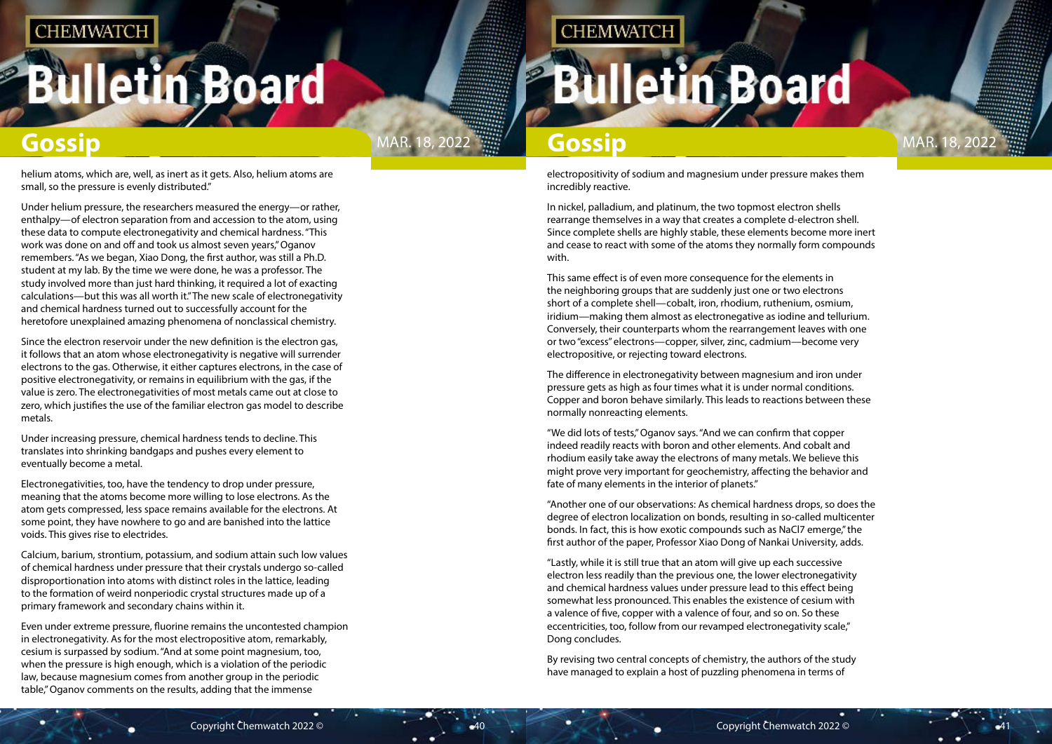helium atoms, which are, well, as inert as it gets. Also, helium atoms are small, so the pressure is evenly distributed."

Under helium pressure, the researchers measured the energy—or rather, enthalpy—of electron separation from and accession to the atom, using these data to compute electronegativity and chemical hardness. "This work was done on and off and took us almost seven years," Oganov remembers. "As we began, Xiao Dong, the first author, was still a Ph.D. student at my lab. By the time we were done, he was a professor. The study involved more than just hard thinking, it required a lot of exacting calculations—but this was all worth it." The new scale of electronegativity and chemical hardness turned out to successfully account for the heretofore unexplained amazing phenomena of nonclassical chemistry.

Since the electron reservoir under the new definition is the electron gas, it follows that an atom whose electronegativity is negative will surrender electrons to the gas. Otherwise, it either captures electrons, in the case of positive electronegativity, or remains in equilibrium with the gas, if the value is zero. The electronegativities of most metals came out at close to zero, which justifies the use of the familiar electron gas model to describe metals.

Under increasing pressure, chemical hardness tends to decline. This translates into shrinking bandgaps and pushes every element to eventually become a metal.

Electronegativities, too, have the tendency to drop under pressure, meaning that the atoms become more willing to lose electrons. As the atom gets compressed, less space remains available for the electrons. At some point, they have nowhere to go and are banished into the lattice voids. This gives rise to electrides.

Calcium, barium, strontium, potassium, and sodium attain such low values of chemical hardness under pressure that their crystals undergo so-called disproportionation into atoms with distinct roles in the lattice, leading to the formation of weird nonperiodic crystal structures made up of a primary framework and secondary chains within it.

Even under extreme pressure, fluorine remains the uncontested champion in electronegativity. As for the most electropositive atom, remarkably, cesium is surpassed by sodium. "And at some point magnesium, too, when the pressure is high enough, which is a violation of the periodic law, because magnesium comes from another group in the periodic table," Oganov comments on the results, adding that the immense electropositivity of sodium and magnesium under pressure makes them incredibly reactive.

In nickel, palladium, and platinum, the two topmost electron shells rearrange themselves in a way that creates a complete d-electron shell. Since complete shells are highly stable, these elements become more inert and cease to react with some of the atoms they normally form compounds with.

This same effect is of even more consequence for the elements in the neighboring groups that are suddenly just one or two electrons short of a complete shell—cobalt, iron, rhodium, ruthenium, osmium, iridium—making them almost as electronegative as iodine and tellurium. Conversely, their counterparts whom the rearrangement leaves with one or two "excess" electrons—copper, silver, zinc, cadmium—become very electropositive, or rejecting toward electrons.

The difference in electronegativity between magnesium and iron under pressure gets as high as four times what it is under normal conditions. Copper and boron behave similarly. This leads to reactions between these normally nonreacting elements.

"We did lots of tests," Oganov says. "And we can confirm that copper indeed readily reacts with boron and other elements. And cobalt and rhodium easily take away the electrons of many metals. We believe this might prove very important for geochemistry, affecting the behavior and fate of many elements in the interior of planets."

"Another one of our observations: As chemical hardness drops, so does the degree of electron localization on bonds, resulting in so-called multicenter bonds. In fact, this is how exotic compounds such as $NaCl_7$ emerge," the first author of the paper, Professor Xiao Dong of Nankai University, adds.

"Lastly, while it is still true that an atom will give up each successive electron less readily than the previous one, the lower electronegativity and chemical hardness values under pressure lead to this effect being somewhat less pronounced. This enables the existence of cesium with a valence of five, copper with a valence of four, and so on. So these eccentricities, too, follow from our revamped electronegativity scale," Dong concludes.

By revising two central concepts of chemistry, the authors of the study have managed to explain a host of puzzling phenomena in terms of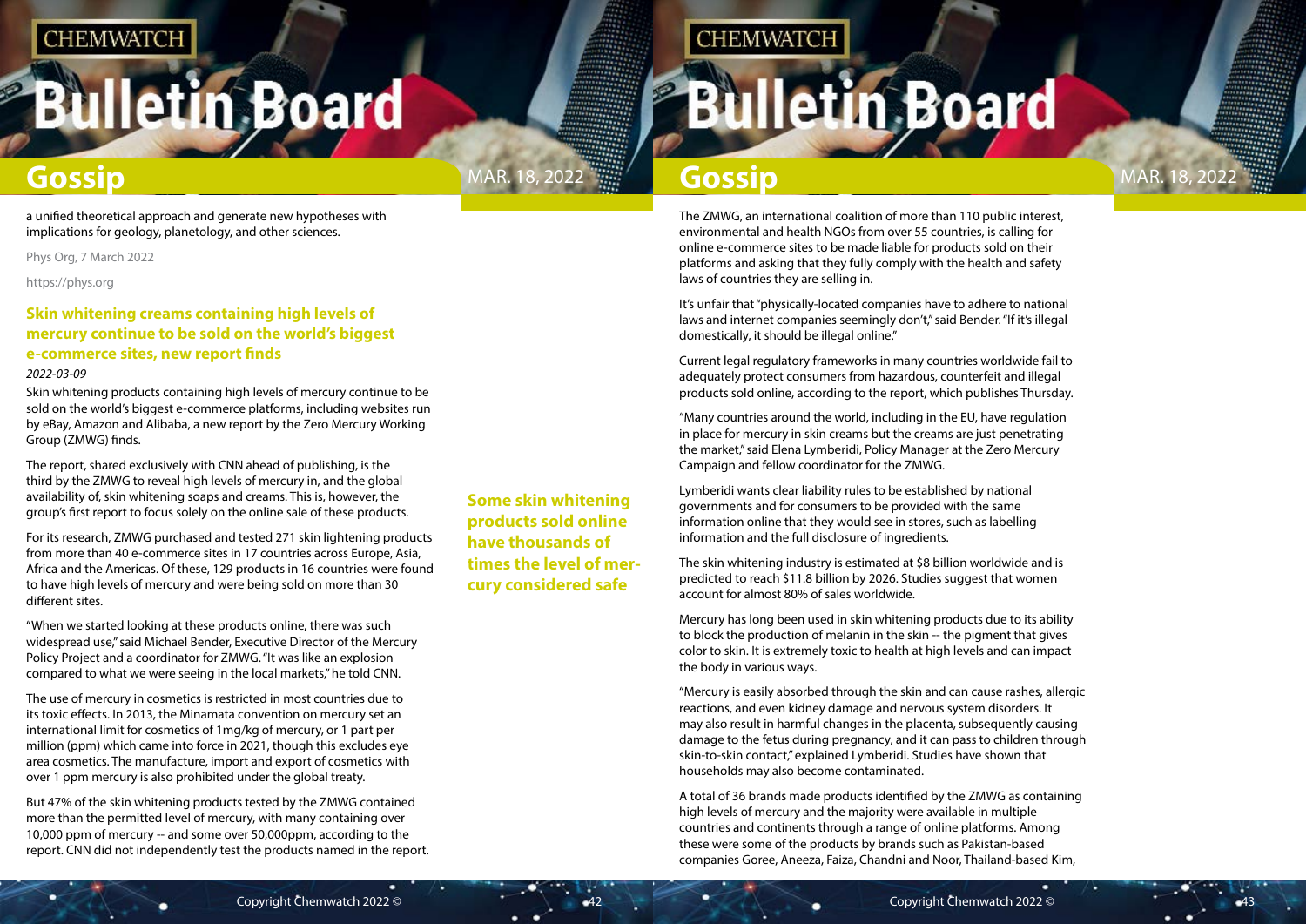a unified theoretical approach and generate new hypotheses with implications for geology, planetology, and other sciences.

Phys Org, 7 March 2022

https://phys.org

## Skin whitening creams containing high levels of mercury continue to be sold on the world's biggest e-commerce sites, new report finds

*2022-03-09*

Skin whitening products containing high levels of mercury continue to be sold on the world's biggest e-commerce platforms, including websites run by eBay, Amazon and Alibaba, a new report by the Zero Mercury Working Group (ZMWG) finds.

The report, shared exclusively with CNN ahead of publishing, is the third by the ZMWG to reveal high levels of mercury in, and the global availability of, skin whitening soaps and creams. This is, however, the group's first report to focus solely on the online sale of these products.

For its research, ZMWG purchased and tested 271 skin lightening products from more than 40 e-commerce sites in 17 countries across Europe, Asia, Africa and the Americas. Of these, 129 products in 16 countries were found to have high levels of mercury and were being sold on more than 30 different sites.

"When we started looking at these products online, there was such widespread use," said Michael Bender, Executive Director of the Mercury Policy Project and a coordinator for ZMWG. "It was like an explosion compared to what we were seeing in the local markets," he told CNN.

The use of mercury in cosmetics is restricted in most countries due to its toxic effects. In 2013, the Minamata convention on mercury set an international limit for cosmetics of 1mg/kg of mercury, or 1 part per million (ppm) which came into force in 2021, though this excludes eye area cosmetics. The manufacture, import and export of cosmetics with over 1 ppm mercury is also prohibited under the global treaty.

But 47% of the skin whitening products tested by the ZMWG contained more than the permitted level of mercury, with many containing over 10,000 ppm of mercury -- and some over 50,000ppm, according to the report. CNN did not independently test the products named in the report.

**Some skin whitening products sold online have thousands of times the level of mercury considered safe**

The ZMWG, an international coalition of more than 110 public interest, environmental and health NGOs from over 55 countries, is calling for online e-commerce sites to be made liable for products sold on their platforms and asking that they fully comply with the health and safety laws of countries they are selling in.

It's unfair that "physically-located companies have to adhere to national laws and internet companies seemingly don't," said Bender. "If it's illegal domestically, it should be illegal online."

Current legal regulatory frameworks in many countries worldwide fail to adequately protect consumers from hazardous, counterfeit and illegal products sold online, according to the report, which publishes Thursday.

"Many countries around the world, including in the EU, have regulation in place for mercury in skin creams but the creams are just penetrating the market," said Elena Lymberidi, Policy Manager at the Zero Mercury Campaign and fellow coordinator for the ZMWG.

Lymberidi wants clear liability rules to be established by national governments and for consumers to be provided with the same information online that they would see in stores, such as labelling information and the full disclosure of ingredients.

The skin whitening industry is estimated at $8 billion worldwide and is predicted to reach $11.8 billion by 2026. Studies suggest that women account for almost 80% of sales worldwide.

Mercury has long been used in skin whitening products due to its ability to block the production of melanin in the skin -- the pigment that gives color to skin. It is extremely toxic to health at high levels and can impact the body in various ways.

"Mercury is easily absorbed through the skin and can cause rashes, allergic reactions, and even kidney damage and nervous system disorders. It may also result in harmful changes in the placenta, subsequently causing damage to the fetus during pregnancy, and it can pass to children through skin-to-skin contact," explained Lymberidi. Studies have shown that households may also become contaminated.

A total of 36 brands made products identified by the ZMWG as containing high levels of mercury and the majority were available in multiple countries and continents through a range of online platforms. Among these were some of the products by brands such as Pakistan-based companies Goree, Aneeza, Faiza, Chandni and Noor, Thailand-based Kim,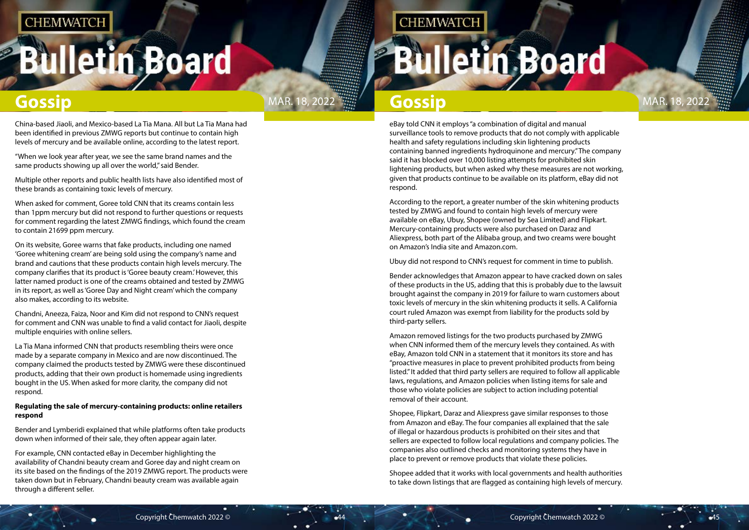China-based Jiaoli, and Mexico-based La Tia Mana. All but La Tia Mana had been identified in previous ZMWG reports but continue to contain high levels of mercury and be available online, according to the latest report.

"When we look year after year, we see the same brand names and the same products showing up all over the world," said Bender.

Multiple other reports and public health lists have also identified most of these brands as containing toxic levels of mercury.

When asked for comment, Goree told CNN that its creams contain less than 1ppm mercury but did not respond to further questions or requests for comment regarding the latest ZMWG findings, which found the cream to contain 21699 ppm mercury.

On its website, Goree warns that fake products, including one named 'Goree whitening cream' are being sold using the company's name and brand and cautions that these products contain high levels mercury. The company clarifies that its product is 'Goree beauty cream.' However, this latter named product is one of the creams obtained and tested by ZMWG in its report, as well as 'Goree Day and Night cream' which the company also makes, according to its website.

Chandni, Aneeza, Faiza, Noor and Kim did not respond to CNN's request for comment and CNN was unable to find a valid contact for Jiaoli, despite multiple enquiries with online sellers.

La Tia Mana informed CNN that products resembling theirs were once made by a separate company in Mexico and are now discontinued. The company claimed the products tested by ZMWG were these discontinued products, adding that their own product is homemade using ingredients bought in the US. When asked for more clarity, the company did not respond.

**Regulating the sale of mercury-containing products: online retailers respond**

Bender and Lymberidi explained that while platforms often take products down when informed of their sale, they often appear again later.

For example, CNN contacted eBay in December highlighting the availability of Chandni beauty cream and Goree day and night cream on its site based on the findings of the 2019 ZMWG report. The products were taken down but in February, Chandni beauty cream was available again through a different seller.

eBay told CNN it employs "a combination of digital and manual surveillance tools to remove products that do not comply with applicable health and safety regulations including skin lightening products containing banned ingredients hydroquinone and mercury." The company said it has blocked over 10,000 listing attempts for prohibited skin lightening products, but when asked why these measures are not working, given that products continue to be available on its platform, eBay did not respond.

According to the report, a greater number of the skin whitening products tested by ZMWG and found to contain high levels of mercury were available on eBay, Ubuy, Shopee (owned by Sea Limited) and Flipkart. Mercury-containing products were also purchased on Daraz and Aliexpress, both part of the Alibaba group, and two creams were bought on Amazon's India site and Amazon.com.

Ubuy did not respond to CNN's request for comment in time to publish.

Bender acknowledges that Amazon appear to have cracked down on sales of these products in the US, adding that this is probably due to the lawsuit brought against the company in 2019 for failure to warn customers about toxic levels of mercury in the skin whitening products it sells. A California court ruled Amazon was exempt from liability for the products sold by third-party sellers.

Amazon removed listings for the two products purchased by ZMWG when CNN informed them of the mercury levels they contained. As with eBay, Amazon told CNN in a statement that it monitors its store and has "proactive measures in place to prevent prohibited products from being listed." It added that third party sellers are required to follow all applicable laws, regulations, and Amazon policies when listing items for sale and those who violate policies are subject to action including potential removal of their account.

Shopee, Flipkart, Daraz and Aliexpress gave similar responses to those from Amazon and eBay. The four companies all explained that the sale of illegal or hazardous products is prohibited on their sites and that sellers are expected to follow local regulations and company policies. The companies also outlined checks and monitoring systems they have in place to prevent or remove products that violate these policies.

Shopee added that it works with local governments and health authorities to take down listings that are flagged as containing high levels of mercury.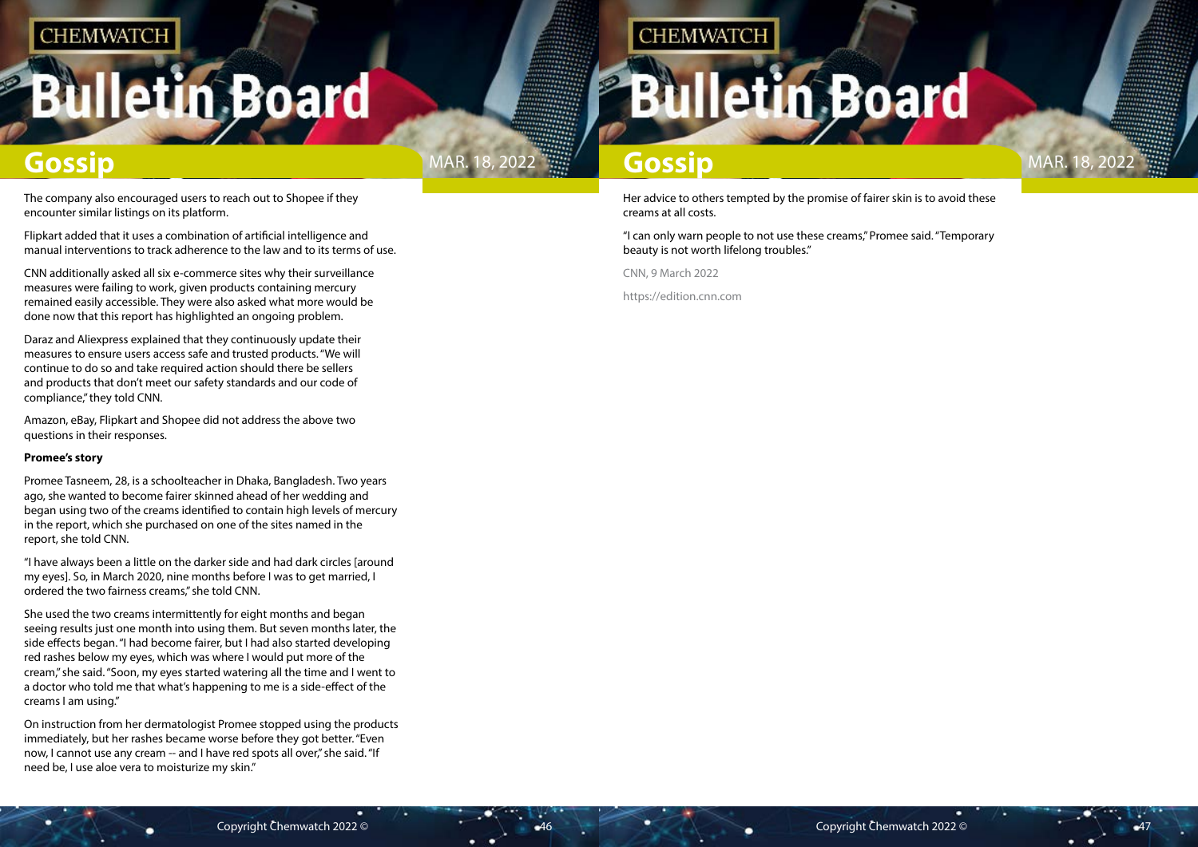The company also encouraged users to reach out to Shopee if they encounter similar listings on its platform.

Flipkart added that it uses a combination of artificial intelligence and manual interventions to track adherence to the law and to its terms of use.

CNN additionally asked all six e-commerce sites why their surveillance measures were failing to work, given products containing mercury remained easily accessible. They were also asked what more would be done now that this report has highlighted an ongoing problem.

Daraz and Aliexpress explained that they continuously update their measures to ensure users access safe and trusted products. "We will continue to do so and take required action should there be sellers and products that don't meet our safety standards and our code of compliance," they told CNN.

Amazon, eBay, Flipkart and Shopee did not address the above two questions in their responses.

**Promee's story**

Promee Tasneem, 28, is a schoolteacher in Dhaka, Bangladesh. Two years ago, she wanted to become fairer skinned ahead of her wedding and began using two of the creams identified to contain high levels of mercury in the report, which she purchased on one of the sites named in the report, she told CNN.

"I have always been a little on the darker side and had dark circles [around my eyes]. So, in March 2020, nine months before I was to get married, I ordered the two fairness creams," she told CNN.

She used the two creams intermittently for eight months and began seeing results just one month into using them. But seven months later, the side effects began. "I had become fairer, but I had also started developing red rashes below my eyes, which was where I would put more of the cream," she said. "Soon, my eyes started watering all the time and I went to a doctor who told me that what's happening to me is a side-effect of the creams I am using."

On instruction from her dermatologist Promee stopped using the products immediately, but her rashes became worse before they got better. "Even now, I cannot use any cream -- and I have red spots all over," she said. "If need be, I use aloe vera to moisturize my skin."

Her advice to others tempted by the promise of fairer skin is to avoid these creams at all costs.

"I can only warn people to not use these creams," Promee said. "Temporary beauty is not worth lifelong troubles."

CNN, 9 March 2022

https://edition.cnn.com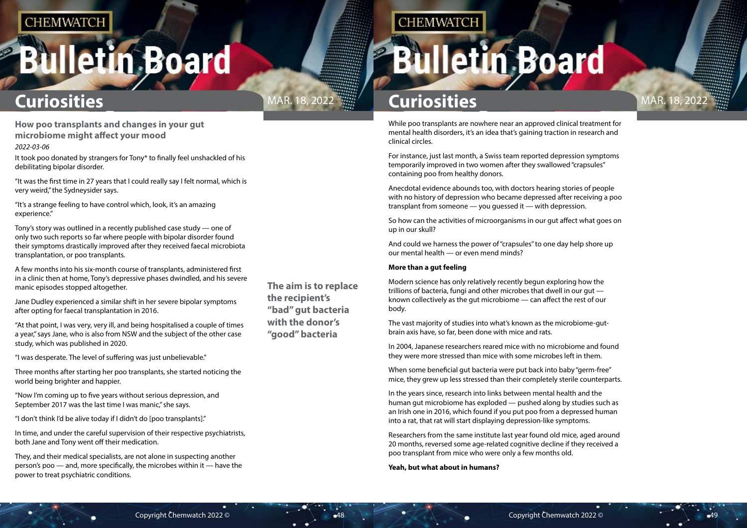## How poo transplants and changes in your gut microbiome might affect your mood

*2022-03-06*

It took poo donated by strangers for Tony* to finally feel unshackled of his debilitating bipolar disorder.

"It was the first time in 27 years that I could really say I felt normal, which is very weird," the Sydneysider says.

"It's a strange feeling to have control which, look, it's an amazing experience."

Tony's story was outlined in a recently published case study — one of only two such reports so far where people with bipolar disorder found their symptoms drastically improved after they received faecal microbiota transplantation, or poo transplants.

A few months into his six-month course of transplants, administered first in a clinic then at home, Tony's depressive phases dwindled, and his severe manic episodes stopped altogether.

Jane Dudley experienced a similar shift in her severe bipolar symptoms after opting for faecal transplantation in 2016.

"At that point, I was very, very ill, and being hospitalised a couple of times a year," says Jane, who is also from NSW and the subject of the other case study, which was published in 2020.

"I was desperate. The level of suffering was just unbelievable."

Three months after starting her poo transplants, she started noticing the world being brighter and happier.

"Now I'm coming up to five years without serious depression, and September 2017 was the last time I was manic," she says.

"I don't think I'd be alive today if I didn't do [poo transplants]."

In time, and under the careful supervision of their respective psychiatrists, both Jane and Tony went off their medication.

They, and their medical specialists, are not alone in suspecting another person's poo — and, more specifically, the microbes within it — have the power to treat psychiatric conditions.

**The aim is to replace the recipient's "bad" gut bacteria with the donor's "good" bacteria**

While poo transplants are nowhere near an approved clinical treatment for mental health disorders, it's an idea that's gaining traction in research and clinical circles.

For instance, just last month, a Swiss team reported depression symptoms temporarily improved in two women after they swallowed "crapsules" containing poo from healthy donors.

Anecdotal evidence abounds too, with doctors hearing stories of people with no history of depression who became depressed after receiving a poo transplant from someone — you guessed it — with depression.

So how can the activities of microorganisms in our gut affect what goes on up in our skull?

And could we harness the power of "crapsules" to one day help shore up our mental health — or even mend minds?

### More than a gut feeling

Modern science has only relatively recently begun exploring how the trillions of bacteria, fungi and other microbes that dwell in our gut — known collectively as the gut microbiome — can affect the rest of our body.

The vast majority of studies into what's known as the microbiome-gut-brain axis have, so far, been done with mice and rats.

In 2004, Japanese researchers reared mice with no microbiome and found they were more stressed than mice with some microbes left in them.

When some beneficial gut bacteria were put back into baby "germ-free" mice, they grew up less stressed than their completely sterile counterparts.

In the years since, research into links between mental health and the human gut microbiome has exploded — pushed along by studies such as an Irish one in 2016, which found if you put poo from a depressed human into a rat, that rat will start displaying depression-like symptoms.

Researchers from the same institute last year found old mice, aged around 20 months, reversed some age-related cognitive decline if they received a poo transplant from mice who were only a few months old.

### Yeah, but what about in humans?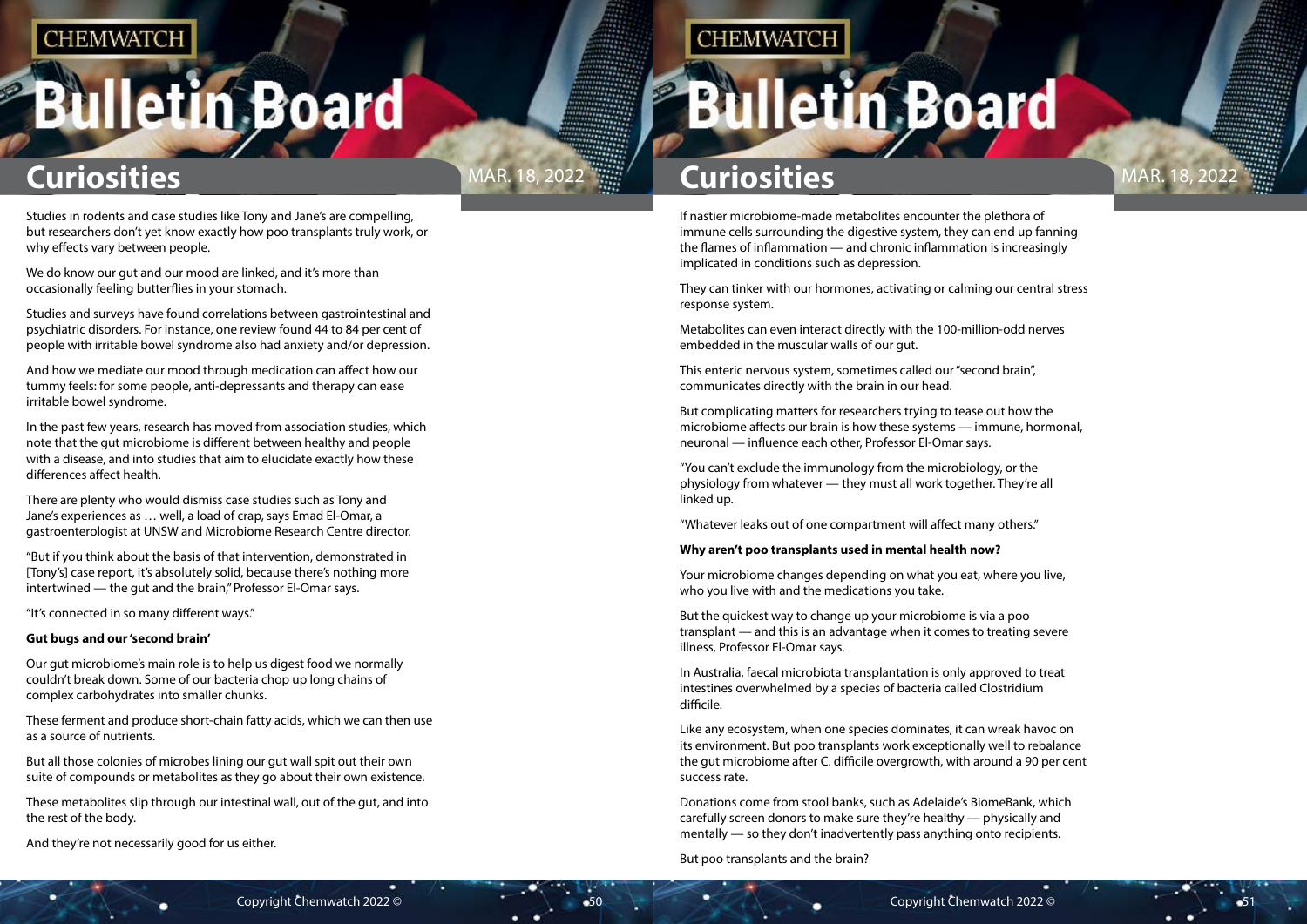Studies in rodents and case studies like Tony and Jane's are compelling, but researchers don't yet know exactly how poo transplants truly work, or why effects vary between people.

We do know our gut and our mood are linked, and it's more than occasionally feeling butterflies in your stomach.

Studies and surveys have found correlations between gastrointestinal and psychiatric disorders. For instance, one review found 44 to 84 per cent of people with irritable bowel syndrome also had anxiety and/or depression.

And how we mediate our mood through medication can affect how our tummy feels: for some people, anti-depressants and therapy can ease irritable bowel syndrome.

In the past few years, research has moved from association studies, which note that the gut microbiome is different between healthy and people with a disease, and into studies that aim to elucidate exactly how these differences affect health.

There are plenty who would dismiss case studies such as Tony and Jane's experiences as … well, a load of crap, says Emad El-Omar, a gastroenterologist at UNSW and Microbiome Research Centre director.

"But if you think about the basis of that intervention, demonstrated in [Tony's] case report, it's absolutely solid, because there's nothing more intertwined — the gut and the brain," Professor El-Omar says.

"It's connected in so many different ways."

**Gut bugs and our 'second brain'**

Our gut microbiome's main role is to help us digest food we normally couldn't break down. Some of our bacteria chop up long chains of complex carbohydrates into smaller chunks.

These ferment and produce short-chain fatty acids, which we can then use as a source of nutrients.

But all those colonies of microbes lining our gut wall spit out their own suite of compounds or metabolites as they go about their own existence.

These metabolites slip through our intestinal wall, out of the gut, and into the rest of the body.

And they're not necessarily good for us either.

If nastier microbiome-made metabolites encounter the plethora of immune cells surrounding the digestive system, they can end up fanning the flames of inflammation — and chronic inflammation is increasingly implicated in conditions such as depression.

They can tinker with our hormones, activating or calming our central stress response system.

Metabolites can even interact directly with the 100-million-odd nerves embedded in the muscular walls of our gut.

This enteric nervous system, sometimes called our "second brain", communicates directly with the brain in our head.

But complicating matters for researchers trying to tease out how the microbiome affects our brain is how these systems — immune, hormonal, neuronal — influence each other, Professor El-Omar says.

"You can't exclude the immunology from the microbiology, or the physiology from whatever — they must all work together. They're all linked up.

"Whatever leaks out of one compartment will affect many others."

**Why aren't poo transplants used in mental health now?**

Your microbiome changes depending on what you eat, where you live, who you live with and the medications you take.

But the quickest way to change up your microbiome is via a poo transplant — and this is an advantage when it comes to treating severe illness, Professor El-Omar says.

In Australia, faecal microbiota transplantation is only approved to treat intestines overwhelmed by a species of bacteria called Clostridium difficile.

Like any ecosystem, when one species dominates, it can wreak havoc on its environment. But poo transplants work exceptionally well to rebalance the gut microbiome after C. difficile overgrowth, with around a 90 per cent success rate.

Donations come from stool banks, such as Adelaide's BiomeBank, which carefully screen donors to make sure they're healthy — physically and mentally — so they don't inadvertently pass anything onto recipients.

But poo transplants and the brain?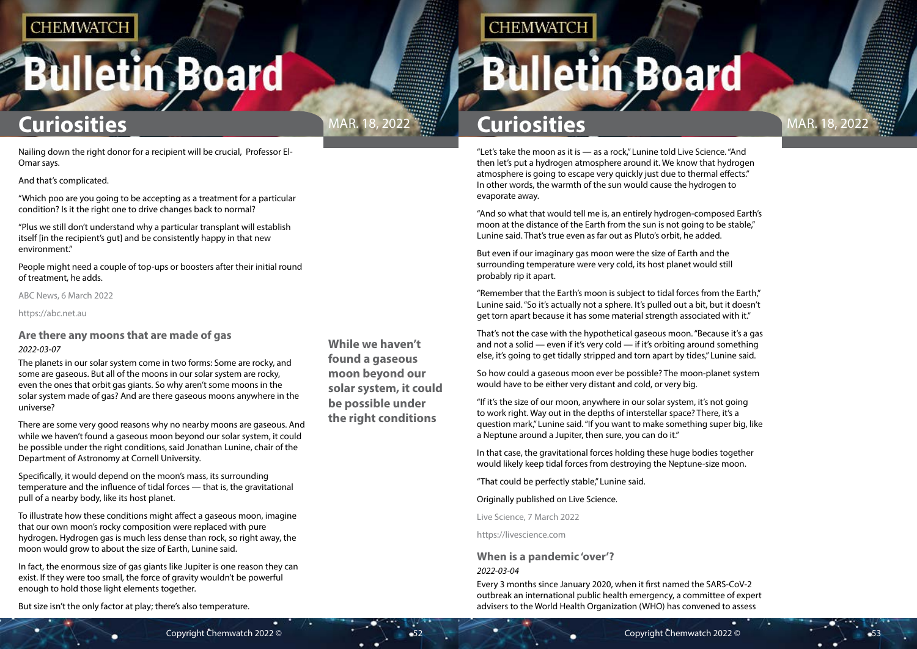Nailing down the right donor for a recipient will be crucial, Professor El-Omar says.

And that's complicated.

"Which poo are you going to be accepting as a treatment for a particular condition? Is it the right one to drive changes back to normal?

"Plus we still don't understand why a particular transplant will establish itself [in the recipient's gut] and be consistently happy in that new environment."

People might need a couple of top-ups or boosters after their initial round of treatment, he adds.

ABC News, 6 March 2022

https://abc.net.au

### Are there any moons that are made of gas

*2022-03-07*

The planets in our solar system come in two forms: Some are rocky, and some are gaseous. But all of the moons in our solar system are rocky, even the ones that orbit gas giants. So why aren't some moons in the solar system made of gas? And are there gaseous moons anywhere in the universe?

There are some very good reasons why no nearby moons are gaseous. And while we haven't found a gaseous moon beyond our solar system, it could be possible under the right conditions, said Jonathan Lunine, chair of the Department of Astronomy at Cornell University.

**While we haven't found a gaseous moon beyond our solar system, it could be possible under the right conditions**

Specifically, it would depend on the moon's mass, its surrounding temperature and the influence of tidal forces — that is, the gravitational pull of a nearby body, like its host planet.

To illustrate how these conditions might affect a gaseous moon, imagine that our own moon's rocky composition were replaced with pure hydrogen. Hydrogen gas is much less dense than rock, so right away, the moon would grow to about the size of Earth, Lunine said.

In fact, the enormous size of gas giants like Jupiter is one reason they can exist. If they were too small, the force of gravity wouldn't be powerful enough to hold those light elements together.

But size isn't the only factor at play; there's also temperature.

"Let's take the moon as it is — as a rock," Lunine told Live Science. "And then let's put a hydrogen atmosphere around it. We know that hydrogen atmosphere is going to escape very quickly just due to thermal effects." In other words, the warmth of the sun would cause the hydrogen to evaporate away.

"And so what that would tell me is, an entirely hydrogen-composed Earth's moon at the distance of the Earth from the sun is not going to be stable," Lunine said. That's true even as far out as Pluto's orbit, he added.

But even if our imaginary gas moon were the size of Earth and the surrounding temperature were very cold, its host planet would still probably rip it apart.

"Remember that the Earth's moon is subject to tidal forces from the Earth," Lunine said. "So it's actually not a sphere. It's pulled out a bit, but it doesn't get torn apart because it has some material strength associated with it."

That's not the case with the hypothetical gaseous moon. "Because it's a gas and not a solid — even if it's very cold — if it's orbiting around something else, it's going to get tidally stripped and torn apart by tides," Lunine said.

So how could a gaseous moon ever be possible? The moon-planet system would have to be either very distant and cold, or very big.

"If it's the size of our moon, anywhere in our solar system, it's not going to work right. Way out in the depths of interstellar space? There, it's a question mark," Lunine said. "If you want to make something super big, like a Neptune around a Jupiter, then sure, you can do it."

In that case, the gravitational forces holding these huge bodies together would likely keep tidal forces from destroying the Neptune-size moon.

"That could be perfectly stable," Lunine said.

Originally published on Live Science.

Live Science, 7 March 2022

https://livescience.com

### When is a pandemic 'over'?

*2022-03-04*

Every 3 months since January 2020, when it first named the SARS-CoV-2 outbreak an international public health emergency, a committee of expert advisers to the World Health Organization (WHO) has convened to assess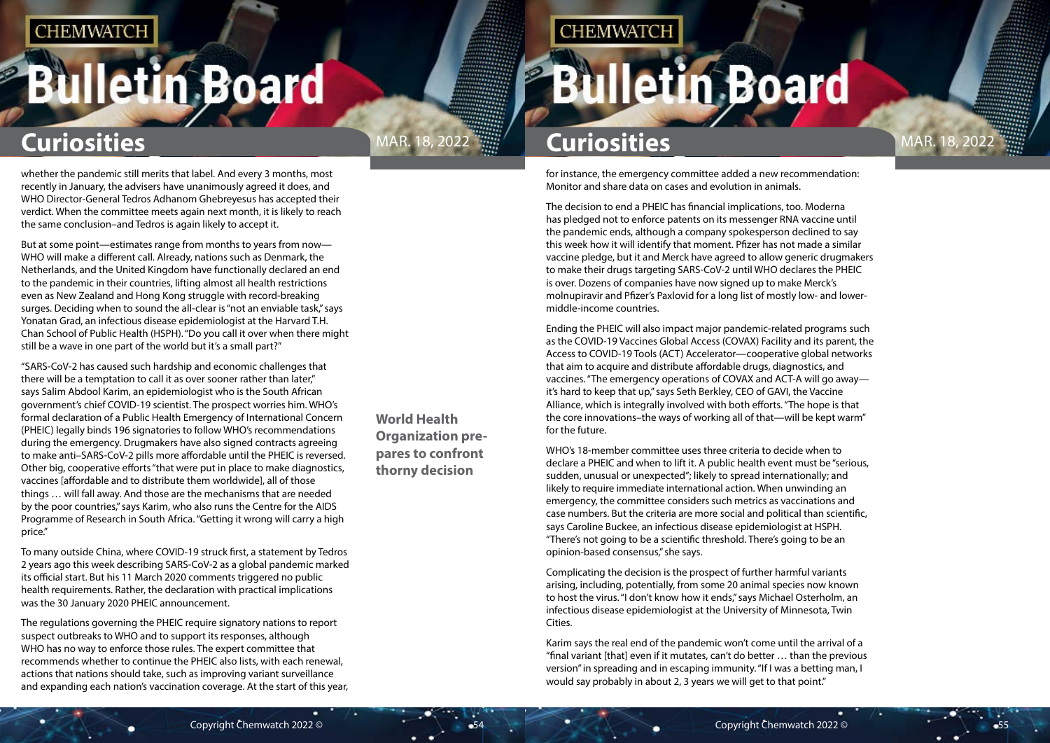whether the pandemic still merits that label. And every 3 months, most recently in January, the advisers have unanimously agreed it does, and WHO Director-General Tedros Adhanom Ghebreyesus has accepted their verdict. When the committee meets again next month, it is likely to reach the same conclusion–and Tedros is again likely to accept it.

But at some point—estimates range from months to years from now—WHO will make a different call. Already, nations such as Denmark, the Netherlands, and the United Kingdom have functionally declared an end to the pandemic in their countries, lifting almost all health restrictions even as New Zealand and Hong Kong struggle with record-breaking surges. Deciding when to sound the all-clear is "not an enviable task," says Yonatan Grad, an infectious disease epidemiologist at the Harvard T.H. Chan School of Public Health (HSPH). "Do you call it over when there might still be a wave in one part of the world but it's a small part?"

"SARS-CoV-2 has caused such hardship and economic challenges that there will be a temptation to call it as over sooner rather than later," says Salim Abdool Karim, an epidemiologist who is the South African government's chief COVID-19 scientist. The prospect worries him. WHO's formal declaration of a Public Health Emergency of International Concern (PHEIC) legally binds 196 signatories to follow WHO's recommendations during the emergency. Drugmakers have also signed contracts agreeing to make anti–SARS-CoV-2 pills more affordable until the PHEIC is reversed. Other big, cooperative efforts "that were put in place to make diagnostics, vaccines [affordable and to distribute them worldwide], all of those things … will fall away. And those are the mechanisms that are needed by the poor countries," says Karim, who also runs the Centre for the AIDS Programme of Research in South Africa. "Getting it wrong will carry a high price."

To many outside China, where COVID-19 struck first, a statement by Tedros 2 years ago this week describing SARS-CoV-2 as a global pandemic marked its official start. But his 11 March 2020 comments triggered no public health requirements. Rather, the declaration with practical implications was the 30 January 2020 PHEIC announcement.

The regulations governing the PHEIC require signatory nations to report suspect outbreaks to WHO and to support its responses, although WHO has no way to enforce those rules. The expert committee that recommends whether to continue the PHEIC also lists, with each renewal, actions that nations should take, such as improving variant surveillance and expanding each nation's vaccination coverage. At the start of this year, for instance, the emergency committee added a new recommendation: Monitor and share data on cases and evolution in animals.

**World Health Organization prepares to confront thorny decision**

The decision to end a PHEIC has financial implications, too. Moderna has pledged not to enforce patents on its messenger RNA vaccine until the pandemic ends, although a company spokesperson declined to say this week how it will identify that moment. Pfizer has not made a similar vaccine pledge, but it and Merck have agreed to allow generic drugmakers to make their drugs targeting SARS-CoV-2 until WHO declares the PHEIC is over. Dozens of companies have now signed up to make Merck's molnupiravir and Pfizer's Paxlovid for a long list of mostly low- and lower-middle-income countries.

Ending the PHEIC will also impact major pandemic-related programs such as the COVID-19 Vaccines Global Access (COVAX) Facility and its parent, the Access to COVID-19 Tools (ACT) Accelerator—cooperative global networks that aim to acquire and distribute affordable drugs, diagnostics, and vaccines. "The emergency operations of COVAX and ACT-A will go away—it's hard to keep that up," says Seth Berkley, CEO of GAVI, the Vaccine Alliance, which is integrally involved with both efforts. "The hope is that the core innovations–the ways of working all of that—will be kept warm" for the future.

WHO's 18-member committee uses three criteria to decide when to declare a PHEIC and when to lift it. A public health event must be "serious, sudden, unusual or unexpected"; likely to spread internationally; and likely to require immediate international action. When unwinding an emergency, the committee considers such metrics as vaccinations and case numbers. But the criteria are more social and political than scientific, says Caroline Buckee, an infectious disease epidemiologist at HSPH. "There's not going to be a scientific threshold. There's going to be an opinion-based consensus," she says.

Complicating the decision is the prospect of further harmful variants arising, including, potentially, from some 20 animal species now known to host the virus. "I don't know how it ends," says Michael Osterholm, an infectious disease epidemiologist at the University of Minnesota, Twin Cities.

Karim says the real end of the pandemic won't come until the arrival of a "final variant [that] even if it mutates, can't do better … than the previous version" in spreading and in escaping immunity. "If I was a betting man, I would say probably in about 2, 3 years we will get to that point."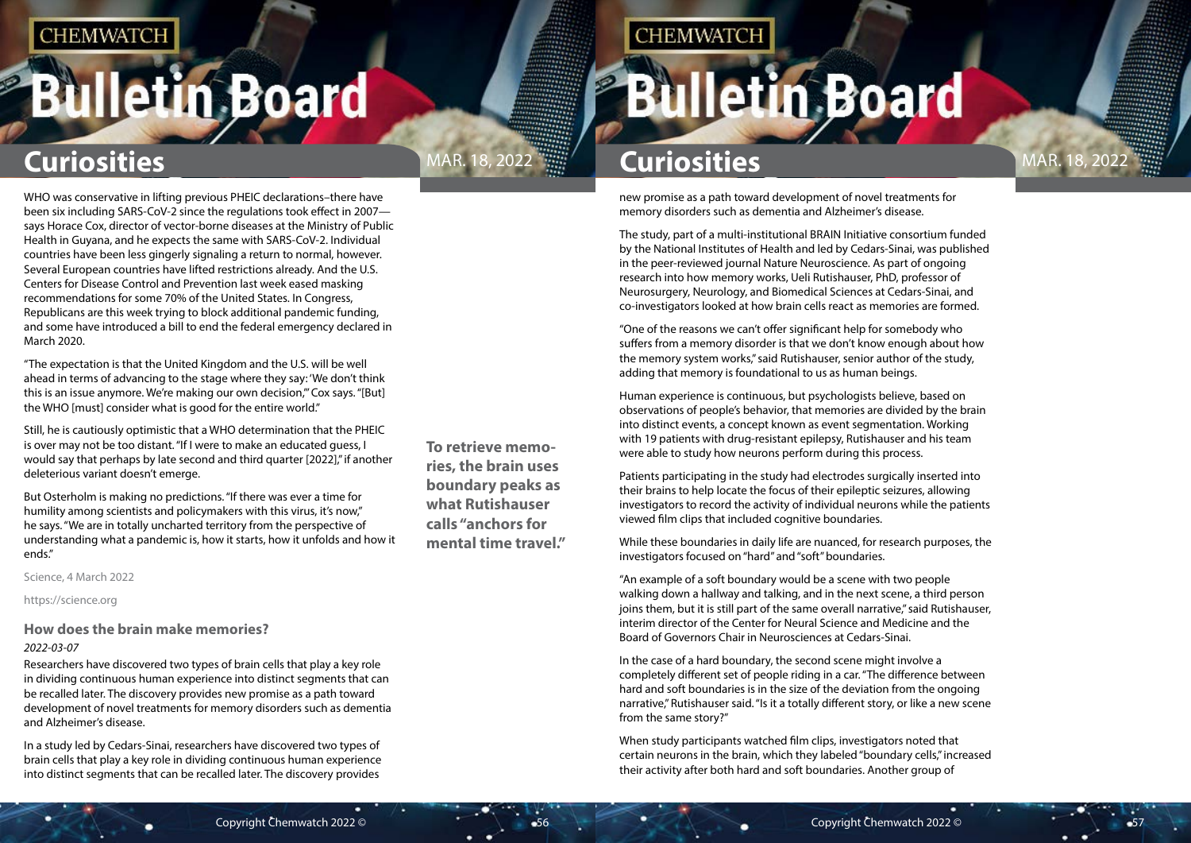WHO was conservative in lifting previous PHEIC declarations–there have been six including SARS-CoV-2 since the regulations took effect in 2007—says Horace Cox, director of vector-borne diseases at the Ministry of Public Health in Guyana, and he expects the same with SARS-CoV-2. Individual countries have been less gingerly signaling a return to normal, however. Several European countries have lifted restrictions already. And the U.S. Centers for Disease Control and Prevention last week eased masking recommendations for some 70% of the United States. In Congress, Republicans are this week trying to block additional pandemic funding, and some have introduced a bill to end the federal emergency declared in March 2020.

"The expectation is that the United Kingdom and the U.S. will be well ahead in terms of advancing to the stage where they say: 'We don't think this is an issue anymore. We're making our own decision,'" Cox says. "[But] the WHO [must] consider what is good for the entire world."

Still, he is cautiously optimistic that a WHO determination that the PHEIC is over may not be too distant. "If I were to make an educated guess, I would say that perhaps by late second and third quarter [2022]," if another deleterious variant doesn't emerge.

But Osterholm is making no predictions. "If there was ever a time for humility among scientists and policymakers with this virus, it's now," he says. "We are in totally uncharted territory from the perspective of understanding what a pandemic is, how it starts, how it unfolds and how it ends."

Science, 4 March 2022

https://science.org

### How does the brain make memories?

*2022-03-07*

Researchers have discovered two types of brain cells that play a key role in dividing continuous human experience into distinct segments that can be recalled later. The discovery provides new promise as a path toward development of novel treatments for memory disorders such as dementia and Alzheimer's disease.

In a study led by Cedars-Sinai, researchers have discovered two types of brain cells that play a key role in dividing continuous human experience into distinct segments that can be recalled later. The discovery provides new promise as a path toward development of novel treatments for memory disorders such as dementia and Alzheimer's disease.

**To retrieve memories, the brain uses boundary peaks as what Rutishauser calls "anchors for mental time travel."**

The study, part of a multi-institutional BRAIN Initiative consortium funded by the National Institutes of Health and led by Cedars-Sinai, was published in the peer-reviewed journal Nature Neuroscience. As part of ongoing research into how memory works, Ueli Rutishauser, PhD, professor of Neurosurgery, Neurology, and Biomedical Sciences at Cedars-Sinai, and co-investigators looked at how brain cells react as memories are formed.

"One of the reasons we can't offer significant help for somebody who suffers from a memory disorder is that we don't know enough about how the memory system works," said Rutishauser, senior author of the study, adding that memory is foundational to us as human beings.

Human experience is continuous, but psychologists believe, based on observations of people's behavior, that memories are divided by the brain into distinct events, a concept known as event segmentation. Working with 19 patients with drug-resistant epilepsy, Rutishauser and his team were able to study how neurons perform during this process.

Patients participating in the study had electrodes surgically inserted into their brains to help locate the focus of their epileptic seizures, allowing investigators to record the activity of individual neurons while the patients viewed film clips that included cognitive boundaries.

While these boundaries in daily life are nuanced, for research purposes, the investigators focused on "hard" and "soft" boundaries.

"An example of a soft boundary would be a scene with two people walking down a hallway and talking, and in the next scene, a third person joins them, but it is still part of the same overall narrative," said Rutishauser, interim director of the Center for Neural Science and Medicine and the Board of Governors Chair in Neurosciences at Cedars-Sinai.

In the case of a hard boundary, the second scene might involve a completely different set of people riding in a car. "The difference between hard and soft boundaries is in the size of the deviation from the ongoing narrative," Rutishauser said. "Is it a totally different story, or like a new scene from the same story?"

When study participants watched film clips, investigators noted that certain neurons in the brain, which they labeled "boundary cells," increased their activity after both hard and soft boundaries. Another group of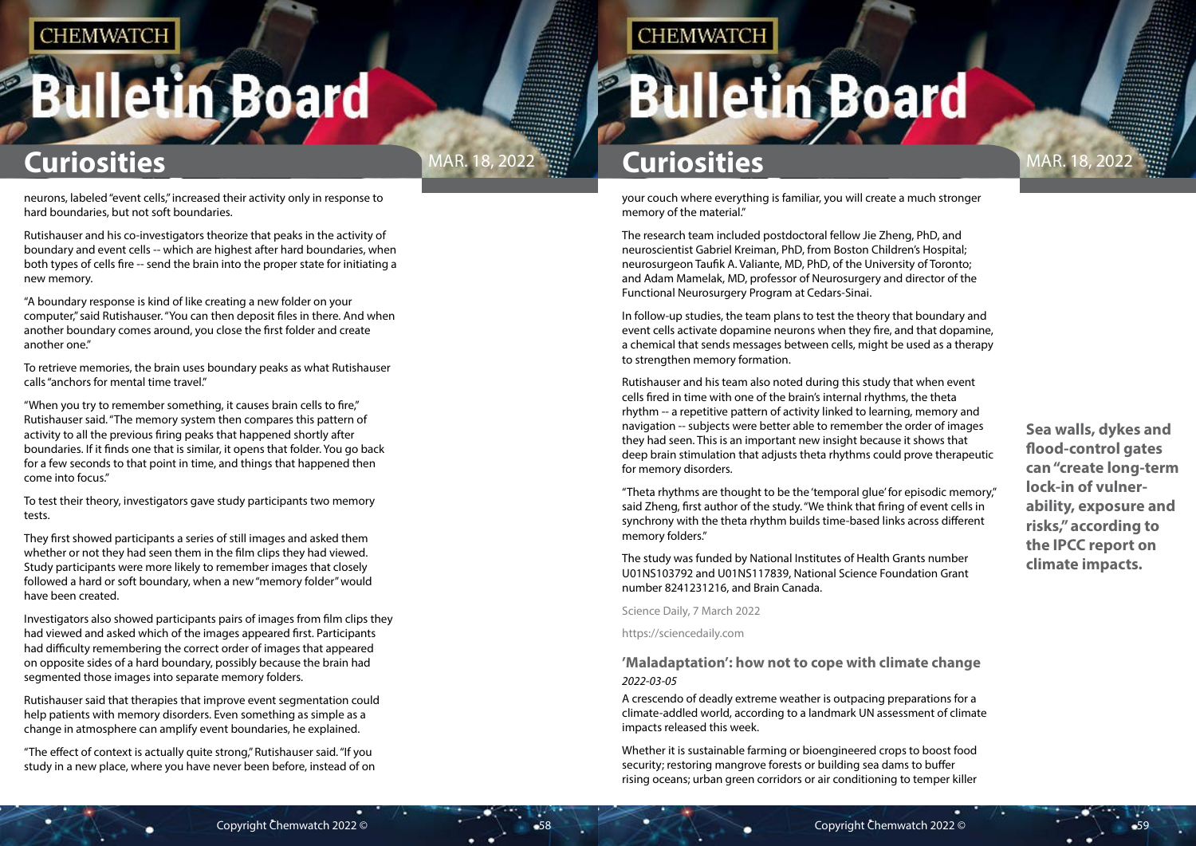neurons, labeled "event cells," increased their activity only in response to hard boundaries, but not soft boundaries.

Rutishauser and his co-investigators theorize that peaks in the activity of boundary and event cells -- which are highest after hard boundaries, when both types of cells fire -- send the brain into the proper state for initiating a new memory.

"A boundary response is kind of like creating a new folder on your computer," said Rutishauser. "You can then deposit files in there. And when another boundary comes around, you close the first folder and create another one."

To retrieve memories, the brain uses boundary peaks as what Rutishauser calls "anchors for mental time travel."

"When you try to remember something, it causes brain cells to fire," Rutishauser said. "The memory system then compares this pattern of activity to all the previous firing peaks that happened shortly after boundaries. If it finds one that is similar, it opens that folder. You go back for a few seconds to that point in time, and things that happened then come into focus."

To test their theory, investigators gave study participants two memory tests.

They first showed participants a series of still images and asked them whether or not they had seen them in the film clips they had viewed. Study participants were more likely to remember images that closely followed a hard or soft boundary, when a new "memory folder" would have been created.

Investigators also showed participants pairs of images from film clips they had viewed and asked which of the images appeared first. Participants had difficulty remembering the correct order of images that appeared on opposite sides of a hard boundary, possibly because the brain had segmented those images into separate memory folders.

Rutishauser said that therapies that improve event segmentation could help patients with memory disorders. Even something as simple as a change in atmosphere can amplify event boundaries, he explained.

"The effect of context is actually quite strong," Rutishauser said. "If you study in a new place, where you have never been before, instead of on your couch where everything is familiar, you will create a much stronger memory of the material."

The research team included postdoctoral fellow Jie Zheng, PhD, and neuroscientist Gabriel Kreiman, PhD, from Boston Children's Hospital; neurosurgeon Taufik A. Valiante, MD, PhD, of the University of Toronto; and Adam Mamelak, MD, professor of Neurosurgery and director of the Functional Neurosurgery Program at Cedars-Sinai.

In follow-up studies, the team plans to test the theory that boundary and event cells activate dopamine neurons when they fire, and that dopamine, a chemical that sends messages between cells, might be used as a therapy to strengthen memory formation.

Rutishauser and his team also noted during this study that when event cells fired in time with one of the brain's internal rhythms, the theta rhythm -- a repetitive pattern of activity linked to learning, memory and navigation -- subjects were better able to remember the order of images they had seen. This is an important new insight because it shows that deep brain stimulation that adjusts theta rhythms could prove therapeutic for memory disorders.

"Theta rhythms are thought to be the 'temporal glue' for episodic memory," said Zheng, first author of the study. "We think that firing of event cells in synchrony with the theta rhythm builds time-based links across different memory folders."

The study was funded by National Institutes of Health Grants number U01NS103792 and U01NS117839, National Science Foundation Grant number 8241231216, and Brain Canada.

Science Daily, 7 March 2022

https://sciencedaily.com

## 'Maladaptation': how not to cope with climate change

*2022-03-05*

A crescendo of deadly extreme weather is outpacing preparations for a climate-addled world, according to a landmark UN assessment of climate impacts released this week.

Whether it is sustainable farming or bioengineered crops to boost food security; restoring mangrove forests or building sea dams to buffer rising oceans; urban green corridors or air conditioning to temper killer

**Sea walls, dykes and flood-control gates can "create long-term lock-in of vulnerability, exposure and risks," according to the IPCC report on climate impacts.**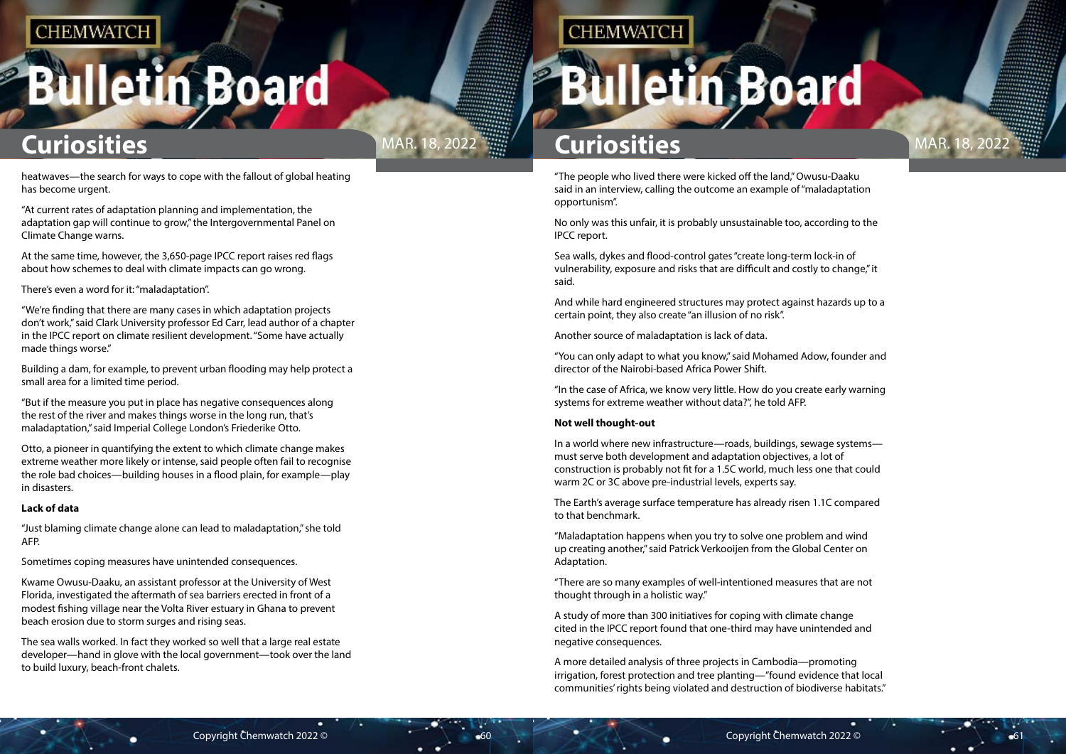heatwaves—the search for ways to cope with the fallout of global heating has become urgent.

"At current rates of adaptation planning and implementation, the adaptation gap will continue to grow," the Intergovernmental Panel on Climate Change warns.

At the same time, however, the 3,650-page IPCC report raises red flags about how schemes to deal with climate impacts can go wrong.

There's even a word for it: "maladaptation".

"We're finding that there are many cases in which adaptation projects don't work," said Clark University professor Ed Carr, lead author of a chapter in the IPCC report on climate resilient development. "Some have actually made things worse."

Building a dam, for example, to prevent urban flooding may help protect a small area for a limited time period.

"But if the measure you put in place has negative consequences along the rest of the river and makes things worse in the long run, that's maladaptation," said Imperial College London's Friederike Otto.

Otto, a pioneer in quantifying the extent to which climate change makes extreme weather more likely or intense, said people often fail to recognise the role bad choices—building houses in a flood plain, for example—play in disasters.

**Lack of data**

"Just blaming climate change alone can lead to maladaptation," she told AFP.

Sometimes coping measures have unintended consequences.

Kwame Owusu-Daaku, an assistant professor at the University of West Florida, investigated the aftermath of sea barriers erected in front of a modest fishing village near the Volta River estuary in Ghana to prevent beach erosion due to storm surges and rising seas.

The sea walls worked. In fact they worked so well that a large real estate developer—hand in glove with the local government—took over the land to build luxury, beach-front chalets.

"The people who lived there were kicked off the land," Owusu-Daaku said in an interview, calling the outcome an example of "maladaptation opportunism".

No only was this unfair, it is probably unsustainable too, according to the IPCC report.

Sea walls, dykes and flood-control gates "create long-term lock-in of vulnerability, exposure and risks that are difficult and costly to change," it said.

And while hard engineered structures may protect against hazards up to a certain point, they also create "an illusion of no risk".

Another source of maladaptation is lack of data.

"You can only adapt to what you know," said Mohamed Adow, founder and director of the Nairobi-based Africa Power Shift.

"In the case of Africa, we know very little. How do you create early warning systems for extreme weather without data?", he told AFP.

**Not well thought-out**

In a world where new infrastructure—roads, buildings, sewage systems—must serve both development and adaptation objectives, a lot of construction is probably not fit for a 1.5C world, much less one that could warm 2C or 3C above pre-industrial levels, experts say.

The Earth's average surface temperature has already risen 1.1C compared to that benchmark.

"Maladaptation happens when you try to solve one problem and wind up creating another," said Patrick Verkooijen from the Global Center on Adaptation.

"There are so many examples of well-intentioned measures that are not thought through in a holistic way."

A study of more than 300 initiatives for coping with climate change cited in the IPCC report found that one-third may have unintended and negative consequences.

A more detailed analysis of three projects in Cambodia—promoting irrigation, forest protection and tree planting—"found evidence that local communities' rights being violated and destruction of biodiverse habitats."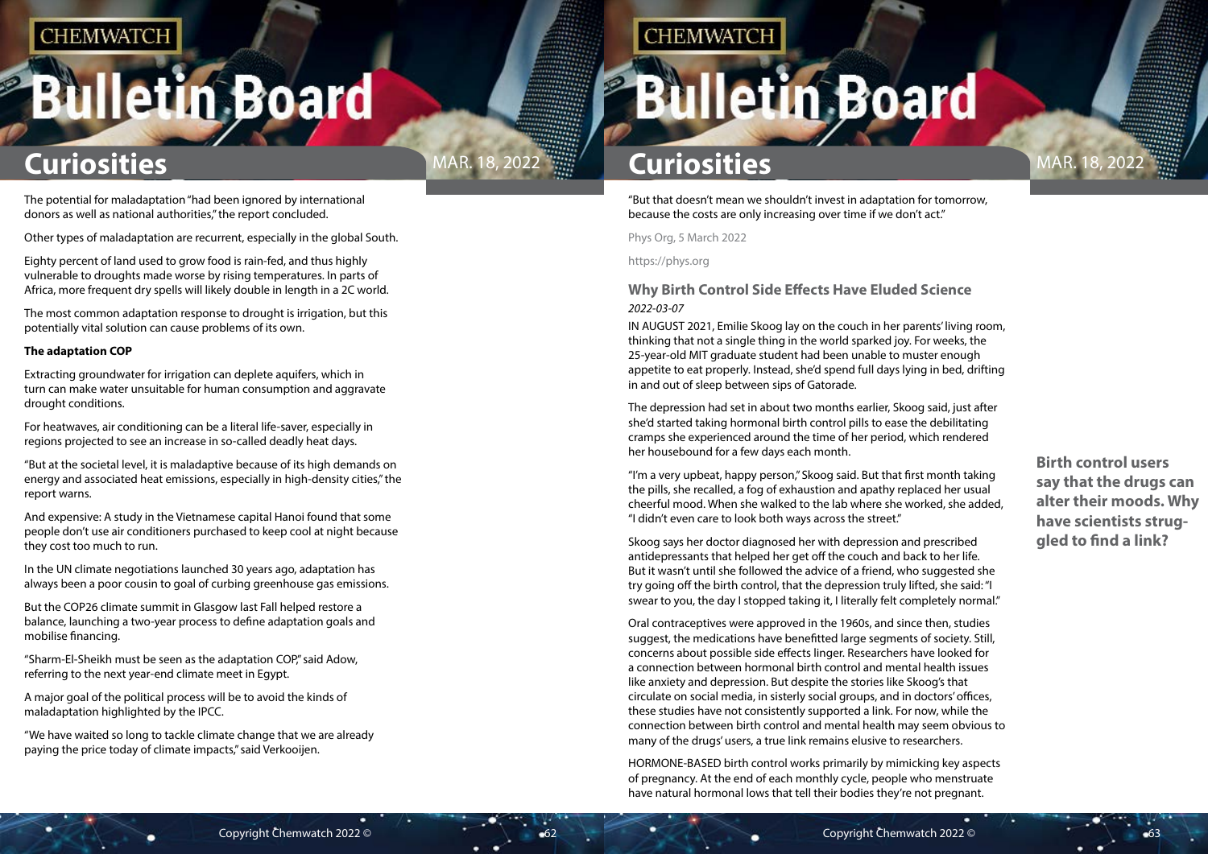The potential for maladaptation "had been ignored by international donors as well as national authorities," the report concluded.

Other types of maladaptation are recurrent, especially in the global South.

Eighty percent of land used to grow food is rain-fed, and thus highly vulnerable to droughts made worse by rising temperatures. In parts of Africa, more frequent dry spells will likely double in length in a 2C world.

The most common adaptation response to drought is irrigation, but this potentially vital solution can cause problems of its own.

**The adaptation COP**

Extracting groundwater for irrigation can deplete aquifers, which in turn can make water unsuitable for human consumption and aggravate drought conditions.

For heatwaves, air conditioning can be a literal life-saver, especially in regions projected to see an increase in so-called deadly heat days.

"But at the societal level, it is maladaptive because of its high demands on energy and associated heat emissions, especially in high-density cities," the report warns.

And expensive: A study in the Vietnamese capital Hanoi found that some people don't use air conditioners purchased to keep cool at night because they cost too much to run.

In the UN climate negotiations launched 30 years ago, adaptation has always been a poor cousin to goal of curbing greenhouse gas emissions.

But the COP26 climate summit in Glasgow last Fall helped restore a balance, launching a two-year process to define adaptation goals and mobilise financing.

"Sharm-El-Sheikh must be seen as the adaptation COP," said Adow, referring to the next year-end climate meet in Egypt.

A major goal of the political process will be to avoid the kinds of maladaptation highlighted by the IPCC.

"We have waited so long to tackle climate change that we are already paying the price today of climate impacts," said Verkooijen.

"But that doesn't mean we shouldn't invest in adaptation for tomorrow, because the costs are only increasing over time if we don't act."

Phys Org, 5 March 2022

https://phys.org

### Why Birth Control Side Effects Have Eluded Science

*2022-03-07*

**Birth control users say that the drugs can alter their moods. Why have scientists struggled to find a link?**

IN AUGUST 2021, Emilie Skoog lay on the couch in her parents' living room, thinking that not a single thing in the world sparked joy. For weeks, the 25-year-old MIT graduate student had been unable to muster enough appetite to eat properly. Instead, she'd spend full days lying in bed, drifting in and out of sleep between sips of Gatorade.

The depression had set in about two months earlier, Skoog said, just after she'd started taking hormonal birth control pills to ease the debilitating cramps she experienced around the time of her period, which rendered her housebound for a few days each month.

"I'm a very upbeat, happy person," Skoog said. But that first month taking the pills, she recalled, a fog of exhaustion and apathy replaced her usual cheerful mood. When she walked to the lab where she worked, she added, "I didn't even care to look both ways across the street."

Skoog says her doctor diagnosed her with depression and prescribed antidepressants that helped her get off the couch and back to her life. But it wasn't until she followed the advice of a friend, who suggested she try going off the birth control, that the depression truly lifted, she said: "I swear to you, the day I stopped taking it, I literally felt completely normal."

Oral contraceptives were approved in the 1960s, and since then, studies suggest, the medications have benefitted large segments of society. Still, concerns about possible side effects linger. Researchers have looked for a connection between hormonal birth control and mental health issues like anxiety and depression. But despite the stories like Skoog's that circulate on social media, in sisterly social groups, and in doctors' offices, these studies have not consistently supported a link. For now, while the connection between birth control and mental health may seem obvious to many of the drugs' users, a true link remains elusive to researchers.

HORMONE-BASED birth control works primarily by mimicking key aspects of pregnancy. At the end of each monthly cycle, people who menstruate have natural hormonal lows that tell their bodies they're not pregnant.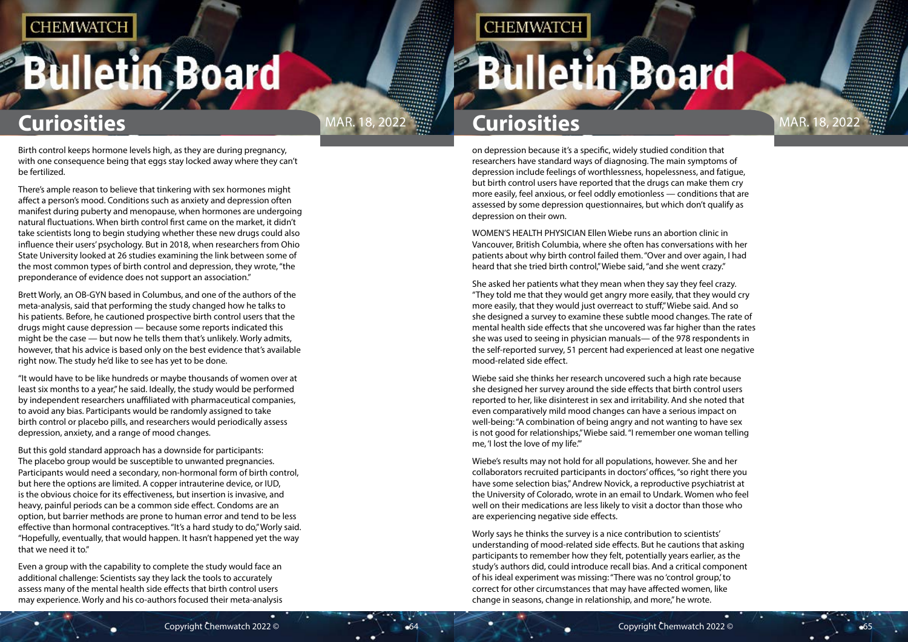Birth control keeps hormone levels high, as they are during pregnancy, with one consequence being that eggs stay locked away where they can't be fertilized.

There's ample reason to believe that tinkering with sex hormones might affect a person's mood. Conditions such as anxiety and depression often manifest during puberty and menopause, when hormones are undergoing natural fluctuations. When birth control first came on the market, it didn't take scientists long to begin studying whether these new drugs could also influence their users' psychology. But in 2018, when researchers from Ohio State University looked at 26 studies examining the link between some of the most common types of birth control and depression, they wrote, "the preponderance of evidence does not support an association."

Brett Worly, an OB-GYN based in Columbus, and one of the authors of the meta-analysis, said that performing the study changed how he talks to his patients. Before, he cautioned prospective birth control users that the drugs might cause depression — because some reports indicated this might be the case — but now he tells them that's unlikely. Worly admits, however, that his advice is based only on the best evidence that's available right now. The study he'd like to see has yet to be done.

"It would have to be like hundreds or maybe thousands of women over at least six months to a year," he said. Ideally, the study would be performed by independent researchers unaffiliated with pharmaceutical companies, to avoid any bias. Participants would be randomly assigned to take birth control or placebo pills, and researchers would periodically assess depression, anxiety, and a range of mood changes.

But this gold standard approach has a downside for participants: The placebo group would be susceptible to unwanted pregnancies. Participants would need a secondary, non-hormonal form of birth control, but here the options are limited. A copper intrauterine device, or IUD, is the obvious choice for its effectiveness, but insertion is invasive, and heavy, painful periods can be a common side effect. Condoms are an option, but barrier methods are prone to human error and tend to be less effective than hormonal contraceptives. "It's a hard study to do," Worly said. "Hopefully, eventually, that would happen. It hasn't happened yet the way that we need it to."

Even a group with the capability to complete the study would face an additional challenge: Scientists say they lack the tools to accurately assess many of the mental health side effects that birth control users may experience. Worly and his co-authors focused their meta-analysis on depression because it's a specific, widely studied condition that researchers have standard ways of diagnosing. The main symptoms of depression include feelings of worthlessness, hopelessness, and fatigue, but birth control users have reported that the drugs can make them cry more easily, feel anxious, or feel oddly emotionless — conditions that are assessed by some depression questionnaires, but which don't qualify as depression on their own.

WOMEN'S HEALTH PHYSICIAN Ellen Wiebe runs an abortion clinic in Vancouver, British Columbia, where she often has conversations with her patients about why birth control failed them. "Over and over again, I had heard that she tried birth control," Wiebe said, "and she went crazy."

She asked her patients what they mean when they say they feel crazy. "They told me that they would get angry more easily, that they would cry more easily, that they would just overreact to stuff," Wiebe said. And so she designed a survey to examine these subtle mood changes. The rate of mental health side effects that she uncovered was far higher than the rates she was used to seeing in physician manuals— of the 978 respondents in the self-reported survey, 51 percent had experienced at least one negative mood-related side effect.

Wiebe said she thinks her research uncovered such a high rate because she designed her survey around the side effects that birth control users reported to her, like disinterest in sex and irritability. And she noted that even comparatively mild mood changes can have a serious impact on well-being: "A combination of being angry and not wanting to have sex is not good for relationships," Wiebe said. "I remember one woman telling me, 'I lost the love of my life.'"

Wiebe's results may not hold for all populations, however. She and her collaborators recruited participants in doctors' offices, "so right there you have some selection bias," Andrew Novick, a reproductive psychiatrist at the University of Colorado, wrote in an email to Undark. Women who feel well on their medications are less likely to visit a doctor than those who are experiencing negative side effects.

Worly says he thinks the survey is a nice contribution to scientists' understanding of mood-related side effects. But he cautions that asking participants to remember how they felt, potentially years earlier, as the study's authors did, could introduce recall bias. And a critical component of his ideal experiment was missing: "There was no 'control group,' to correct for other circumstances that may have affected women, like change in seasons, change in relationship, and more," he wrote.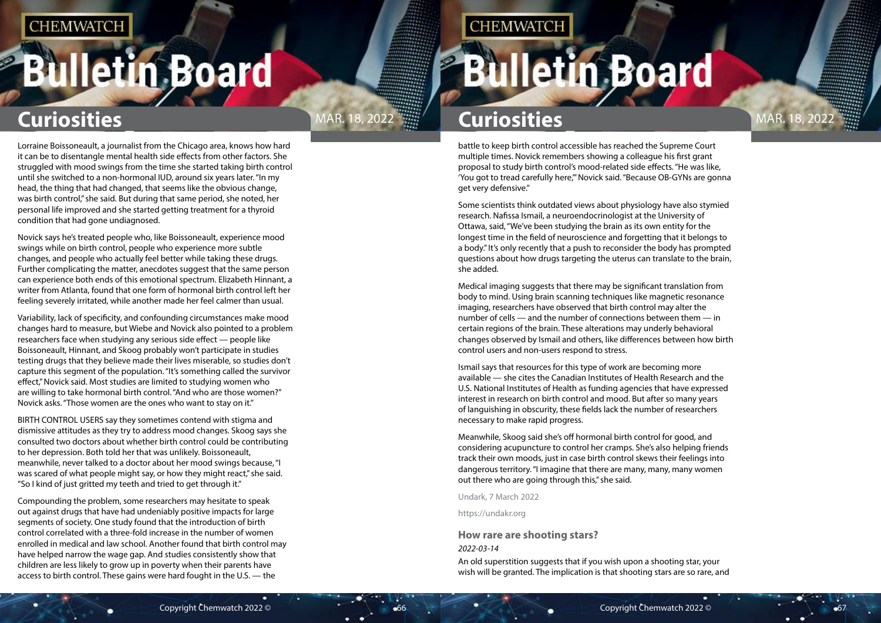Lorraine Boissoneault, a journalist from the Chicago area, knows how hard it can be to disentangle mental health side effects from other factors. She struggled with mood swings from the time she started taking birth control until she switched to a non-hormonal IUD, around six years later. "In my head, the thing that had changed, that seems like the obvious change, was birth control," she said. But during that same period, she noted, her personal life improved and she started getting treatment for a thyroid condition that had gone undiagnosed.

Novick says he's treated people who, like Boissoneault, experience mood swings while on birth control, people who experience more subtle changes, and people who actually feel better while taking these drugs. Further complicating the matter, anecdotes suggest that the same person can experience both ends of this emotional spectrum. Elizabeth Hinnant, a writer from Atlanta, found that one form of hormonal birth control left her feeling severely irritated, while another made her feel calmer than usual.

Variability, lack of specificity, and confounding circumstances make mood changes hard to measure, but Wiebe and Novick also pointed to a problem researchers face when studying any serious side effect — people like Boissoneault, Hinnant, and Skoog probably won't participate in studies testing drugs that they believe made their lives miserable, so studies don't capture this segment of the population. "It's something called the survivor effect," Novick said. Most studies are limited to studying women who are willing to take hormonal birth control. "And who are those women?" Novick asks. "Those women are the ones who want to stay on it."

BIRTH CONTROL USERS say they sometimes contend with stigma and dismissive attitudes as they try to address mood changes. Skoog says she consulted two doctors about whether birth control could be contributing to her depression. Both told her that was unlikely. Boissoneault, meanwhile, never talked to a doctor about her mood swings because, "I was scared of what people might say, or how they might react," she said. "So I kind of just gritted my teeth and tried to get through it."

Compounding the problem, some researchers may hesitate to speak out against drugs that have had undeniably positive impacts for large segments of society. One study found that the introduction of birth control correlated with a three-fold increase in the number of women enrolled in medical and law school. Another found that birth control may have helped narrow the wage gap. And studies consistently show that children are less likely to grow up in poverty when their parents have access to birth control. These gains were hard fought in the U.S. — the battle to keep birth control accessible has reached the Supreme Court multiple times. Novick remembers showing a colleague his first grant proposal to study birth control's mood-related side effects. "He was like, 'You got to tread carefully here,'" Novick said. "Because OB-GYNs are gonna get very defensive."

Some scientists think outdated views about physiology have also stymied research. Nafissa Ismail, a neuroendocrinologist at the University of Ottawa, said, "We've been studying the brain as its own entity for the longest time in the field of neuroscience and forgetting that it belongs to a body." It's only recently that a push to reconsider the body has prompted questions about how drugs targeting the uterus can translate to the brain, she added.

Medical imaging suggests that there may be significant translation from body to mind. Using brain scanning techniques like magnetic resonance imaging, researchers have observed that birth control may alter the number of cells — and the number of connections between them — in certain regions of the brain. These alterations may underly behavioral changes observed by Ismail and others, like differences between how birth control users and non-users respond to stress.

Ismail says that resources for this type of work are becoming more available — she cites the Canadian Institutes of Health Research and the U.S. National Institutes of Health as funding agencies that have expressed interest in research on birth control and mood. But after so many years of languishing in obscurity, these fields lack the number of researchers necessary to make rapid progress.

Meanwhile, Skoog said she's off hormonal birth control for good, and considering acupuncture to control her cramps. She's also helping friends track their own moods, just in case birth control skews their feelings into dangerous territory. "I imagine that there are many, many, many women out there who are going through this," she said.

Undark, 7 March 2022

https://undakr.org

### How rare are shooting stars?

*2022-03-14*

An old superstition suggests that if you wish upon a shooting star, your wish will be granted. The implication is that shooting stars are so rare, and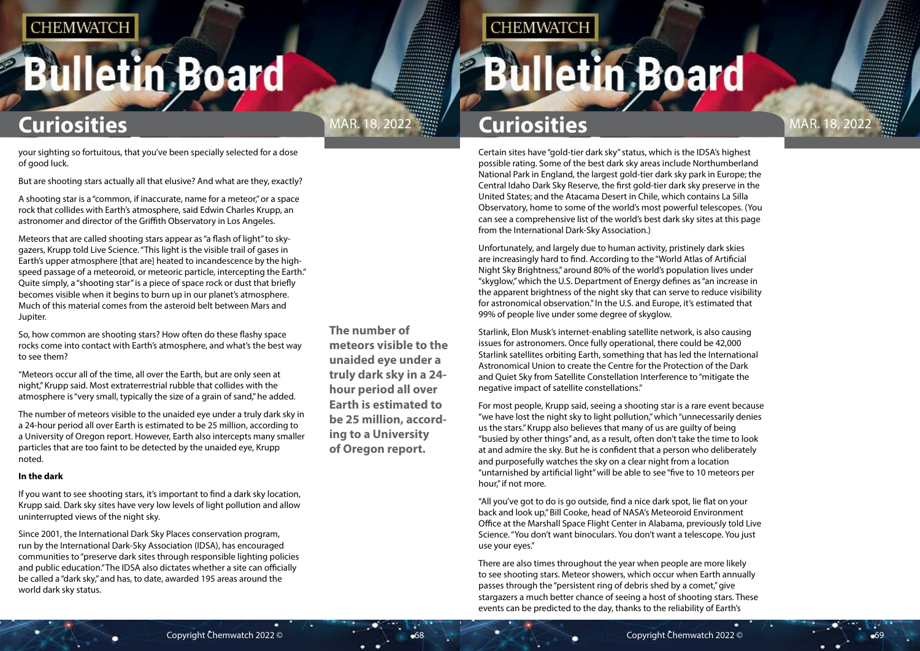your sighting so fortuitous, that you've been specially selected for a dose of good luck.

But are shooting stars actually all that elusive? And what are they, exactly?

A shooting star is a "common, if inaccurate, name for a meteor," or a space rock that collides with Earth's atmosphere, said Edwin Charles Krupp, an astronomer and director of the Griffith Observatory in Los Angeles.

Meteors that are called shooting stars appear as "a flash of light" to sky-gazers, Krupp told Live Science. "This light is the visible trail of gases in Earth's upper atmosphere [that are] heated to incandescence by the high-speed passage of a meteoroid, or meteoric particle, intercepting the Earth." Quite simply, a "shooting star" is a piece of space rock or dust that briefly becomes visible when it begins to burn up in our planet's atmosphere. Much of this material comes from the asteroid belt between Mars and Jupiter.

So, how common are shooting stars? How often do these flashy space rocks come into contact with Earth's atmosphere, and what's the best way to see them?

"Meteors occur all of the time, all over the Earth, but are only seen at night," Krupp said. Most extraterrestrial rubble that collides with the atmosphere is "very small, typically the size of a grain of sand," he added.

The number of meteors visible to the unaided eye under a truly dark sky in a 24-hour period all over Earth is estimated to be 25 million, according to a University of Oregon report. However, Earth also intercepts many smaller particles that are too faint to be detected by the unaided eye, Krupp noted.

**In the dark**

If you want to see shooting stars, it's important to find a dark sky location, Krupp said. Dark sky sites have very low levels of light pollution and allow uninterrupted views of the night sky.

Since 2001, the International Dark Sky Places conservation program, run by the International Dark-Sky Association (IDSA), has encouraged communities to "preserve dark sites through responsible lighting policies and public education." The IDSA also dictates whether a site can officially be called a "dark sky," and has, to date, awarded 195 areas around the world dark sky status.

**The number of meteors visible to the unaided eye under a truly dark sky in a 24-hour period all over Earth is estimated to be 25 million, according to a University of Oregon report.**

Certain sites have "gold-tier dark sky" status, which is the IDSA's highest possible rating. Some of the best dark sky areas include Northumberland National Park in England, the largest gold-tier dark sky park in Europe; the Central Idaho Dark Sky Reserve, the first gold-tier dark sky preserve in the United States; and the Atacama Desert in Chile, which contains La Silla Observatory, home to some of the world's most powerful telescopes. (You can see a comprehensive list of the world's best dark sky sites at this page from the International Dark-Sky Association.)

Unfortunately, and largely due to human activity, pristinely dark skies are increasingly hard to find. According to the "World Atlas of Artificial Night Sky Brightness," around 80% of the world's population lives under "skyglow," which the U.S. Department of Energy defines as "an increase in the apparent brightness of the night sky that can serve to reduce visibility for astronomical observation." In the U.S. and Europe, it's estimated that 99% of people live under some degree of skyglow.

Starlink, Elon Musk's internet-enabling satellite network, is also causing issues for astronomers. Once fully operational, there could be 42,000 Starlink satellites orbiting Earth, something that has led the International Astronomical Union to create the Centre for the Protection of the Dark and Quiet Sky from Satellite Constellation Interference to "mitigate the negative impact of satellite constellations."

For most people, Krupp said, seeing a shooting star is a rare event because "we have lost the night sky to light pollution," which "unnecessarily denies us the stars." Krupp also believes that many of us are guilty of being "busied by other things" and, as a result, often don't take the time to look at and admire the sky. But he is confident that a person who deliberately and purposefully watches the sky on a clear night from a location "untarnished by artificial light" will be able to see "five to 10 meteors per hour," if not more.

"All you've got to do is go outside, find a nice dark spot, lie flat on your back and look up," Bill Cooke, head of NASA's Meteoroid Environment Office at the Marshall Space Flight Center in Alabama, previously told Live Science. "You don't want binoculars. You don't want a telescope. You just use your eyes."

There are also times throughout the year when people are more likely to see shooting stars. Meteor showers, which occur when Earth annually passes through the "persistent ring of debris shed by a comet," give stargazers a much better chance of seeing a host of shooting stars. These events can be predicted to the day, thanks to the reliability of Earth's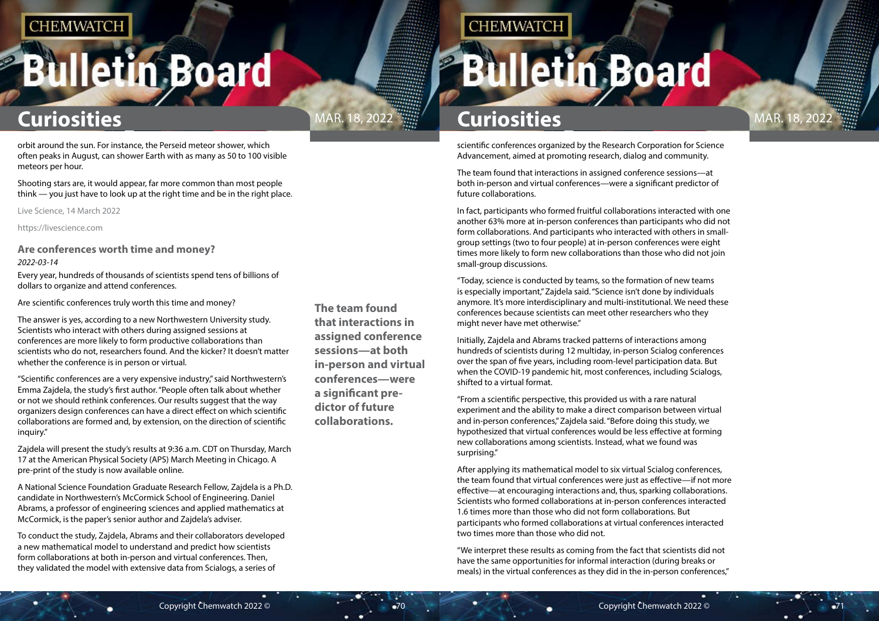orbit around the sun. For instance, the Perseid meteor shower, which often peaks in August, can shower Earth with as many as 50 to 100 visible meteors per hour.

Shooting stars are, it would appear, far more common than most people think — you just have to look up at the right time and be in the right place.

Live Science, 14 March 2022

https://livescience.com

### Are conferences worth time and money?

*2022-03-14*

Every year, hundreds of thousands of scientists spend tens of billions of dollars to organize and attend conferences.

Are scientific conferences truly worth this time and money?

The answer is yes, according to a new Northwestern University study. Scientists who interact with others during assigned sessions at conferences are more likely to form productive collaborations than scientists who do not, researchers found. And the kicker? It doesn't matter whether the conference is in person or virtual.

"Scientific conferences are a very expensive industry," said Northwestern's Emma Zajdela, the study's first author. "People often talk about whether or not we should rethink conferences. Our results suggest that the way organizers design conferences can have a direct effect on which scientific collaborations are formed and, by extension, on the direction of scientific inquiry."

Zajdela will present the study's results at 9:36 a.m. CDT on Thursday, March 17 at the American Physical Society (APS) March Meeting in Chicago. A pre-print of the study is now available online.

A National Science Foundation Graduate Research Fellow, Zajdela is a Ph.D. candidate in Northwestern's McCormick School of Engineering. Daniel Abrams, a professor of engineering sciences and applied mathematics at McCormick, is the paper's senior author and Zajdela's adviser.

To conduct the study, Zajdela, Abrams and their collaborators developed a new mathematical model to understand and predict how scientists form collaborations at both in-person and virtual conferences. Then, they validated the model with extensive data from Scialogs, a series of scientific conferences organized by the Research Corporation for Science Advancement, aimed at promoting research, dialog and community.

**The team found that interactions in assigned conference sessions—at both in-person and virtual conferences—were a significant predictor of future collaborations.**

The team found that interactions in assigned conference sessions—at both in-person and virtual conferences—were a significant predictor of future collaborations.

In fact, participants who formed fruitful collaborations interacted with one another 63% more at in-person conferences than participants who did not form collaborations. And participants who interacted with others in small-group settings (two to four people) at in-person conferences were eight times more likely to form new collaborations than those who did not join small-group discussions.

"Today, science is conducted by teams, so the formation of new teams is especially important," Zajdela said. "Science isn't done by individuals anymore. It's more interdisciplinary and multi-institutional. We need these conferences because scientists can meet other researchers who they might never have met otherwise."

Initially, Zajdela and Abrams tracked patterns of interactions among hundreds of scientists during 12 multiday, in-person Scialog conferences over the span of five years, including room-level participation data. But when the COVID-19 pandemic hit, most conferences, including Scialogs, shifted to a virtual format.

"From a scientific perspective, this provided us with a rare natural experiment and the ability to make a direct comparison between virtual and in-person conferences," Zajdela said. "Before doing this study, we hypothesized that virtual conferences would be less effective at forming new collaborations among scientists. Instead, what we found was surprising."

After applying its mathematical model to six virtual Scialog conferences, the team found that virtual conferences were just as effective—if not more effective—at encouraging interactions and, thus, sparking collaborations. Scientists who formed collaborations at in-person conferences interacted 1.6 times more than those who did not form collaborations. But participants who formed collaborations at virtual conferences interacted two times more than those who did not.

"We interpret these results as coming from the fact that scientists did not have the same opportunities for informal interaction (during breaks or meals) in the virtual conferences as they did in the in-person conferences,"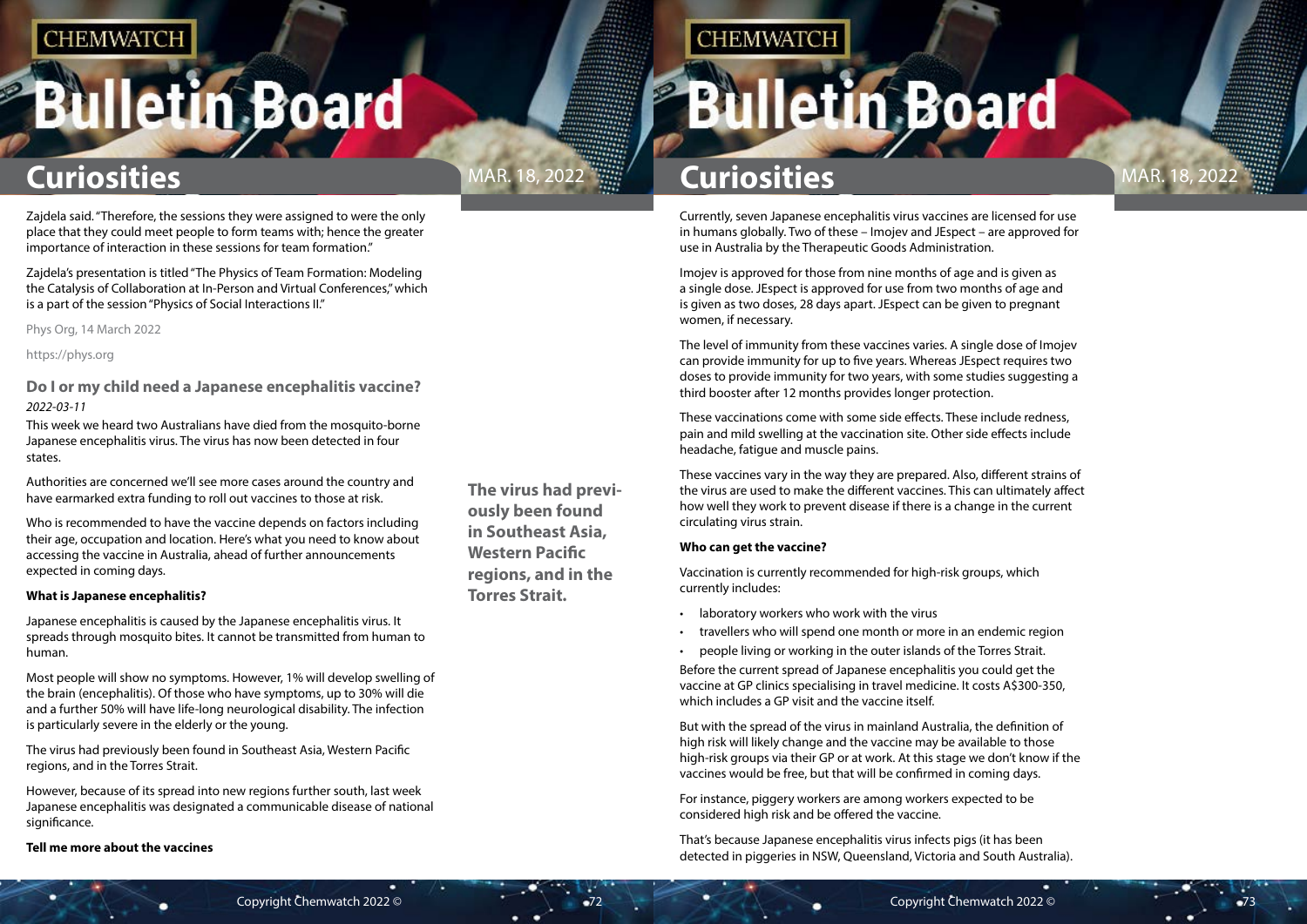Zajdela said. "Therefore, the sessions they were assigned to were the only place that they could meet people to form teams with; hence the greater importance of interaction in these sessions for team formation."

Zajdela's presentation is titled "The Physics of Team Formation: Modeling the Catalysis of Collaboration at In-Person and Virtual Conferences," which is a part of the session "Physics of Social Interactions II."

Phys Org, 14 March 2022

https://phys.org

## Do I or my child need a Japanese encephalitis vaccine?

*2022-03-11*

This week we heard two Australians have died from the mosquito-borne Japanese encephalitis virus. The virus has now been detected in four states.

Authorities are concerned we'll see more cases around the country and have earmarked extra funding to roll out vaccines to those at risk.

Who is recommended to have the vaccine depends on factors including their age, occupation and location. Here's what you need to know about accessing the vaccine in Australia, ahead of further announcements expected in coming days.

**What is Japanese encephalitis?**

Japanese encephalitis is caused by the Japanese encephalitis virus. It spreads through mosquito bites. It cannot be transmitted from human to human.

Most people will show no symptoms. However, 1% will develop swelling of the brain (encephalitis). Of those who have symptoms, up to 30% will die and a further 50% will have life-long neurological disability. The infection is particularly severe in the elderly or the young.

The virus had previously been found in Southeast Asia, Western Pacific regions, and in the Torres Strait.

However, because of its spread into new regions further south, last week Japanese encephalitis was designated a communicable disease of national significance.

**Tell me more about the vaccines**

**The virus had previously been found in Southeast Asia, Western Pacific regions, and in the Torres Strait.**

Currently, seven Japanese encephalitis virus vaccines are licensed for use in humans globally. Two of these – Imojev and JEspect – are approved for use in Australia by the Therapeutic Goods Administration.

Imojev is approved for those from nine months of age and is given as a single dose. JEspect is approved for use from two months of age and is given as two doses, 28 days apart. JEspect can be given to pregnant women, if necessary.

The level of immunity from these vaccines varies. A single dose of Imojev can provide immunity for up to five years. Whereas JEspect requires two doses to provide immunity for two years, with some studies suggesting a third booster after 12 months provides longer protection.

These vaccinations come with some side effects. These include redness, pain and mild swelling at the vaccination site. Other side effects include headache, fatigue and muscle pains.

These vaccines vary in the way they are prepared. Also, different strains of the virus are used to make the different vaccines. This can ultimately affect how well they work to prevent disease if there is a change in the current circulating virus strain.

**Who can get the vaccine?**

Vaccination is currently recommended for high-risk groups, which currently includes:

- laboratory workers who work with the virus
- travellers who will spend one month or more in an endemic region
- people living or working in the outer islands of the Torres Strait.

Before the current spread of Japanese encephalitis you could get the vaccine at GP clinics specialising in travel medicine. It costs A$300-350, which includes a GP visit and the vaccine itself.

But with the spread of the virus in mainland Australia, the definition of high risk will likely change and the vaccine may be available to those high-risk groups via their GP or at work. At this stage we don't know if the vaccines would be free, but that will be confirmed in coming days.

For instance, piggery workers are among workers expected to be considered high risk and be offered the vaccine.

That's because Japanese encephalitis virus infects pigs (it has been detected in piggeries in NSW, Queensland, Victoria and South Australia).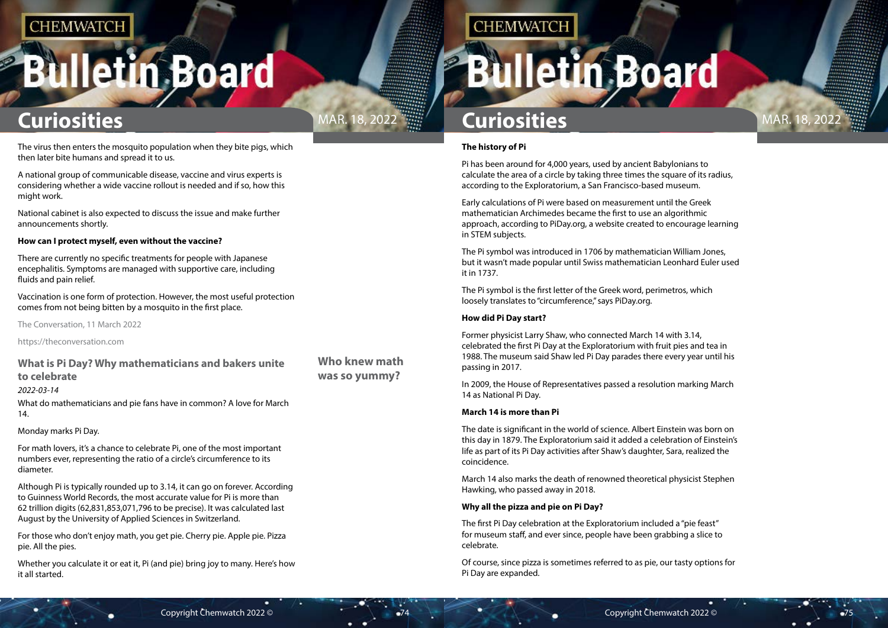The virus then enters the mosquito population when they bite pigs, which then later bite humans and spread it to us.

A national group of communicable disease, vaccine and virus experts is considering whether a wide vaccine rollout is needed and if so, how this might work.

National cabinet is also expected to discuss the issue and make further announcements shortly.

**How can I protect myself, even without the vaccine?**

There are currently no specific treatments for people with Japanese encephalitis. Symptoms are managed with supportive care, including fluids and pain relief.

Vaccination is one form of protection. However, the most useful protection comes from not being bitten by a mosquito in the first place.

The Conversation, 11 March 2022

https://theconversation.com

## What is Pi Day? Why mathematicians and bakers unite to celebrate

*2022-03-14*

**Who knew math was so yummy?**

What do mathematicians and pie fans have in common? A love for March 14.

Monday marks Pi Day.

For math lovers, it's a chance to celebrate Pi, one of the most important numbers ever, representing the ratio of a circle's circumference to its diameter.

Although Pi is typically rounded up to 3.14, it can go on forever. According to Guinness World Records, the most accurate value for Pi is more than 62 trillion digits (62,831,853,071,796 to be precise). It was calculated last August by the University of Applied Sciences in Switzerland.

For those who don't enjoy math, you get pie. Cherry pie. Apple pie. Pizza pie. All the pies.

Whether you calculate it or eat it, Pi (and pie) bring joy to many. Here's how it all started.

**The history of Pi**

Pi has been around for 4,000 years, used by ancient Babylonians to calculate the area of a circle by taking three times the square of its radius, according to the Exploratorium, a San Francisco-based museum.

Early calculations of Pi were based on measurement until the Greek mathematician Archimedes became the first to use an algorithmic approach, according to PiDay.org, a website created to encourage learning in STEM subjects.

The Pi symbol was introduced in 1706 by mathematician William Jones, but it wasn't made popular until Swiss mathematician Leonhard Euler used it in 1737.

The Pi symbol is the first letter of the Greek word, perimetros, which loosely translates to "circumference," says PiDay.org.

**How did Pi Day start?**

Former physicist Larry Shaw, who connected March 14 with 3.14, celebrated the first Pi Day at the Exploratorium with fruit pies and tea in 1988. The museum said Shaw led Pi Day parades there every year until his passing in 2017.

In 2009, the House of Representatives passed a resolution marking March 14 as National Pi Day.

**March 14 is more than Pi**

The date is significant in the world of science. Albert Einstein was born on this day in 1879. The Exploratorium said it added a celebration of Einstein's life as part of its Pi Day activities after Shaw's daughter, Sara, realized the coincidence.

March 14 also marks the death of renowned theoretical physicist Stephen Hawking, who passed away in 2018.

**Why all the pizza and pie on Pi Day?**

The first Pi Day celebration at the Exploratorium included a "pie feast" for museum staff, and ever since, people have been grabbing a slice to celebrate.

Of course, since pizza is sometimes referred to as pie, our tasty options for Pi Day are expanded.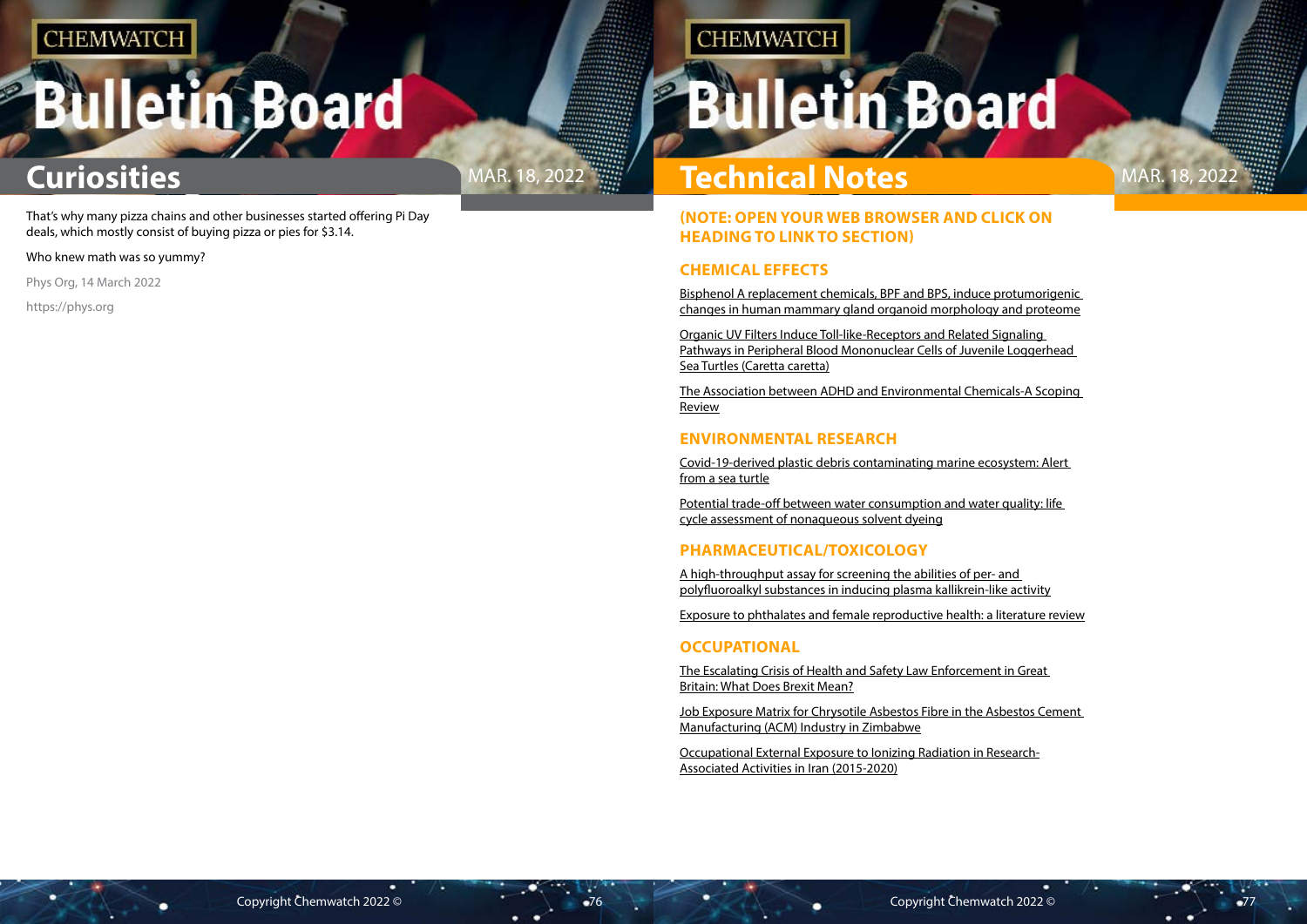## Curiosities

That's why many pizza chains and other businesses started offering Pi Day deals, which mostly consist of buying pizza or pies for $3.14.

Who knew math was so yummy?

Phys Org, 14 March 2022

https://phys.org

## Technical Notes

### (NOTE: OPEN YOUR WEB BROWSER AND CLICK ON HEADING TO LINK TO SECTION)

### CHEMICAL EFFECTS

Bisphenol A replacement chemicals, BPF and BPS, induce protumorigenic changes in human mammary gland organoid morphology and proteome

Organic UV Filters Induce Toll-like-Receptors and Related Signaling Pathways in Peripheral Blood Mononuclear Cells of Juvenile Loggerhead Sea Turtles (Caretta caretta)

The Association between ADHD and Environmental Chemicals-A Scoping Review

### ENVIRONMENTAL RESEARCH

Covid-19-derived plastic debris contaminating marine ecosystem: Alert from a sea turtle

Potential trade-off between water consumption and water quality: life cycle assessment of nonaqueous solvent dyeing

### PHARMACEUTICAL/TOXICOLOGY

A high-throughput assay for screening the abilities of per- and polyfluoroalkyl substances in inducing plasma kallikrein-like activity

Exposure to phthalates and female reproductive health: a literature review

### OCCUPATIONAL

The Escalating Crisis of Health and Safety Law Enforcement in Great Britain: What Does Brexit Mean?

Job Exposure Matrix for Chrysotile Asbestos Fibre in the Asbestos Cement Manufacturing (ACM) Industry in Zimbabwe

Occupational External Exposure to Ionizing Radiation in Research-Associated Activities in Iran (2015-2020)